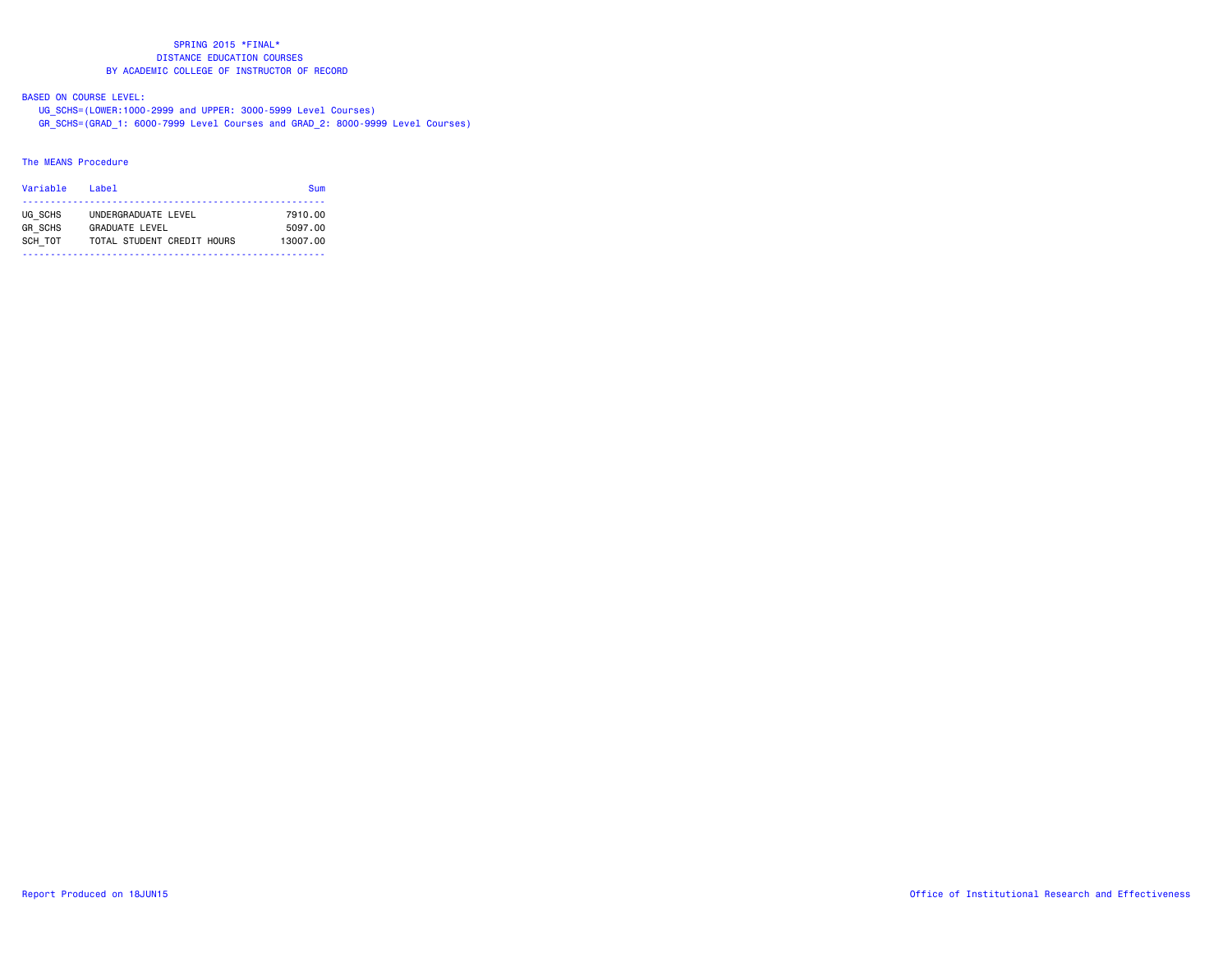# SPRING 2015 *FINAL*
## DISTANCE EDUCATION COURSES
## BY ACADEMIC COLLEGE OF INSTRUCTOR OF RECORD

BASED ON COURSE LEVEL:

UG_SCHS=(LOWER:1000-2999 and UPPER: 3000-5999 Level Courses)

GR_SCHS=(GRAD_1: 6000-7999 Level Courses and GRAD_2: 8000-9999 Level Courses)

The MEANS Procedure

| Variable | Label | Sum |
|---|---|---|
| UG_SCHS | UNDERGRADUATE LEVEL | 7910.00 |
| GR_SCHS | GRADUATE LEVEL | 5097.00 |
| SCH_TOT | TOTAL STUDENT CREDIT HOURS | 13007.00 |

Report Produced on 18JUN15

Office of Institutional Research and Effectiveness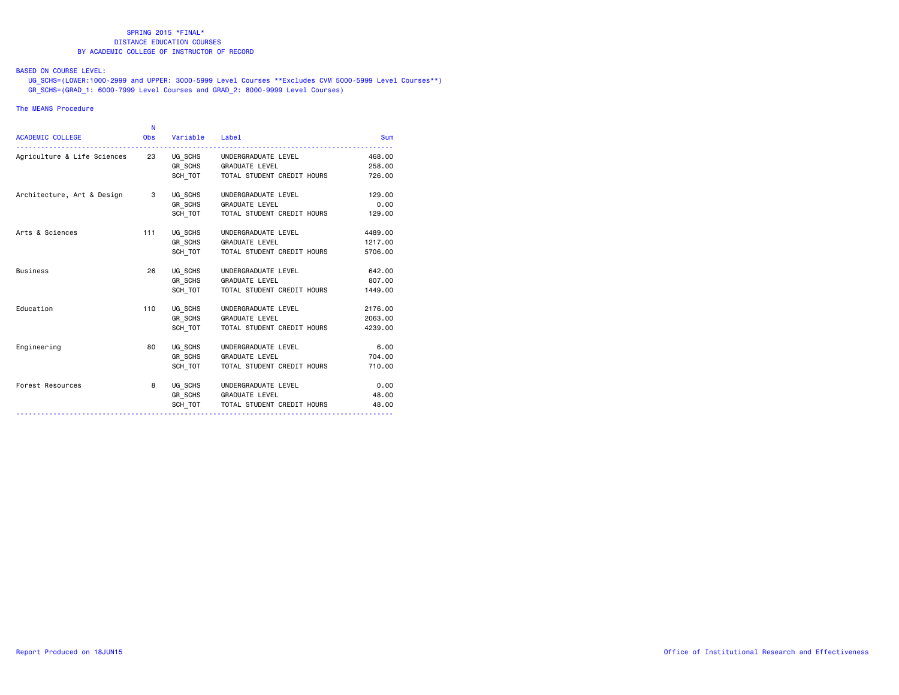SPRING 2015 *FINAL*
DISTANCE EDUCATION COURSES
BY ACADEMIC COLLEGE OF INSTRUCTOR OF RECORD

BASED ON COURSE LEVEL:
UG_SCHS=(LOWER:1000-2999 and UPPER: 3000-5999 Level Courses **Excludes CVM 5000-5999 Level Courses**)
GR_SCHS=(GRAD_1: 6000-7999 Level Courses and GRAD_2: 8000-9999 Level Courses)

The MEANS Procedure

| ACADEMIC COLLEGE | N Obs | Variable | Label | Sum |
|---|---|---|---|---|
| Agriculture & Life Sciences | 23 | UG_SCHS | UNDERGRADUATE LEVEL | 468.00 |
| | | GR_SCHS | GRADUATE LEVEL | 258.00 |
| | | SCH_TOT | TOTAL STUDENT CREDIT HOURS | 726.00 |
| Architecture, Art & Design | 3 | UG_SCHS | UNDERGRADUATE LEVEL | 129.00 |
| | | GR_SCHS | GRADUATE LEVEL | 0.00 |
| | | SCH_TOT | TOTAL STUDENT CREDIT HOURS | 129.00 |
| Arts & Sciences | 111 | UG_SCHS | UNDERGRADUATE LEVEL | 4489.00 |
| | | GR_SCHS | GRADUATE LEVEL | 1217.00 |
| | | SCH_TOT | TOTAL STUDENT CREDIT HOURS | 5706.00 |
| Business | 26 | UG_SCHS | UNDERGRADUATE LEVEL | 642.00 |
| | | GR_SCHS | GRADUATE LEVEL | 807.00 |
| | | SCH_TOT | TOTAL STUDENT CREDIT HOURS | 1449.00 |
| Education | 110 | UG_SCHS | UNDERGRADUATE LEVEL | 2176.00 |
| | | GR_SCHS | GRADUATE LEVEL | 2063.00 |
| | | SCH_TOT | TOTAL STUDENT CREDIT HOURS | 4239.00 |
| Engineering | 80 | UG_SCHS | UNDERGRADUATE LEVEL | 6.00 |
| | | GR_SCHS | GRADUATE LEVEL | 704.00 |
| | | SCH_TOT | TOTAL STUDENT CREDIT HOURS | 710.00 |
| Forest Resources | 8 | UG_SCHS | UNDERGRADUATE LEVEL | 0.00 |
| | | GR_SCHS | GRADUATE LEVEL | 48.00 |
| | | SCH_TOT | TOTAL STUDENT CREDIT HOURS | 48.00 |

Report Produced on 18JUN15 Office of Institutional Research and Effectiveness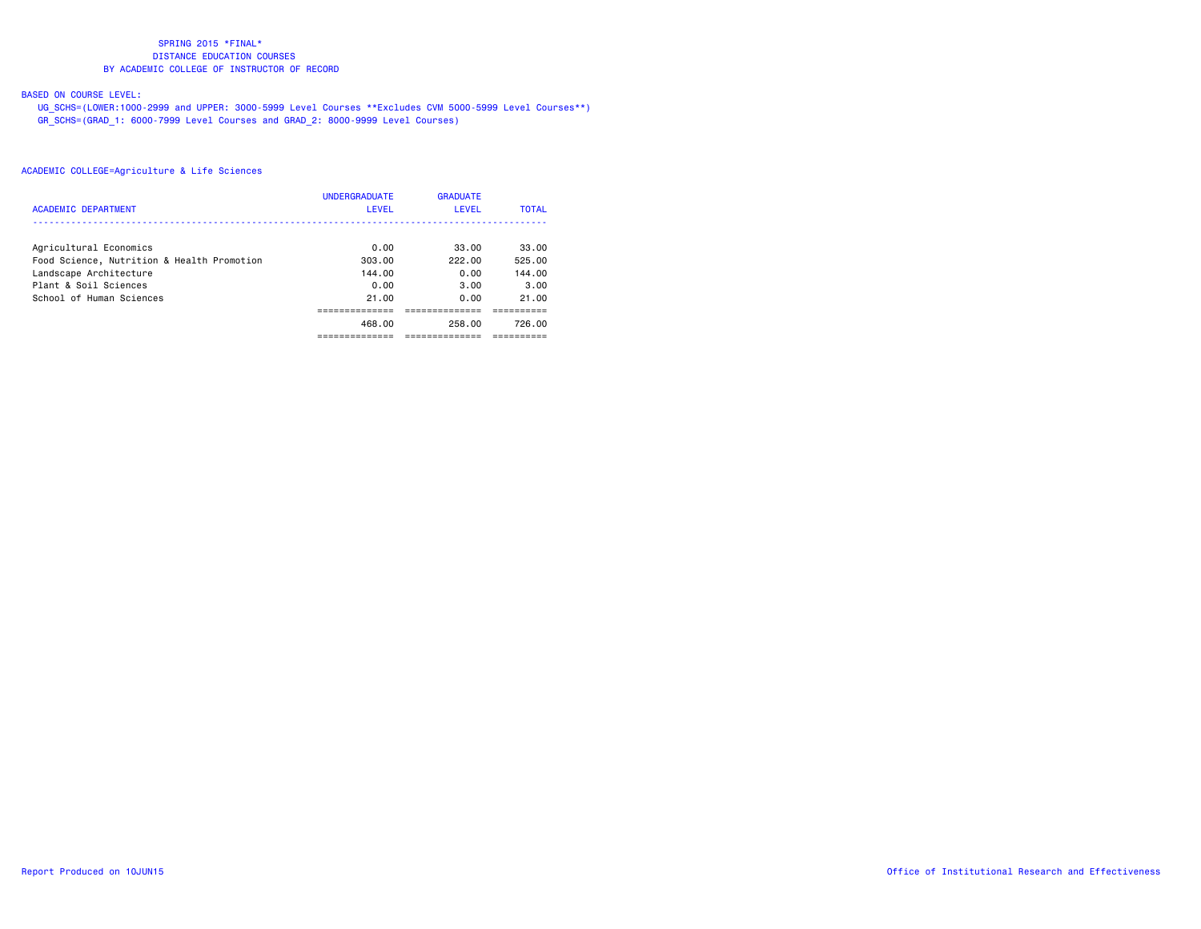SPRING 2015 *FINAL*
DISTANCE EDUCATION COURSES
BY ACADEMIC COLLEGE OF INSTRUCTOR OF RECORD

BASED ON COURSE LEVEL:
UG_SCHS=(LOWER:1000-2999 and UPPER: 3000-5999 Level Courses **Excludes CVM 5000-5999 Level Courses**)
GR_SCHS=(GRAD_1: 6000-7999 Level Courses and GRAD_2: 8000-9999 Level Courses)

ACADEMIC COLLEGE=Agriculture & Life Sciences

| ACADEMIC DEPARTMENT | UNDERGRADUATE LEVEL | GRADUATE LEVEL | TOTAL |
|---|---|---|---|
| Agricultural Economics | 0.00 | 33.00 | 33.00 |
| Food Science, Nutrition & Health Promotion | 303.00 | 222.00 | 525.00 |
| Landscape Architecture | 144.00 | 0.00 | 144.00 |
| Plant & Soil Sciences | 0.00 | 3.00 | 3.00 |
| School of Human Sciences | 21.00 | 0.00 | 21.00 |
| | 468.00 | 258.00 | 726.00 |

Report Produced on 10JUN15

Office of Institutional Research and Effectiveness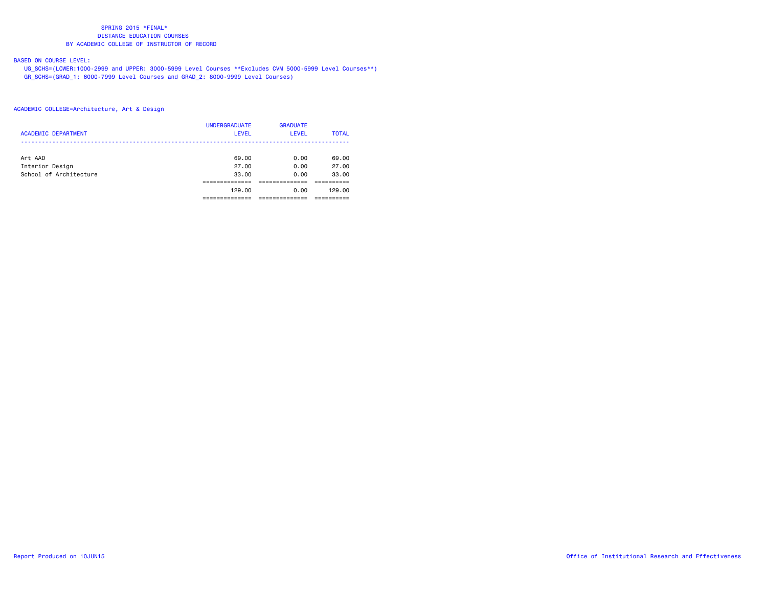SPRING 2015 *FINAL*
DISTANCE EDUCATION COURSES
BY ACADEMIC COLLEGE OF INSTRUCTOR OF RECORD

BASED ON COURSE LEVEL:
UG_SCHS=(LOWER:1000-2999 and UPPER: 3000-5999 Level Courses **Excludes CVM 5000-5999 Level Courses**)
GR_SCHS=(GRAD_1: 6000-7999 Level Courses and GRAD_2: 8000-9999 Level Courses)

ACADEMIC COLLEGE=Architecture, Art & Design

| ACADEMIC DEPARTMENT | UNDERGRADUATE LEVEL | GRADUATE LEVEL | TOTAL |
|---|---|---|---|
| Art AAD | 69.00 | 0.00 | 69.00 |
| Interior Design | 27.00 | 0.00 | 27.00 |
| School of Architecture | 33.00 | 0.00 | 33.00 |
| | 129.00 | 0.00 | 129.00 |

Report Produced on 10JUN15

Office of Institutional Research and Effectiveness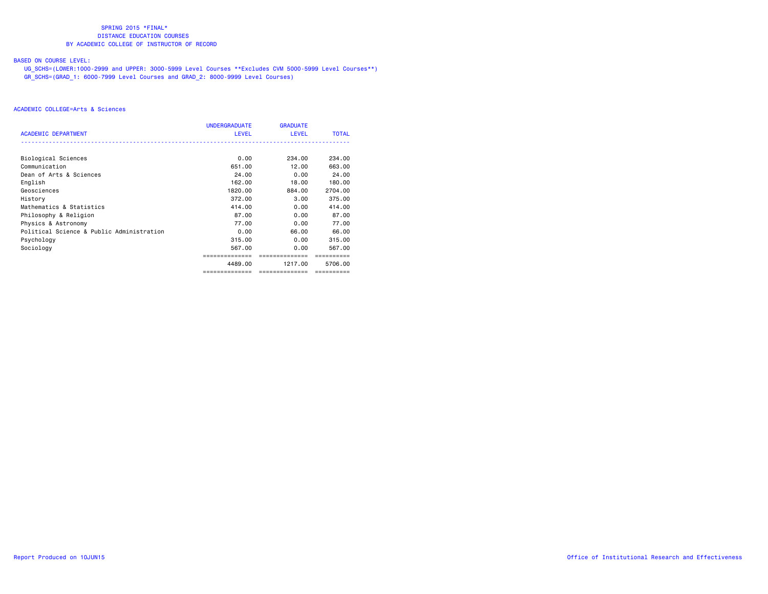SPRING 2015 *FINAL*
DISTANCE EDUCATION COURSES
BY ACADEMIC COLLEGE OF INSTRUCTOR OF RECORD

BASED ON COURSE LEVEL:
UG_SCHS=(LOWER:1000-2999 and UPPER: 3000-5999 Level Courses **Excludes CVM 5000-5999 Level Courses**)
GR_SCHS=(GRAD_1: 6000-7999 Level Courses and GRAD_2: 8000-9999 Level Courses)

ACADEMIC COLLEGE=Arts & Sciences

| ACADEMIC DEPARTMENT | UNDERGRADUATE LEVEL | GRADUATE LEVEL | TOTAL |
|---|---|---|---|
| Biological Sciences | 0.00 | 234.00 | 234.00 |
| Communication | 651.00 | 12.00 | 663.00 |
| Dean of Arts & Sciences | 24.00 | 0.00 | 24.00 |
| English | 162.00 | 18.00 | 180.00 |
| Geosciences | 1820.00 | 884.00 | 2704.00 |
| History | 372.00 | 3.00 | 375.00 |
| Mathematics & Statistics | 414.00 | 0.00 | 414.00 |
| Philosophy & Religion | 87.00 | 0.00 | 87.00 |
| Physics & Astronomy | 77.00 | 0.00 | 77.00 |
| Political Science & Public Administration | 0.00 | 66.00 | 66.00 |
| Psychology | 315.00 | 0.00 | 315.00 |
| Sociology | 567.00 | 0.00 | 567.00 |
| | 4489.00 | 1217.00 | 5706.00 |

Report Produced on 10JUN15

Office of Institutional Research and Effectiveness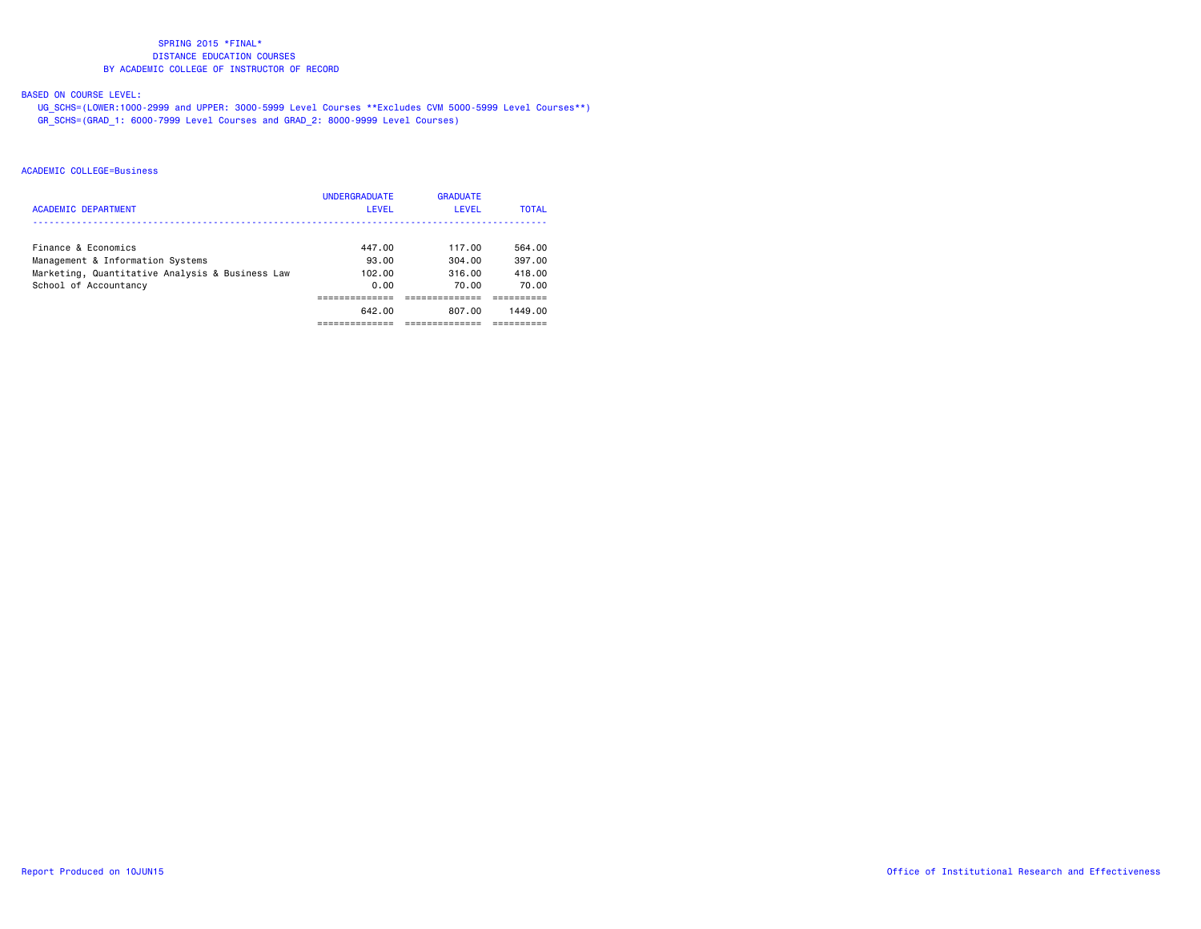SPRING 2015 *FINAL*
DISTANCE EDUCATION COURSES
BY ACADEMIC COLLEGE OF INSTRUCTOR OF RECORD

BASED ON COURSE LEVEL:
UG_SCHS=(LOWER:1000-2999 and UPPER: 3000-5999 Level Courses **Excludes CVM 5000-5999 Level Courses**)
GR_SCHS=(GRAD_1: 6000-7999 Level Courses and GRAD_2: 8000-9999 Level Courses)

ACADEMIC COLLEGE=Business

| ACADEMIC DEPARTMENT | UNDERGRADUATE LEVEL | GRADUATE LEVEL | TOTAL |
|---|---|---|---|
| Finance & Economics | 447.00 | 117.00 | 564.00 |
| Management & Information Systems | 93.00 | 304.00 | 397.00 |
| Marketing, Quantitative Analysis & Business Law | 102.00 | 316.00 | 418.00 |
| School of Accountancy | 0.00 | 70.00 | 70.00 |
| | 642.00 | 807.00 | 1449.00 |

Report Produced on 10JUN15

Office of Institutional Research and Effectiveness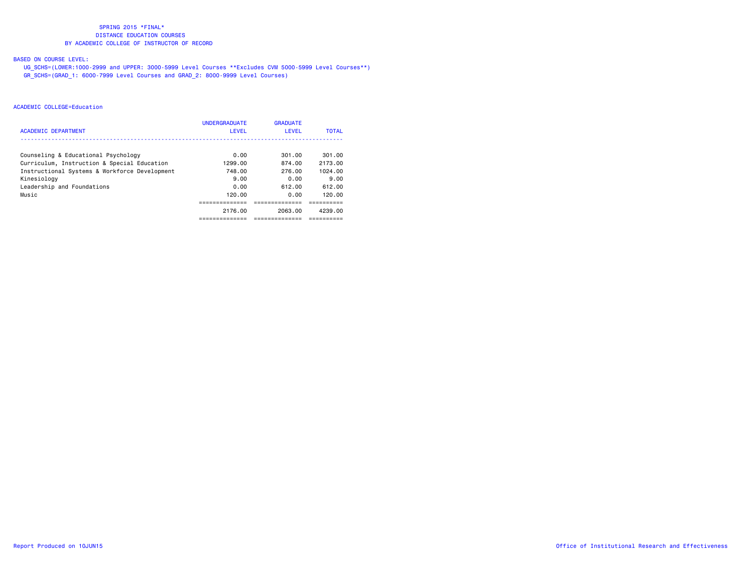SPRING 2015 *FINAL*
DISTANCE EDUCATION COURSES
BY ACADEMIC COLLEGE OF INSTRUCTOR OF RECORD

BASED ON COURSE LEVEL:
UG_SCHS=(LOWER:1000-2999 and UPPER: 3000-5999 Level Courses **Excludes CVM 5000-5999 Level Courses**)
GR_SCHS=(GRAD_1: 6000-7999 Level Courses and GRAD_2: 8000-9999 Level Courses)

ACADEMIC COLLEGE=Education

| ACADEMIC DEPARTMENT | UNDERGRADUATE LEVEL | GRADUATE LEVEL | TOTAL |
|---|---|---|---|
| Counseling & Educational Psychology | 0.00 | 301.00 | 301.00 |
| Curriculum, Instruction & Special Education | 1299.00 | 874.00 | 2173.00 |
| Instructional Systems & Workforce Development | 748.00 | 276.00 | 1024.00 |
| Kinesiology | 9.00 | 0.00 | 9.00 |
| Leadership and Foundations | 0.00 | 612.00 | 612.00 |
| Music | 120.00 | 0.00 | 120.00 |
| | 2176.00 | 2063.00 | 4239.00 |

Report Produced on 10JUN15

Office of Institutional Research and Effectiveness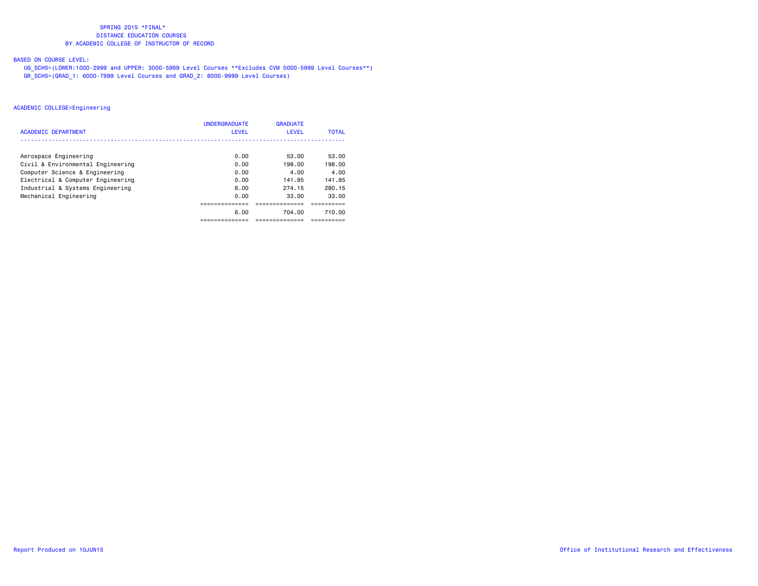SPRING 2015 *FINAL*
DISTANCE EDUCATION COURSES
BY ACADEMIC COLLEGE OF INSTRUCTOR OF RECORD

BASED ON COURSE LEVEL:
UG_SCHS=(LOWER:1000-2999 and UPPER: 3000-5999 Level Courses **Excludes CVM 5000-5999 Level Courses**)
GR_SCHS=(GRAD_1: 6000-7999 Level Courses and GRAD_2: 8000-9999 Level Courses)

ACADEMIC COLLEGE=Engineering

| ACADEMIC DEPARTMENT | UNDERGRADUATE LEVEL | GRADUATE LEVEL | TOTAL |
|---|---|---|---|
| Aerospace Engineering | 0.00 | 53.00 | 53.00 |
| Civil & Environmental Engineering | 0.00 | 198.00 | 198.00 |
| Computer Science & Engineering | 0.00 | 4.00 | 4.00 |
| Electrical & Computer Engineering | 0.00 | 141.85 | 141.85 |
| Industrial & Systems Engineering | 6.00 | 274.15 | 280.15 |
| Mechanical Engineering | 0.00 | 33.00 | 33.00 |
| | 6.00 | 704.00 | 710.00 |

Report Produced on 10JUN15

Office of Institutional Research and Effectiveness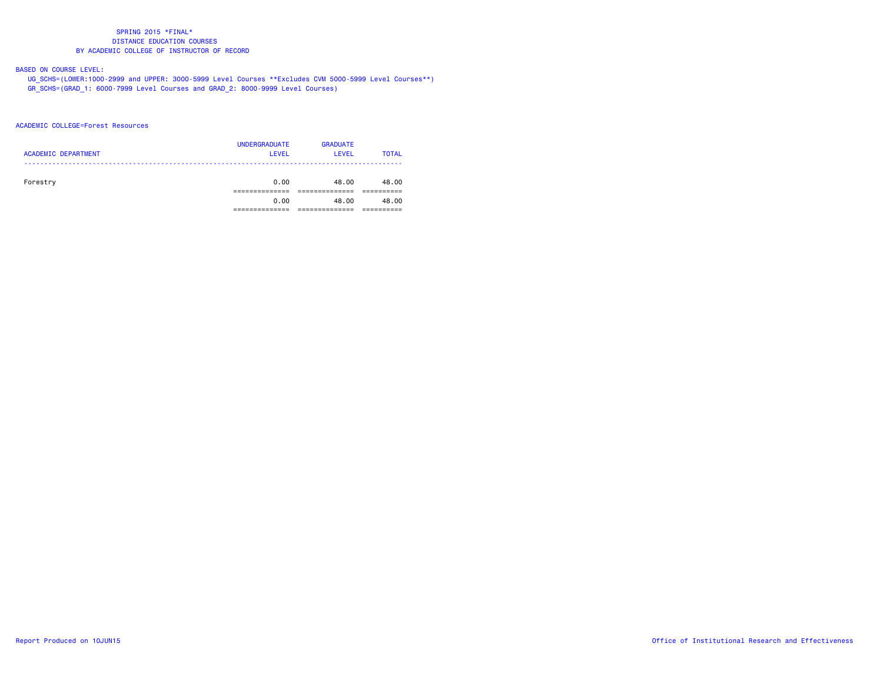SPRING 2015 *FINAL*
DISTANCE EDUCATION COURSES
BY ACADEMIC COLLEGE OF INSTRUCTOR OF RECORD

BASED ON COURSE LEVEL:
UG_SCHS=(LOWER:1000-2999 and UPPER: 3000-5999 Level Courses **Excludes CVM 5000-5999 Level Courses**)
GR_SCHS=(GRAD_1: 6000-7999 Level Courses and GRAD_2: 8000-9999 Level Courses)

ACADEMIC COLLEGE=Forest Resources

| ACADEMIC DEPARTMENT | UNDERGRADUATE LEVEL | GRADUATE LEVEL | TOTAL |
|---|---|---|---|
| Forestry | 0.00 | 48.00 | 48.00 |
| | 0.00 | 48.00 | 48.00 |

Report Produced on 10JUN15

Office of Institutional Research and Effectiveness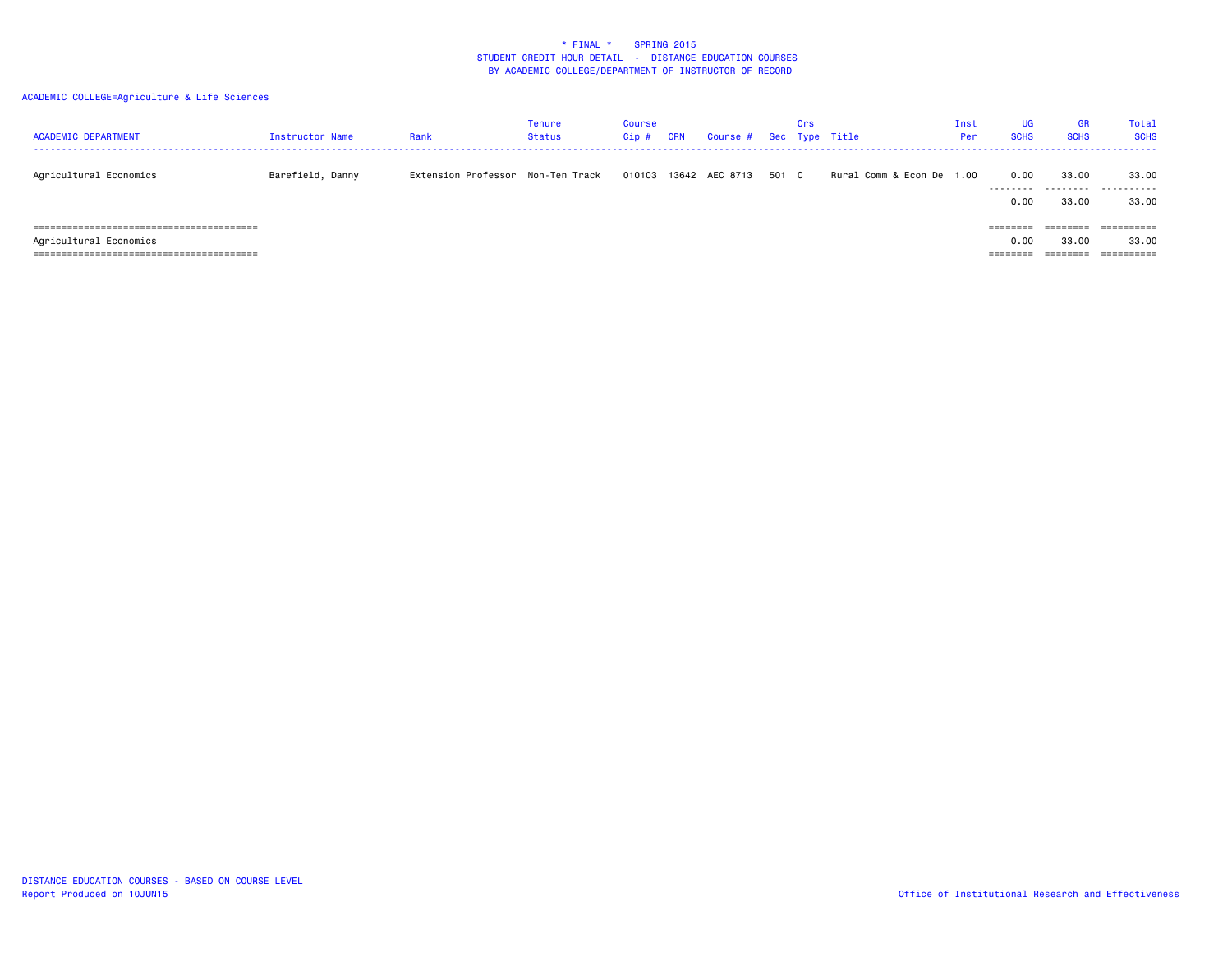\* FINAL \*    SPRING 2015
STUDENT CREDIT HOUR DETAIL - DISTANCE EDUCATION COURSES
BY ACADEMIC COLLEGE/DEPARTMENT OF INSTRUCTOR OF RECORD

ACADEMIC COLLEGE=Agriculture & Life Sciences

| ACADEMIC DEPARTMENT | Instructor Name | Rank | Tenure Status | Course Cip # | CRN | Course # | Sec | Crs Type | Title | Inst Per | UG SCHS | GR SCHS | Total SCHS |
|---|---|---|---|---|---|---|---|---|---|---|---|---|---|
| Agricultural Economics | Barefield, Danny | Extension Professor | Non-Ten Track | 010103 | 13642 | AEC 8713 | 501 | C | Rural Comm & Econ De | 1.00 | 0.00 | 33.00 | 33.00 |
| | | | | | | | | | | | 0.00 | 33.00 | 33.00 |
| Agricultural Economics | | | | | | | | | | | 0.00 | 33.00 | 33.00 |

DISTANCE EDUCATION COURSES - BASED ON COURSE LEVEL
Report Produced on 10JUN15

Office of Institutional Research and Effectiveness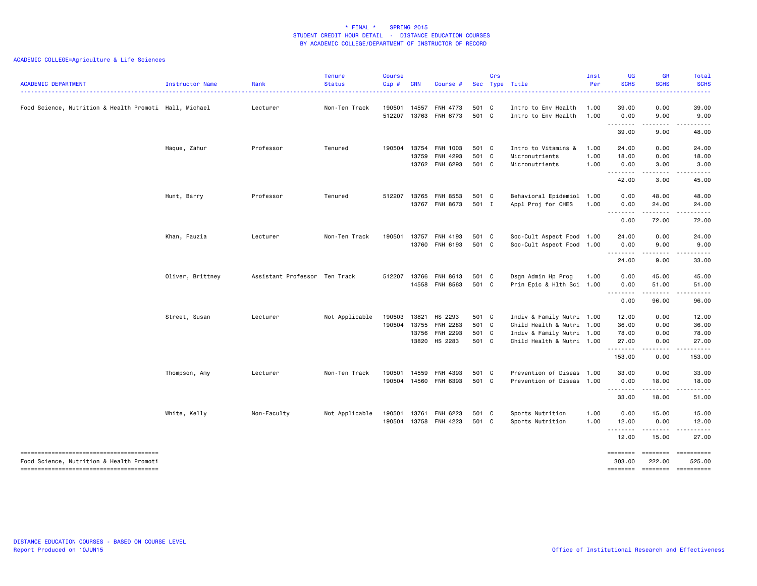# \* FINAL \* SPRING 2015
## STUDENT CREDIT HOUR DETAIL - DISTANCE EDUCATION COURSES
### BY ACADEMIC COLLEGE/DEPARTMENT OF INSTRUCTOR OF RECORD

ACADEMIC COLLEGE=Agriculture & Life Sciences

| ACADEMIC DEPARTMENT | Instructor Name | Rank | Tenure Status | Course Cip # | CRN | Course # | Sec | Crs Type | Title | Inst Per | UG SCHS | GR SCHS | Total SCHS |
|---|---|---|---|---|---|---|---|---|---|---|---|---|---|
| Food Science, Nutrition & Health Promoti | Hall, Michael | Lecturer | Non-Ten Track | 190501 | 14557 | FNH 4773 | 501 | C | Intro to Env Health | 1.00 | 39.00 | 0.00 | 39.00 |
| | | | | 512207 | 13763 | FNH 6773 | 501 | C | Intro to Env Health | 1.00 | 0.00 | 9.00 | 9.00 |
| | | | | | | | | | | | 39.00 | 9.00 | 48.00 |
| | Haque, Zahur | Professor | Tenured | 190504 | 13754 | FNH 1003 | 501 | C | Intro to Vitamins & | 1.00 | 24.00 | 0.00 | 24.00 |
| | | | | | 13759 | FNH 4293 | 501 | C | Micronutrients | 1.00 | 18.00 | 0.00 | 18.00 |
| | | | | | 13762 | FNH 6293 | 501 | C | Micronutrients | 1.00 | 0.00 | 3.00 | 3.00 |
| | | | | | | | | | | | 42.00 | 3.00 | 45.00 |
| | Hunt, Barry | Professor | Tenured | 512207 | 13765 | FNH 8553 | 501 | C | Behavioral Epidemiol | 1.00 | 0.00 | 48.00 | 48.00 |
| | | | | | 13767 | FNH 8673 | 501 | I | Appl Proj for CHES | 1.00 | 0.00 | 24.00 | 24.00 |
| | | | | | | | | | | | 0.00 | 72.00 | 72.00 |
| | Khan, Fauzia | Lecturer | Non-Ten Track | 190501 | 13757 | FNH 4193 | 501 | C | Soc-Cult Aspect Food | 1.00 | 24.00 | 0.00 | 24.00 |
| | | | | | 13760 | FNH 6193 | 501 | C | Soc-Cult Aspect Food | 1.00 | 0.00 | 9.00 | 9.00 |
| | | | | | | | | | | | 24.00 | 9.00 | 33.00 |
| | Oliver, Brittney | Assistant Professor | Ten Track | 512207 | 13766 | FNH 8613 | 501 | C | Dsgn Admin Hp Prog | 1.00 | 0.00 | 45.00 | 45.00 |
| | | | | | 14558 | FNH 8563 | 501 | C | Prin Epic & Hlth Sci | 1.00 | 0.00 | 51.00 | 51.00 |
| | | | | | | | | | | | 0.00 | 96.00 | 96.00 |
| | Street, Susan | Lecturer | Not Applicable | 190503 | 13821 | HS 2293 | 501 | C | Indiv & Family Nutri | 1.00 | 12.00 | 0.00 | 12.00 |
| | | | | 190504 | 13755 | FNH 2283 | 501 | C | Child Health & Nutri | 1.00 | 36.00 | 0.00 | 36.00 |
| | | | | | 13756 | FNH 2293 | 501 | C | Indiv & Family Nutri | 1.00 | 78.00 | 0.00 | 78.00 |
| | | | | | 13820 | HS 2283 | 501 | C | Child Health & Nutri | 1.00 | 27.00 | 0.00 | 27.00 |
| | | | | | | | | | | | 153.00 | 0.00 | 153.00 |
| | Thompson, Amy | Lecturer | Non-Ten Track | 190501 | 14559 | FNH 4393 | 501 | C | Prevention of Diseas | 1.00 | 33.00 | 0.00 | 33.00 |
| | | | | 190504 | 14560 | FNH 6393 | 501 | C | Prevention of Diseas | 1.00 | 0.00 | 18.00 | 18.00 |
| | | | | | | | | | | | 33.00 | 18.00 | 51.00 |
| | White, Kelly | Non-Faculty | Not Applicable | 190501 | 13761 | FNH 6223 | 501 | C | Sports Nutrition | 1.00 | 0.00 | 15.00 | 15.00 |
| | | | | 190504 | 13758 | FNH 4223 | 501 | C | Sports Nutrition | 1.00 | 12.00 | 0.00 | 12.00 |
| | | | | | | | | | | | 12.00 | 15.00 | 27.00 |
| Food Science, Nutrition & Health Promoti | | | | | | | | | | | 303.00 | 222.00 | 525.00 |

DISTANCE EDUCATION COURSES - BASED ON COURSE LEVEL
Report Produced on 10JUN15

Office of Institutional Research and Effectiveness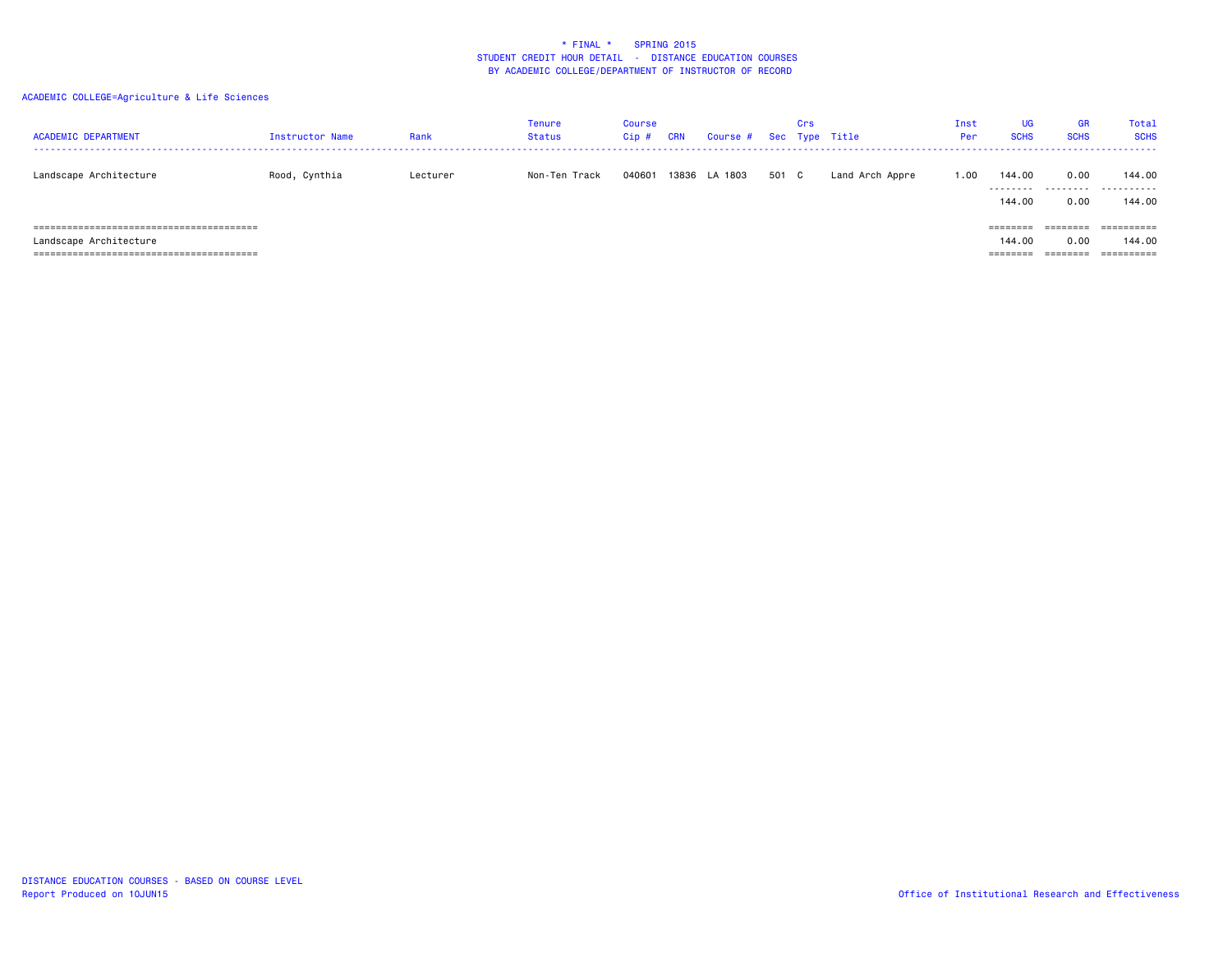\* FINAL \* SPRING 2015
STUDENT CREDIT HOUR DETAIL - DISTANCE EDUCATION COURSES
BY ACADEMIC COLLEGE/DEPARTMENT OF INSTRUCTOR OF RECORD

ACADEMIC COLLEGE=Agriculture & Life Sciences

| ACADEMIC DEPARTMENT | Instructor Name | Rank | Tenure Status | Course Cip # | CRN | Course # | Sec | Crs Type | Title | Inst Per | UG SCHS | GR SCHS | Total SCHS |
|---|---|---|---|---|---|---|---|---|---|---|---|---|---|
| Landscape Architecture | Rood, Cynthia | Lecturer | Non-Ten Track | 040601 | 13836 | LA 1803 | 501 | C | Land Arch Appre | 1.00 | 144.00 | 0.00 | 144.00 |
| | | | | | | | | | | | 144.00 | 0.00 | 144.00 |
| Landscape Architecture | | | | | | | | | | | 144.00 | 0.00 | 144.00 |

DISTANCE EDUCATION COURSES - BASED ON COURSE LEVEL
Report Produced on 10JUN15

Office of Institutional Research and Effectiveness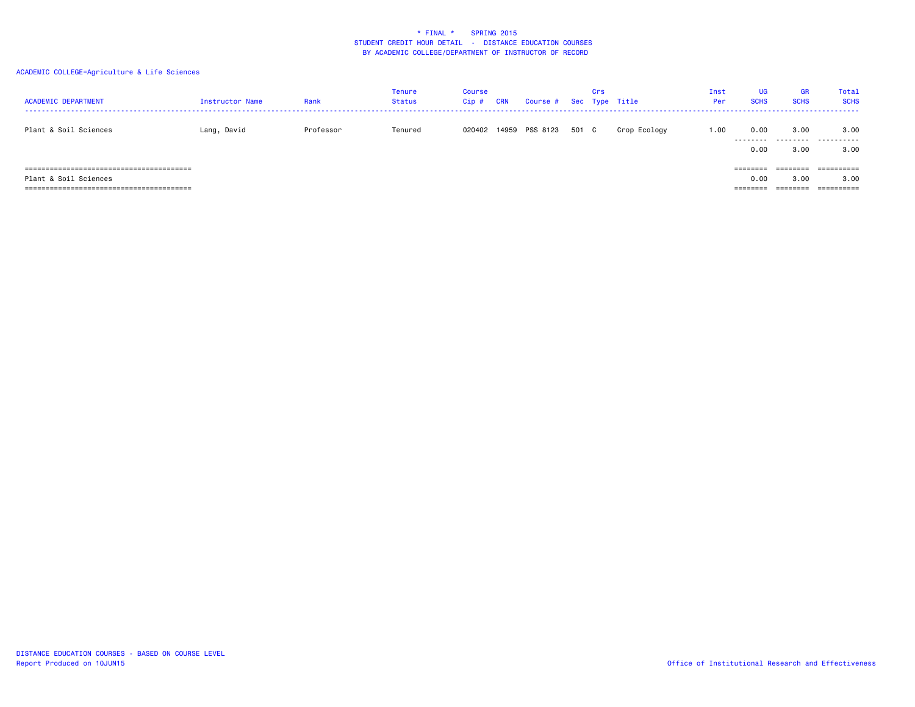\* FINAL \*    SPRING 2015
STUDENT CREDIT HOUR DETAIL  -  DISTANCE EDUCATION COURSES
BY ACADEMIC COLLEGE/DEPARTMENT OF INSTRUCTOR OF RECORD

ACADEMIC COLLEGE=Agriculture & Life Sciences

| ACADEMIC DEPARTMENT | Instructor Name | Rank | Tenure Status | Course Cip # | CRN | Course # | Sec | Crs Type | Title | Inst Per | UG SCHS | GR SCHS | Total SCHS |
|---|---|---|---|---|---|---|---|---|---|---|---|---|---|
| Plant & Soil Sciences | Lang, David | Professor | Tenured | 020402 | 14959 | PSS 8123 | 501 | C | Crop Ecology | 1.00 | 0.00 | 3.00 | 3.00 |
| | | | | | | | | | | | 0.00 | 3.00 | 3.00 |
| Plant & Soil Sciences | | | | | | | | | | | 0.00 | 3.00 | 3.00 |

DISTANCE EDUCATION COURSES - BASED ON COURSE LEVEL
Report Produced on 10JUN15

Office of Institutional Research and Effectiveness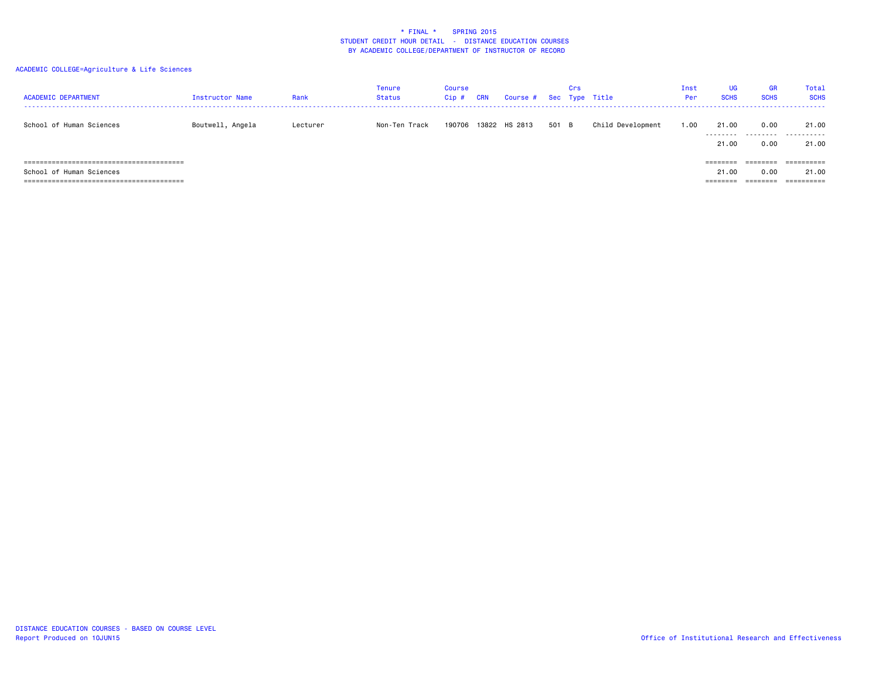\* FINAL \*    SPRING 2015
STUDENT CREDIT HOUR DETAIL - DISTANCE EDUCATION COURSES
BY ACADEMIC COLLEGE/DEPARTMENT OF INSTRUCTOR OF RECORD

ACADEMIC COLLEGE=Agriculture & Life Sciences

| ACADEMIC DEPARTMENT | Instructor Name | Rank | Tenure Status | Course Cip # | CRN | Course # | Sec | Crs Type | Title | Inst Per | UG SCHS | GR SCHS | Total SCHS |
|---|---|---|---|---|---|---|---|---|---|---|---|---|---|
| School of Human Sciences | Boutwell, Angela | Lecturer | Non-Ten Track | 190706 | 13822 | HS 2813 | 501 | B | Child Development | 1.00 | 21.00 | 0.00 | 21.00 |
| | | | | | | | | | | | 21.00 | 0.00 | 21.00 |
| School of Human Sciences | | | | | | | | | | | 21.00 | 0.00 | 21.00 |

DISTANCE EDUCATION COURSES - BASED ON COURSE LEVEL
Report Produced on 10JUN15

Office of Institutional Research and Effectiveness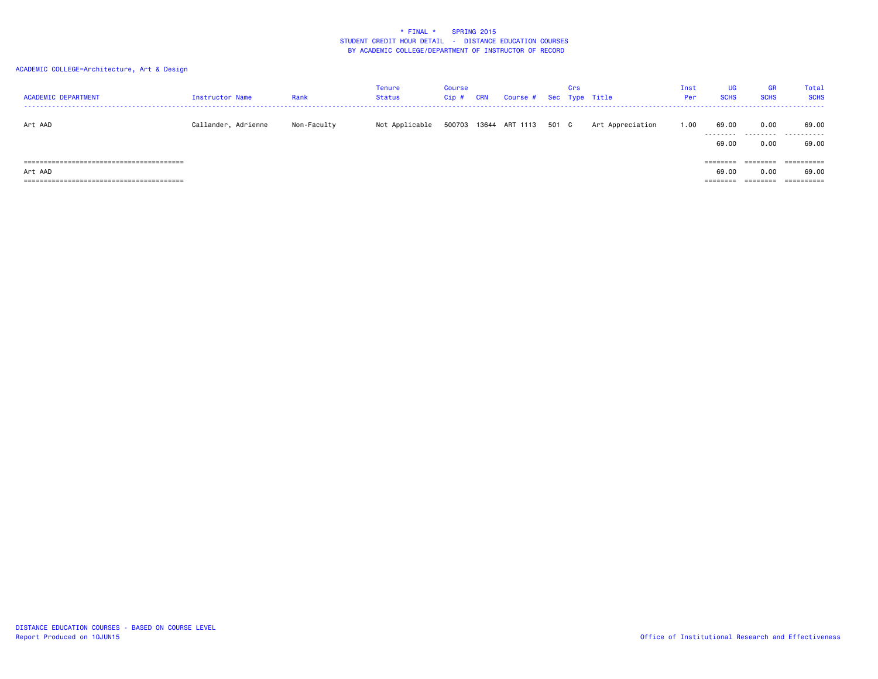* FINAL * SPRING 2015
STUDENT CREDIT HOUR DETAIL - DISTANCE EDUCATION COURSES
BY ACADEMIC COLLEGE/DEPARTMENT OF INSTRUCTOR OF RECORD

ACADEMIC COLLEGE=Architecture, Art & Design

| ACADEMIC DEPARTMENT | Instructor Name | Rank | Tenure Status | Course Cip # | CRN | Course # | Sec | Crs Type | Title | Inst Per | UG SCHS | GR SCHS | Total SCHS |
|---|---|---|---|---|---|---|---|---|---|---|---|---|---|
| Art AAD | Callander, Adrienne | Non-Faculty | Not Applicable | 500703 | 13644 | ART 1113 | 501 | C | Art Appreciation | 1.00 | 69.00 | 0.00 | 69.00 |
| | | | | | | | | | | | 69.00 | 0.00 | 69.00 |
| Art AAD | | | | | | | | | | | 69.00 | 0.00 | 69.00 |

DISTANCE EDUCATION COURSES - BASED ON COURSE LEVEL
Report Produced on 10JUN15

Office of Institutional Research and Effectiveness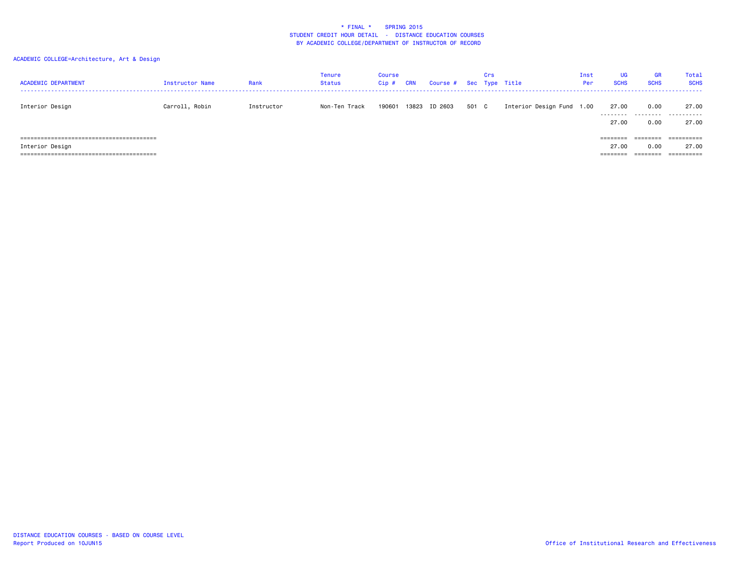\* FINAL \* SPRING 2015
STUDENT CREDIT HOUR DETAIL - DISTANCE EDUCATION COURSES
BY ACADEMIC COLLEGE/DEPARTMENT OF INSTRUCTOR OF RECORD

ACADEMIC COLLEGE=Architecture, Art & Design

| ACADEMIC DEPARTMENT | Instructor Name | Rank | Tenure Status | Course Cip # | CRN | Course # | Sec | Crs Type | Title | Inst Per | UG SCHS | GR SCHS | Total SCHS |
|---|---|---|---|---|---|---|---|---|---|---|---|---|---|
| Interior Design | Carroll, Robin | Instructor | Non-Ten Track | 190601 | 13823 | ID 2603 | 501 | C | Interior Design Fund | 1.00 | 27.00 | 0.00 | 27.00 |
| | | | | | | | | | | | 27.00 | 0.00 | 27.00 |
| Interior Design | | | | | | | | | | | 27.00 | 0.00 | 27.00 |

DISTANCE EDUCATION COURSES - BASED ON COURSE LEVEL
Report Produced on 10JUN15

Office of Institutional Research and Effectiveness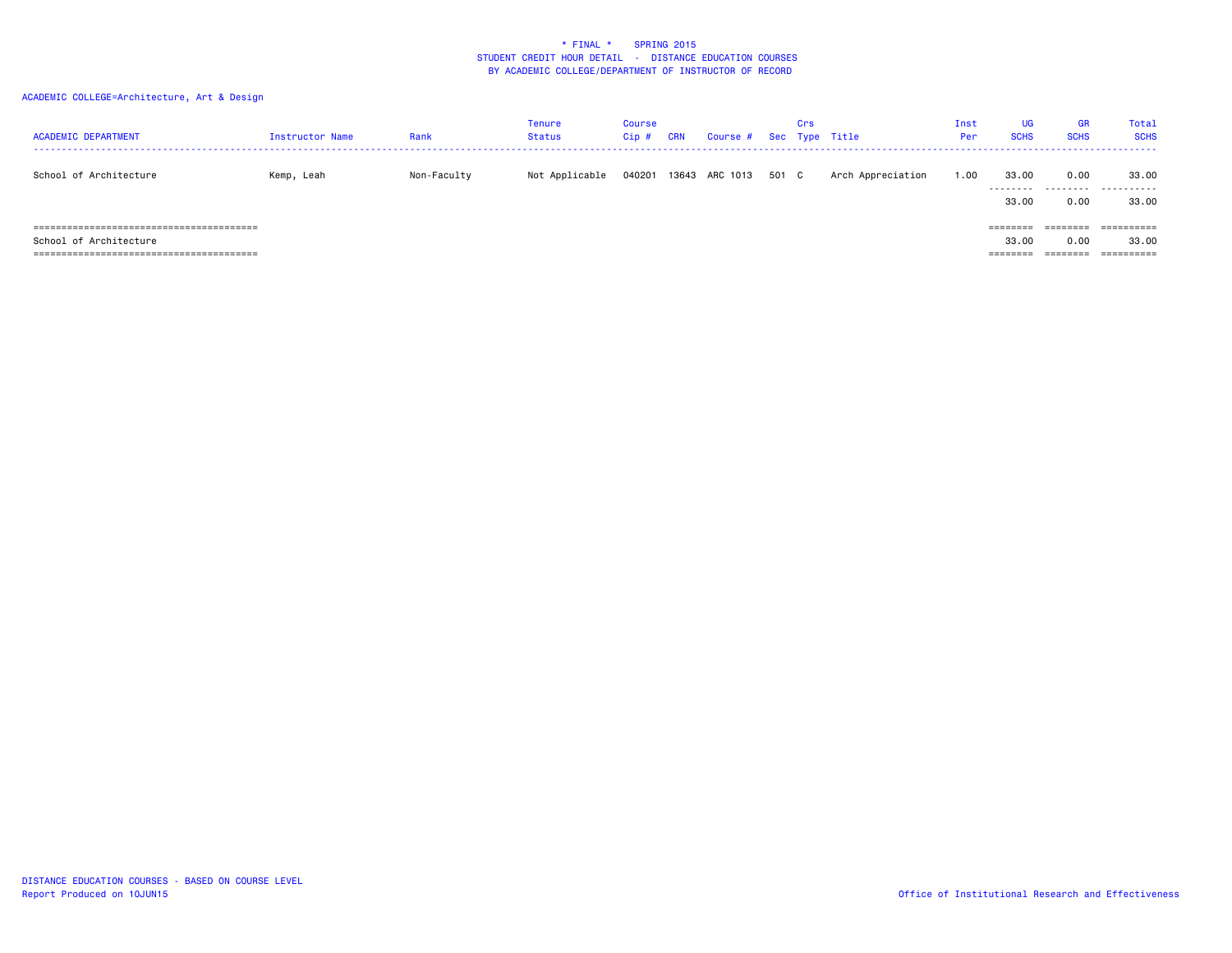\* FINAL \* SPRING 2015
STUDENT CREDIT HOUR DETAIL - DISTANCE EDUCATION COURSES
BY ACADEMIC COLLEGE/DEPARTMENT OF INSTRUCTOR OF RECORD

ACADEMIC COLLEGE=Architecture, Art & Design

| ACADEMIC DEPARTMENT | Instructor Name | Rank | Tenure Status | Course Cip # | CRN | Course # | Sec | Crs Type | Title | Inst Per | UG SCHS | GR SCHS | Total SCHS |
|---|---|---|---|---|---|---|---|---|---|---|---|---|---|
| School of Architecture | Kemp, Leah | Non-Faculty | Not Applicable | 040201 | 13643 | ARC 1013 | 501 | C | Arch Appreciation | 1.00 | 33.00 | 0.00 | 33.00 |
| | | | | | | | | | | | 33.00 | 0.00 | 33.00 |
| School of Architecture | | | | | | | | | | | 33.00 | 0.00 | 33.00 |

DISTANCE EDUCATION COURSES - BASED ON COURSE LEVEL
Report Produced on 10JUN15

Office of Institutional Research and Effectiveness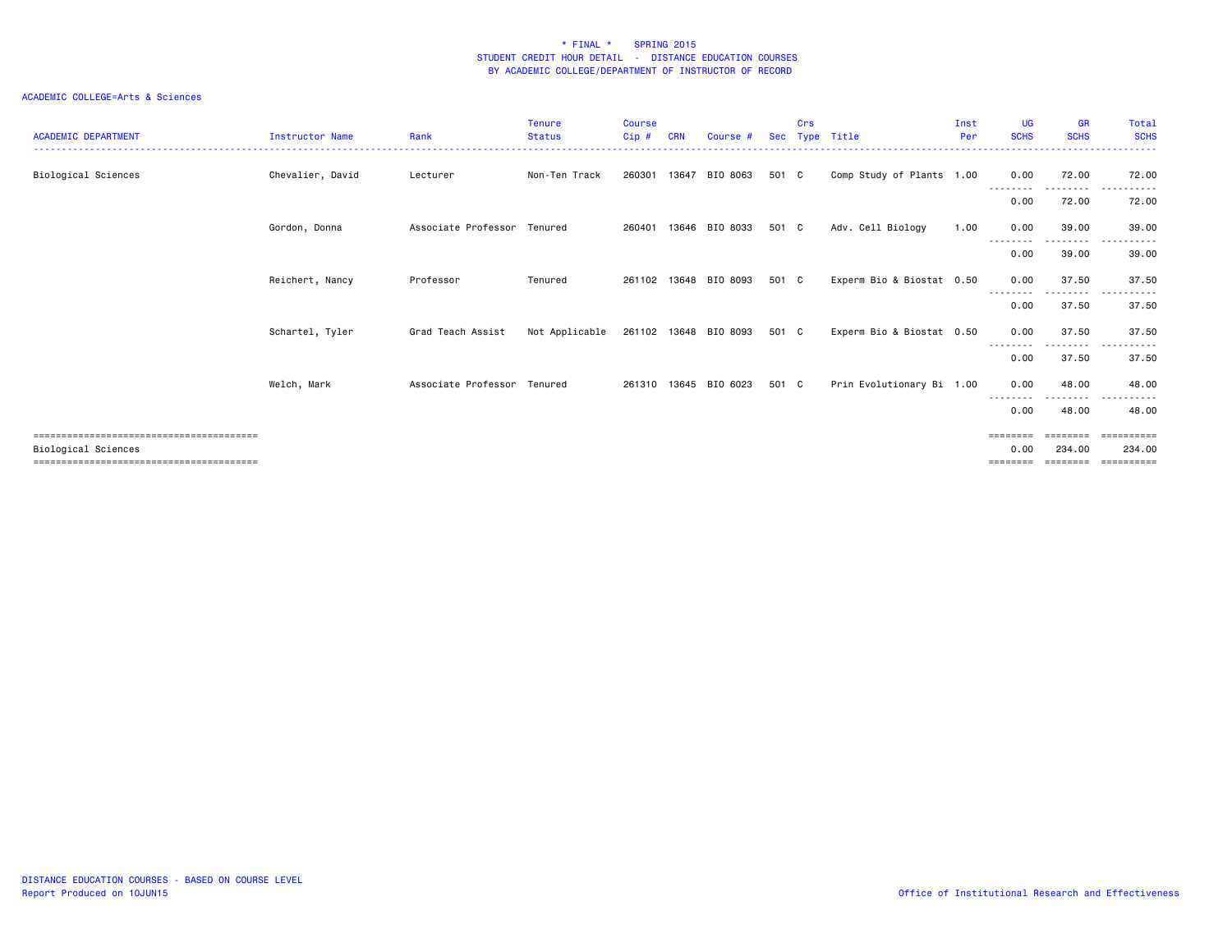# * FINAL * SPRING 2015
## STUDENT CREDIT HOUR DETAIL - DISTANCE EDUCATION COURSES
## BY ACADEMIC COLLEGE/DEPARTMENT OF INSTRUCTOR OF RECORD

ACADEMIC COLLEGE=Arts & Sciences

| ACADEMIC DEPARTMENT | Instructor Name | Rank | Tenure Status | Course Cip # | CRN | Course # | Sec | Crs Type | Title | Inst Per | UG SCHS | GR SCHS | Total SCHS |
|---|---|---|---|---|---|---|---|---|---|---|---|---|---|
| Biological Sciences | Chevalier, David | Lecturer | Non-Ten Track | 260301 | 13647 | BIO 8063 | 501 | C | Comp Study of Plants | 1.00 | 0.00 | 72.00 | 72.00 |
| | | | | | | | | | | | 0.00 | 72.00 | 72.00 |
| | Gordon, Donna | Associate Professor | Tenured | 260401 | 13646 | BIO 8033 | 501 | C | Adv. Cell Biology | 1.00 | 0.00 | 39.00 | 39.00 |
| | | | | | | | | | | | 0.00 | 39.00 | 39.00 |
| | Reichert, Nancy | Professor | Tenured | 261102 | 13648 | BIO 8093 | 501 | C | Experm Bio & Biostat | 0.50 | 0.00 | 37.50 | 37.50 |
| | | | | | | | | | | | 0.00 | 37.50 | 37.50 |
| | Schartel, Tyler | Grad Teach Assist | Not Applicable | 261102 | 13648 | BIO 8093 | 501 | C | Experm Bio & Biostat | 0.50 | 0.00 | 37.50 | 37.50 |
| | | | | | | | | | | | 0.00 | 37.50 | 37.50 |
| | Welch, Mark | Associate Professor | Tenured | 261310 | 13645 | BIO 6023 | 501 | C | Prin Evolutionary Bi | 1.00 | 0.00 | 48.00 | 48.00 |
| | | | | | | | | | | | 0.00 | 48.00 | 48.00 |
| Biological Sciences | | | | | | | | | | | 0.00 | 234.00 | 234.00 |

DISTANCE EDUCATION COURSES - BASED ON COURSE LEVEL
Report Produced on 10JUN15

Office of Institutional Research and Effectiveness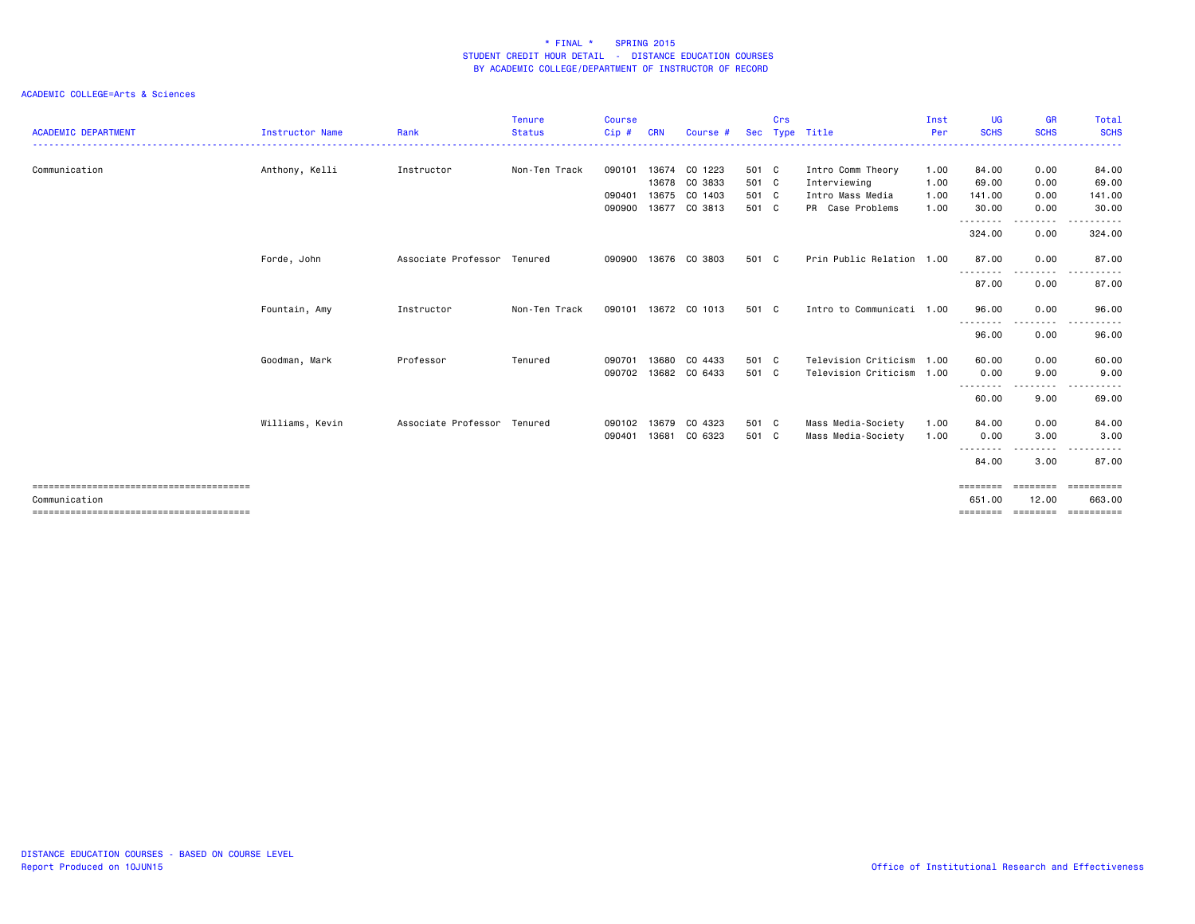# * FINAL * SPRING 2015
## STUDENT CREDIT HOUR DETAIL - DISTANCE EDUCATION COURSES
## BY ACADEMIC COLLEGE/DEPARTMENT OF INSTRUCTOR OF RECORD

ACADEMIC COLLEGE=Arts & Sciences

| ACADEMIC DEPARTMENT | Instructor Name | Rank | Tenure Status | Course Cip # | CRN | Course # | Sec | Crs Type | Title | Inst Per | UG SCHS | GR SCHS | Total SCHS |
|---|---|---|---|---|---|---|---|---|---|---|---|---|---|
| Communication | Anthony, Kelli | Instructor | Non-Ten Track | 090101 | 13674 | CO 1223 | 501 | C | Intro Comm Theory | 1.00 | 84.00 | 0.00 | 84.00 |
| | | | | | 13678 | CO 3833 | 501 | C | Interviewing | 1.00 | 69.00 | 0.00 | 69.00 |
| | | | | 090401 | 13675 | CO 1403 | 501 | C | Intro Mass Media | 1.00 | 141.00 | 0.00 | 141.00 |
| | | | | 090900 | 13677 | CO 3813 | 501 | C | PR Case Problems | 1.00 | 30.00 | 0.00 | 30.00 |
| | | | | | | | | | | | 324.00 | 0.00 | 324.00 |
| | Forde, John | Associate Professor | Tenured | 090900 | 13676 | CO 3803 | 501 | C | Prin Public Relation | 1.00 | 87.00 | 0.00 | 87.00 |
| | | | | | | | | | | | 87.00 | 0.00 | 87.00 |
| | Fountain, Amy | Instructor | Non-Ten Track | 090101 | 13672 | CO 1013 | 501 | C | Intro to Communicati | 1.00 | 96.00 | 0.00 | 96.00 |
| | | | | | | | | | | | 96.00 | 0.00 | 96.00 |
| | Goodman, Mark | Professor | Tenured | 090701 | 13680 | CO 4433 | 501 | C | Television Criticism | 1.00 | 60.00 | 0.00 | 60.00 |
| | | | | 090702 | 13682 | CO 6433 | 501 | C | Television Criticism | 1.00 | 0.00 | 9.00 | 9.00 |
| | | | | | | | | | | | 60.00 | 9.00 | 69.00 |
| | Williams, Kevin | Associate Professor | Tenured | 090102 | 13679 | CO 4323 | 501 | C | Mass Media-Society | 1.00 | 84.00 | 0.00 | 84.00 |
| | | | | 090401 | 13681 | CO 6323 | 501 | C | Mass Media-Society | 1.00 | 0.00 | 3.00 | 3.00 |
| | | | | | | | | | | | 84.00 | 3.00 | 87.00 |
| Communication | | | | | | | | | | | 651.00 | 12.00 | 663.00 |

DISTANCE EDUCATION COURSES - BASED ON COURSE LEVEL
Report Produced on 10JUN15

Office of Institutional Research and Effectiveness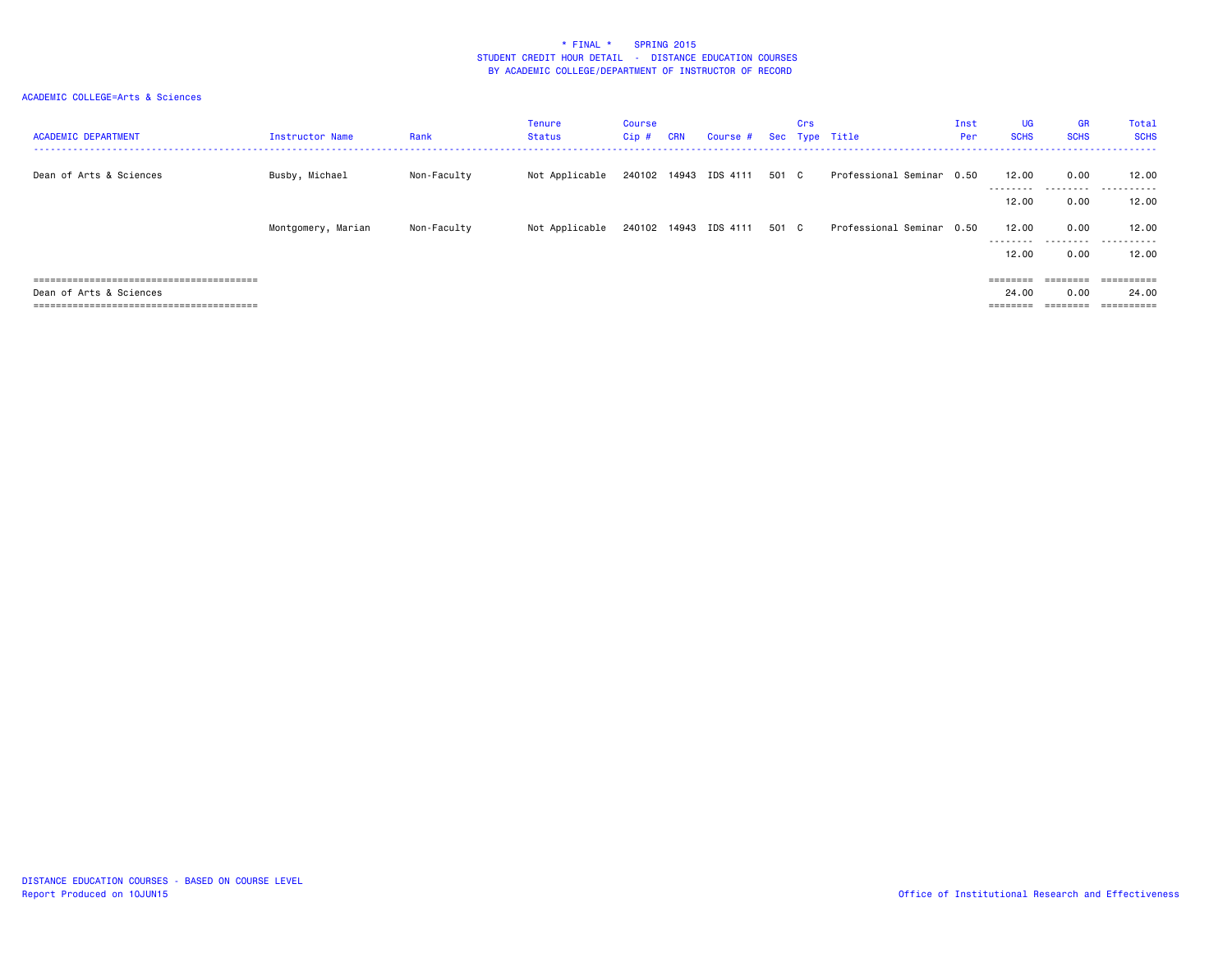# * FINAL * SPRING 2015
## STUDENT CREDIT HOUR DETAIL - DISTANCE EDUCATION COURSES
## BY ACADEMIC COLLEGE/DEPARTMENT OF INSTRUCTOR OF RECORD

ACADEMIC COLLEGE=Arts & Sciences

| ACADEMIC DEPARTMENT | Instructor Name | Rank | Tenure Status | Course Cip # | CRN | Course # | Sec | Crs Type | Title | Inst Per | UG SCHS | GR SCHS | Total SCHS |
|---|---|---|---|---|---|---|---|---|---|---|---|---|---|
| Dean of Arts & Sciences | Busby, Michael | Non-Faculty | Not Applicable | 240102 | 14943 | IDS 4111 | 501 | C | Professional Seminar | 0.50 | 12.00 | 0.00 | 12.00 |
| | | | | | | | | | | | 12.00 | 0.00 | 12.00 |
| | Montgomery, Marian | Non-Faculty | Not Applicable | 240102 | 14943 | IDS 4111 | 501 | C | Professional Seminar | 0.50 | 12.00 | 0.00 | 12.00 |
| | | | | | | | | | | | 12.00 | 0.00 | 12.00 |
| Dean of Arts & Sciences | | | | | | | | | | | 24.00 | 0.00 | 24.00 |

DISTANCE EDUCATION COURSES - BASED ON COURSE LEVEL
Report Produced on 10JUN15

Office of Institutional Research and Effectiveness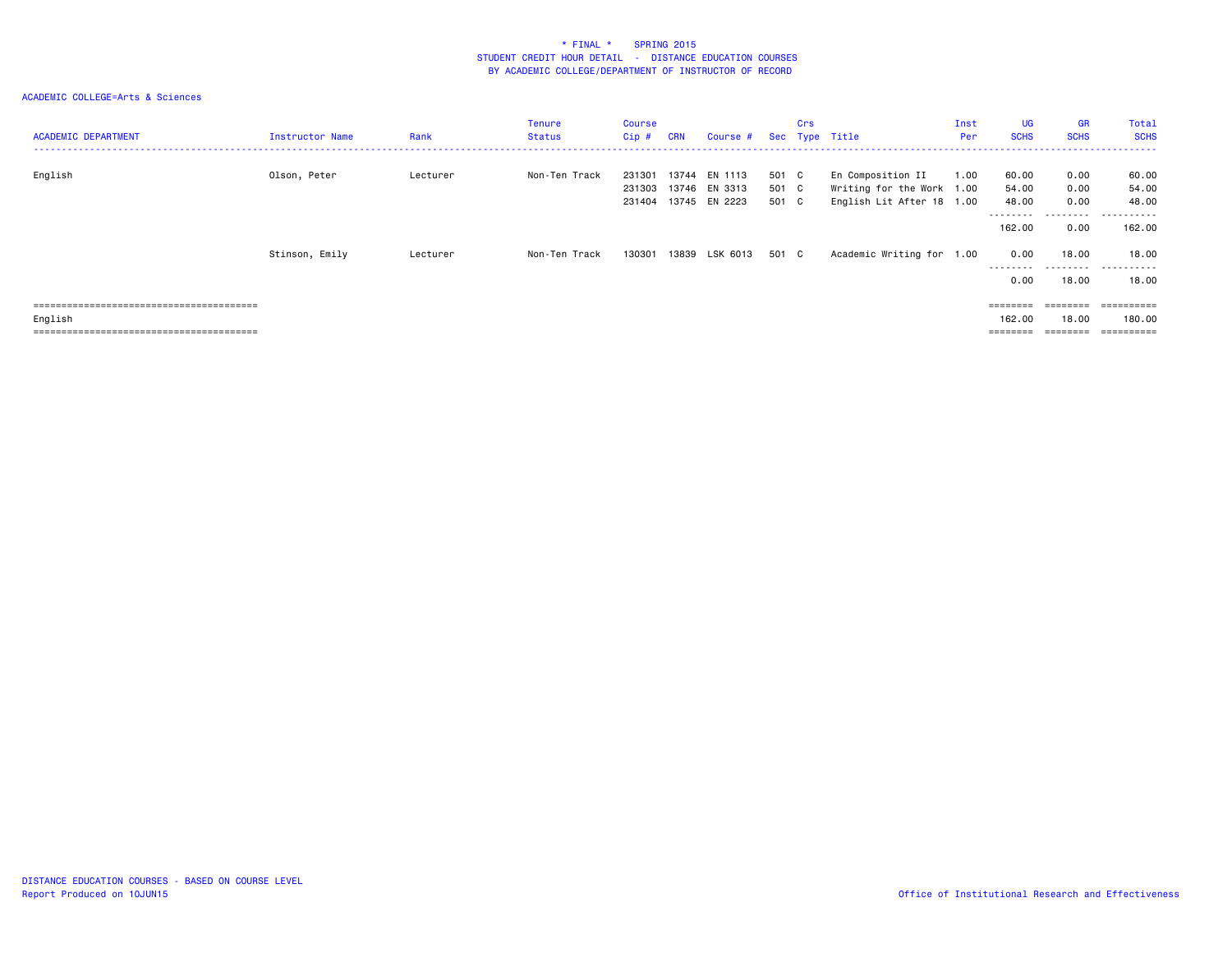\* FINAL \*    SPRING 2015
STUDENT CREDIT HOUR DETAIL - DISTANCE EDUCATION COURSES
BY ACADEMIC COLLEGE/DEPARTMENT OF INSTRUCTOR OF RECORD

ACADEMIC COLLEGE=Arts & Sciences

| ACADEMIC DEPARTMENT | Instructor Name | Rank | Tenure Status | Course Cip # | CRN | Course # | Sec | Crs Type | Title | Inst Per | UG SCHS | GR SCHS | Total SCHS |
|---|---|---|---|---|---|---|---|---|---|---|---|---|---|
| English | Olson, Peter | Lecturer | Non-Ten Track | 231301 | 13744 | EN 1113 | 501 | C | En Composition II | 1.00 | 60.00 | 0.00 | 60.00 |
| | | | | 231303 | 13746 | EN 3313 | 501 | C | Writing for the Work | 1.00 | 54.00 | 0.00 | 54.00 |
| | | | | 231404 | 13745 | EN 2223 | 501 | C | English Lit After 18 | 1.00 | 48.00 | 0.00 | 48.00 |
| | | | | | | | | | | | 162.00 | 0.00 | 162.00 |
| | Stinson, Emily | Lecturer | Non-Ten Track | 130301 | 13839 | LSK 6013 | 501 | C | Academic Writing for | 1.00 | 0.00 | 18.00 | 18.00 |
| | | | | | | | | | | | 0.00 | 18.00 | 18.00 |
| English | | | | | | | | | | | 162.00 | 18.00 | 180.00 |

DISTANCE EDUCATION COURSES - BASED ON COURSE LEVEL
Report Produced on 10JUN15

Office of Institutional Research and Effectiveness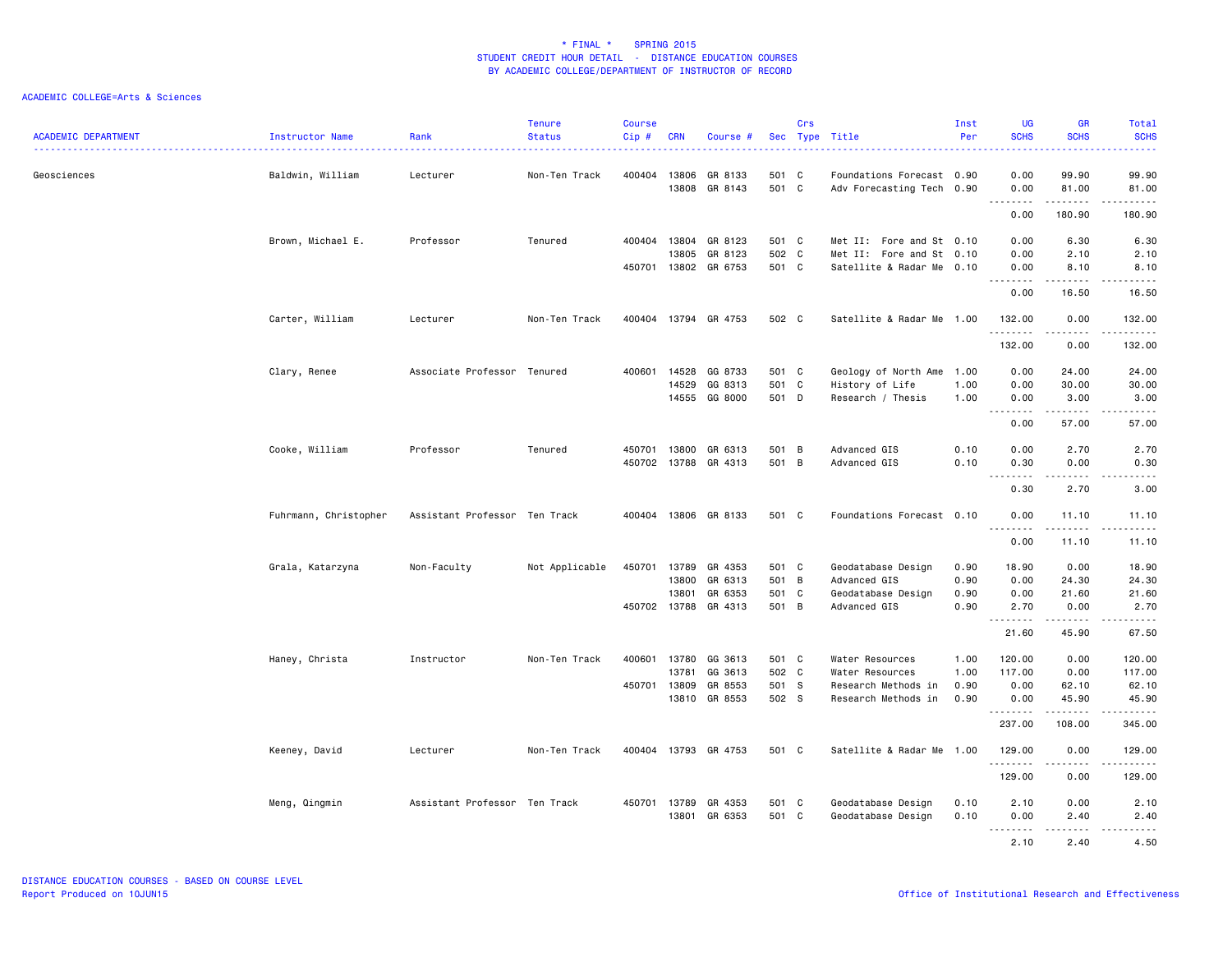\* FINAL \* SPRING 2015
STUDENT CREDIT HOUR DETAIL - DISTANCE EDUCATION COURSES
BY ACADEMIC COLLEGE/DEPARTMENT OF INSTRUCTOR OF RECORD

ACADEMIC COLLEGE=Arts & Sciences

| ACADEMIC DEPARTMENT | Instructor Name | Rank | Tenure Status | Course Cip # | CRN | Course # | Sec | Crs Type | Title | Inst Per | UG SCHS | GR SCHS | Total SCHS |
|---|---|---|---|---|---|---|---|---|---|---|---|---|---|
| Geosciences | Baldwin, William | Lecturer | Non-Ten Track | 400404 | 13806 | GR 8133 | 501 | C | Foundations Forecast | 0.90 | 0.00 | 99.90 | 99.90 |
| | | | | | 13808 | GR 8143 | 501 | C | Adv Forecasting Tech | 0.90 | 0.00 | 81.00 | 81.00 |
| | | | | | | | | | | | 0.00 | 180.90 | 180.90 |
| | Brown, Michael E. | Professor | Tenured | 400404 | 13804 | GR 8123 | 501 | C | Met II: Fore and St | 0.10 | 0.00 | 6.30 | 6.30 |
| | | | | | 13805 | GR 8123 | 502 | C | Met II: Fore and St | 0.10 | 0.00 | 2.10 | 2.10 |
| | | | | 450701 | 13802 | GR 6753 | 501 | C | Satellite & Radar Me | 0.10 | 0.00 | 8.10 | 8.10 |
| | | | | | | | | | | | 0.00 | 16.50 | 16.50 |
| | Carter, William | Lecturer | Non-Ten Track | 400404 | 13794 | GR 4753 | 502 | C | Satellite & Radar Me | 1.00 | 132.00 | 0.00 | 132.00 |
| | | | | | | | | | | | 132.00 | 0.00 | 132.00 |
| | Clary, Renee | Associate Professor | Tenured | 400601 | 14528 | GG 8733 | 501 | C | Geology of North Ame | 1.00 | 0.00 | 24.00 | 24.00 |
| | | | | | 14529 | GG 8313 | 501 | C | History of Life | 1.00 | 0.00 | 30.00 | 30.00 |
| | | | | | 14555 | GG 8000 | 501 | D | Research / Thesis | 1.00 | 0.00 | 3.00 | 3.00 |
| | | | | | | | | | | | 0.00 | 57.00 | 57.00 |
| | Cooke, William | Professor | Tenured | 450701 | 13800 | GR 6313 | 501 | B | Advanced GIS | 0.10 | 0.00 | 2.70 | 2.70 |
| | | | | 450702 | 13788 | GR 4313 | 501 | B | Advanced GIS | 0.10 | 0.30 | 0.00 | 0.30 |
| | | | | | | | | | | | 0.30 | 2.70 | 3.00 |
| | Fuhrmann, Christopher | Assistant Professor | Ten Track | 400404 | 13806 | GR 8133 | 501 | C | Foundations Forecast | 0.10 | 0.00 | 11.10 | 11.10 |
| | | | | | | | | | | | 0.00 | 11.10 | 11.10 |
| | Grala, Katarzyna | Non-Faculty | Not Applicable | 450701 | 13789 | GR 4353 | 501 | C | Geodatabase Design | 0.90 | 18.90 | 0.00 | 18.90 |
| | | | | | 13800 | GR 6313 | 501 | B | Advanced GIS | 0.90 | 0.00 | 24.30 | 24.30 |
| | | | | | 13801 | GR 6353 | 501 | C | Geodatabase Design | 0.90 | 0.00 | 21.60 | 21.60 |
| | | | | 450702 | 13788 | GR 4313 | 501 | B | Advanced GIS | 0.90 | 2.70 | 0.00 | 2.70 |
| | | | | | | | | | | | 21.60 | 45.90 | 67.50 |
| | Haney, Christa | Instructor | Non-Ten Track | 400601 | 13780 | GG 3613 | 501 | C | Water Resources | 1.00 | 120.00 | 0.00 | 120.00 |
| | | | | | 13781 | GG 3613 | 502 | C | Water Resources | 1.00 | 117.00 | 0.00 | 117.00 |
| | | | | 450701 | 13809 | GR 8553 | 501 | S | Research Methods in | 0.90 | 0.00 | 62.10 | 62.10 |
| | | | | | 13810 | GR 8553 | 502 | S | Research Methods in | 0.90 | 0.00 | 45.90 | 45.90 |
| | | | | | | | | | | | 237.00 | 108.00 | 345.00 |
| | Keeney, David | Lecturer | Non-Ten Track | 400404 | 13793 | GR 4753 | 501 | C | Satellite & Radar Me | 1.00 | 129.00 | 0.00 | 129.00 |
| | | | | | | | | | | | 129.00 | 0.00 | 129.00 |
| | Meng, Qingmin | Assistant Professor | Ten Track | 450701 | 13789 | GR 4353 | 501 | C | Geodatabase Design | 0.10 | 2.10 | 0.00 | 2.10 |
| | | | | | 13801 | GR 6353 | 501 | C | Geodatabase Design | 0.10 | 0.00 | 2.40 | 2.40 |
| | | | | | | | | | | | 2.10 | 2.40 | 4.50 |

DISTANCE EDUCATION COURSES - BASED ON COURSE LEVEL
Report Produced on 10JUN15

Office of Institutional Research and Effectiveness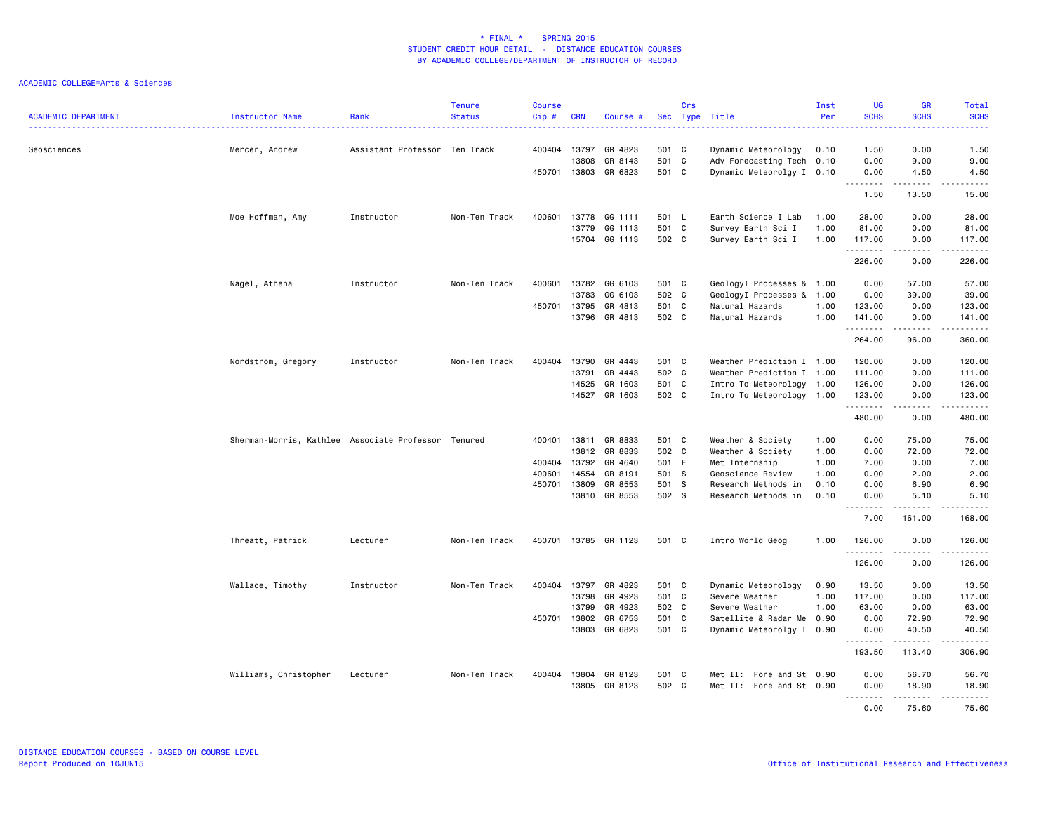# * FINAL * SPRING 2015
## STUDENT CREDIT HOUR DETAIL - DISTANCE EDUCATION COURSES
### BY ACADEMIC COLLEGE/DEPARTMENT OF INSTRUCTOR OF RECORD

ACADEMIC COLLEGE=Arts & Sciences

| ACADEMIC DEPARTMENT | Instructor Name | Rank | Tenure Status | Course Cip # | CRN | Course # | Sec | Crs Type | Title | Inst Per | UG SCHS | GR SCHS | Total SCHS |
|---|---|---|---|---|---|---|---|---|---|---|---|---|---|
| Geosciences | Mercer, Andrew | Assistant Professor | Ten Track | 400404 | 13797 | GR 4823 | 501 | C | Dynamic Meteorology | 0.10 | 1.50 | 0.00 | 1.50 |
| | | | | | 13808 | GR 8143 | 501 | C | Adv Forecasting Tech | 0.10 | 0.00 | 9.00 | 9.00 |
| | | | | 450701 | 13803 | GR 6823 | 501 | C | Dynamic Meteorolgy I | 0.10 | 0.00 | 4.50 | 4.50 |
| | | | | | | | | | | | 1.50 | 13.50 | 15.00 |
| | Moe Hoffman, Amy | Instructor | Non-Ten Track | 400601 | 13778 | GG 1111 | 501 | L | Earth Science I Lab | 1.00 | 28.00 | 0.00 | 28.00 |
| | | | | | 13779 | GG 1113 | 501 | C | Survey Earth Sci I | 1.00 | 81.00 | 0.00 | 81.00 |
| | | | | | 15704 | GG 1113 | 502 | C | Survey Earth Sci I | 1.00 | 117.00 | 0.00 | 117.00 |
| | | | | | | | | | | | 226.00 | 0.00 | 226.00 |
| | Nagel, Athena | Instructor | Non-Ten Track | 400601 | 13782 | GG 6103 | 501 | C | GeologyI Processes & | 1.00 | 0.00 | 57.00 | 57.00 |
| | | | | | 13783 | GG 6103 | 502 | C | GeologyI Processes & | 1.00 | 0.00 | 39.00 | 39.00 |
| | | | | 450701 | 13795 | GR 4813 | 501 | C | Natural Hazards | 1.00 | 123.00 | 0.00 | 123.00 |
| | | | | | 13796 | GR 4813 | 502 | C | Natural Hazards | 1.00 | 141.00 | 0.00 | 141.00 |
| | | | | | | | | | | | 264.00 | 96.00 | 360.00 |
| | Nordstrom, Gregory | Instructor | Non-Ten Track | 400404 | 13790 | GR 4443 | 501 | C | Weather Prediction I | 1.00 | 120.00 | 0.00 | 120.00 |
| | | | | | 13791 | GR 4443 | 502 | C | Weather Prediction I | 1.00 | 111.00 | 0.00 | 111.00 |
| | | | | | 14525 | GR 1603 | 501 | C | Intro To Meteorology | 1.00 | 126.00 | 0.00 | 126.00 |
| | | | | | 14527 | GR 1603 | 502 | C | Intro To Meteorology | 1.00 | 123.00 | 0.00 | 123.00 |
| | | | | | | | | | | | 480.00 | 0.00 | 480.00 |
| | Sherman-Morris, Kathlee | Associate Professor | Tenured | 400401 | 13811 | GR 8833 | 501 | C | Weather & Society | 1.00 | 0.00 | 75.00 | 75.00 |
| | | | | | 13812 | GR 8833 | 502 | C | Weather & Society | 1.00 | 0.00 | 72.00 | 72.00 |
| | | | | 400404 | 13792 | GR 4640 | 501 | E | Met Internship | 1.00 | 7.00 | 0.00 | 7.00 |
| | | | | 400601 | 14554 | GR 8191 | 501 | S | Geoscience Review | 1.00 | 0.00 | 2.00 | 2.00 |
| | | | | 450701 | 13809 | GR 8553 | 501 | S | Research Methods in | 0.10 | 0.00 | 6.90 | 6.90 |
| | | | | | 13810 | GR 8553 | 502 | S | Research Methods in | 0.10 | 0.00 | 5.10 | 5.10 |
| | | | | | | | | | | | 7.00 | 161.00 | 168.00 |
| | Threatt, Patrick | Lecturer | Non-Ten Track | 450701 | 13785 | GR 1123 | 501 | C | Intro World Geog | 1.00 | 126.00 | 0.00 | 126.00 |
| | | | | | | | | | | | 126.00 | 0.00 | 126.00 |
| | Wallace, Timothy | Instructor | Non-Ten Track | 400404 | 13797 | GR 4823 | 501 | C | Dynamic Meteorology | 0.90 | 13.50 | 0.00 | 13.50 |
| | | | | | 13798 | GR 4923 | 501 | C | Severe Weather | 1.00 | 117.00 | 0.00 | 117.00 |
| | | | | | 13799 | GR 4923 | 502 | C | Severe Weather | 1.00 | 63.00 | 0.00 | 63.00 |
| | | | | 450701 | 13802 | GR 6753 | 501 | C | Satellite & Radar Me | 0.90 | 0.00 | 72.90 | 72.90 |
| | | | | | 13803 | GR 6823 | 501 | C | Dynamic Meteorolgy I | 0.90 | 0.00 | 40.50 | 40.50 |
| | | | | | | | | | | | 193.50 | 113.40 | 306.90 |
| | Williams, Christopher | Lecturer | Non-Ten Track | 400404 | 13804 | GR 8123 | 501 | C | Met II: Fore and St | 0.90 | 0.00 | 56.70 | 56.70 |
| | | | | | 13805 | GR 8123 | 502 | C | Met II: Fore and St | 0.90 | 0.00 | 18.90 | 18.90 |
| | | | | | | | | | | | 0.00 | 75.60 | 75.60 |

DISTANCE EDUCATION COURSES - BASED ON COURSE LEVEL
Report Produced on 10JUN15

Office of Institutional Research and Effectiveness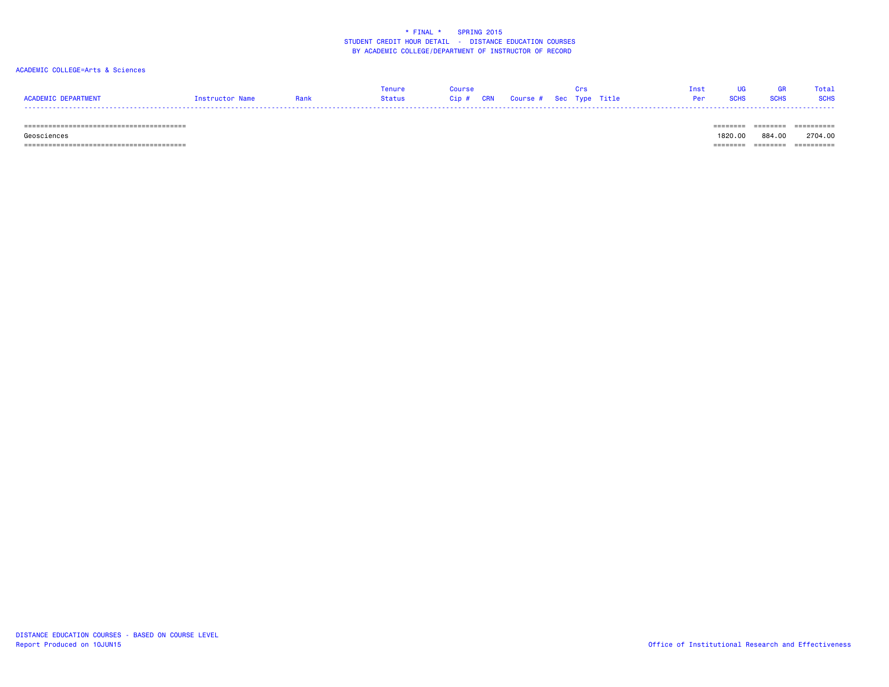\* FINAL \*    SPRING 2015
STUDENT CREDIT HOUR DETAIL  -  DISTANCE EDUCATION COURSES
BY ACADEMIC COLLEGE/DEPARTMENT OF INSTRUCTOR OF RECORD

ACADEMIC COLLEGE=Arts & Sciences

| ACADEMIC DEPARTMENT | Instructor Name | Rank | Tenure Status | Course Cip # | CRN | Course # | Sec | Crs Type | Title | Inst Per | UG SCHS | GR SCHS | Total SCHS |
|---|---|---|---|---|---|---|---|---|---|---|---|---|---|
| Geosciences | | | | | | | | | | | 1820.00 | 884.00 | 2704.00 |

DISTANCE EDUCATION COURSES - BASED ON COURSE LEVEL
Report Produced on 10JUN15

Office of Institutional Research and Effectiveness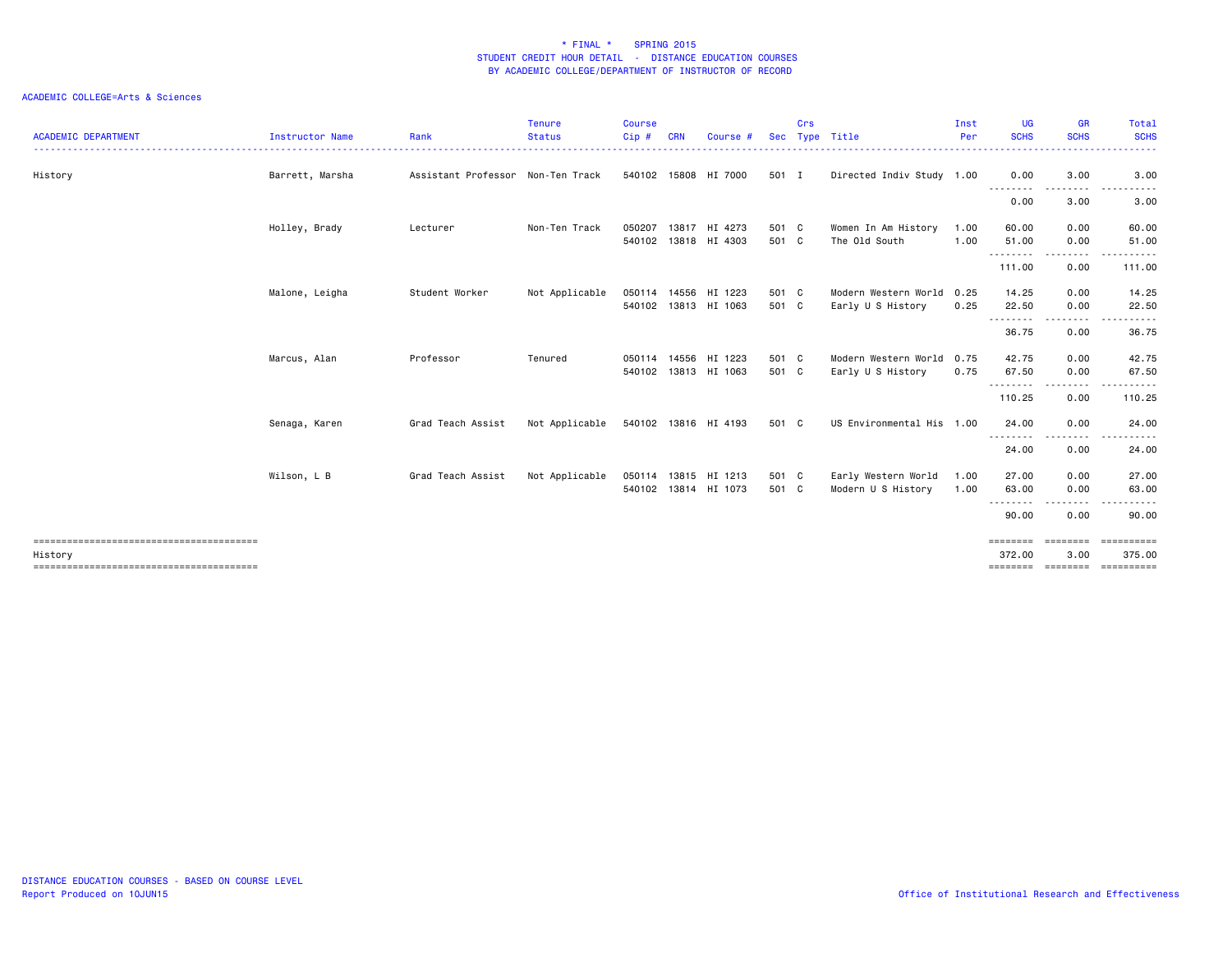\* FINAL \*    SPRING 2015
STUDENT CREDIT HOUR DETAIL - DISTANCE EDUCATION COURSES
BY ACADEMIC COLLEGE/DEPARTMENT OF INSTRUCTOR OF RECORD

ACADEMIC COLLEGE=Arts & Sciences

| ACADEMIC DEPARTMENT | Instructor Name | Rank | Tenure Status | Course Cip # | CRN | Course # | Sec | Crs Type | Title | Inst Per | UG SCHS | GR SCHS | Total SCHS |
|---|---|---|---|---|---|---|---|---|---|---|---|---|---|
| History | Barrett, Marsha | Assistant Professor | Non-Ten Track | 540102 | 15808 | HI 7000 | 501 | I | Directed Indiv Study | 1.00 | 0.00 | 3.00 | 3.00 |
| | | | | | | | | | | | 0.00 | 3.00 | 3.00 |
| | Holley, Brady | Lecturer | Non-Ten Track | 050207 | 13817 | HI 4273 | 501 | C | Women In Am History | 1.00 | 60.00 | 0.00 | 60.00 |
| | | | | 540102 | 13818 | HI 4303 | 501 | C | The Old South | 1.00 | 51.00 | 0.00 | 51.00 |
| | | | | | | | | | | | 111.00 | 0.00 | 111.00 |
| | Malone, Leigha | Student Worker | Not Applicable | 050114 | 14556 | HI 1223 | 501 | C | Modern Western World | 0.25 | 14.25 | 0.00 | 14.25 |
| | | | | 540102 | 13813 | HI 1063 | 501 | C | Early U S History | 0.25 | 22.50 | 0.00 | 22.50 |
| | | | | | | | | | | | 36.75 | 0.00 | 36.75 |
| | Marcus, Alan | Professor | Tenured | 050114 | 14556 | HI 1223 | 501 | C | Modern Western World | 0.75 | 42.75 | 0.00 | 42.75 |
| | | | | 540102 | 13813 | HI 1063 | 501 | C | Early U S History | 0.75 | 67.50 | 0.00 | 67.50 |
| | | | | | | | | | | | 110.25 | 0.00 | 110.25 |
| | Senaga, Karen | Grad Teach Assist | Not Applicable | 540102 | 13816 | HI 4193 | 501 | C | US Environmental His | 1.00 | 24.00 | 0.00 | 24.00 |
| | | | | | | | | | | | 24.00 | 0.00 | 24.00 |
| | Wilson, L B | Grad Teach Assist | Not Applicable | 050114 | 13815 | HI 1213 | 501 | C | Early Western World | 1.00 | 27.00 | 0.00 | 27.00 |
| | | | | 540102 | 13814 | HI 1073 | 501 | C | Modern U S History | 1.00 | 63.00 | 0.00 | 63.00 |
| | | | | | | | | | | | 90.00 | 0.00 | 90.00 |
| History | | | | | | | | | | | 372.00 | 3.00 | 375.00 |

DISTANCE EDUCATION COURSES - BASED ON COURSE LEVEL
Report Produced on 10JUN15

Office of Institutional Research and Effectiveness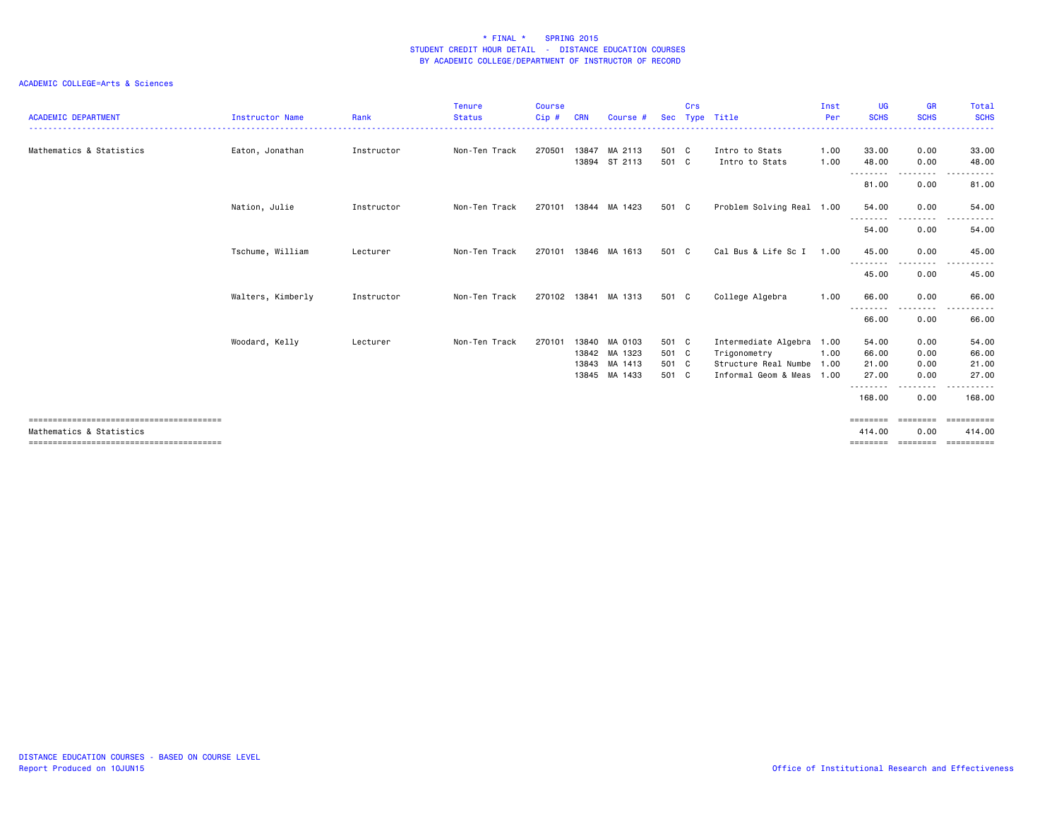# * FINAL * SPRING 2015
## STUDENT CREDIT HOUR DETAIL - DISTANCE EDUCATION COURSES
## BY ACADEMIC COLLEGE/DEPARTMENT OF INSTRUCTOR OF RECORD

ACADEMIC COLLEGE=Arts & Sciences

| ACADEMIC DEPARTMENT | Instructor Name | Rank | Tenure Status | Course Cip # | CRN | Course # | Sec | Crs Type | Title | Inst Per | UG SCHS | GR SCHS | Total SCHS |
|---|---|---|---|---|---|---|---|---|---|---|---|---|---|
| Mathematics & Statistics | Eaton, Jonathan | Instructor | Non-Ten Track | 270501 | 13847 | MA 2113 | 501 | C | Intro to Stats | 1.00 | 33.00 | 0.00 | 33.00 |
| | | | | | 13894 | ST 2113 | 501 | C | Intro to Stats | 1.00 | 48.00 | 0.00 | 48.00 |
| | | | | | | | | | | | 81.00 | 0.00 | 81.00 |
| | Nation, Julie | Instructor | Non-Ten Track | 270101 | 13844 | MA 1423 | 501 | C | Problem Solving Real | 1.00 | 54.00 | 0.00 | 54.00 |
| | | | | | | | | | | | 54.00 | 0.00 | 54.00 |
| | Tschume, William | Lecturer | Non-Ten Track | 270101 | 13846 | MA 1613 | 501 | C | Cal Bus & Life Sc I | 1.00 | 45.00 | 0.00 | 45.00 |
| | | | | | | | | | | | 45.00 | 0.00 | 45.00 |
| | Walters, Kimberly | Instructor | Non-Ten Track | 270102 | 13841 | MA 1313 | 501 | C | College Algebra | 1.00 | 66.00 | 0.00 | 66.00 |
| | | | | | | | | | | | 66.00 | 0.00 | 66.00 |
| | Woodard, Kelly | Lecturer | Non-Ten Track | 270101 | 13840 | MA 0103 | 501 | C | Intermediate Algebra | 1.00 | 54.00 | 0.00 | 54.00 |
| | | | | | 13842 | MA 1323 | 501 | C | Trigonometry | 1.00 | 66.00 | 0.00 | 66.00 |
| | | | | | 13843 | MA 1413 | 501 | C | Structure Real Numbe | 1.00 | 21.00 | 0.00 | 21.00 |
| | | | | | 13845 | MA 1433 | 501 | C | Informal Geom & Meas | 1.00 | 27.00 | 0.00 | 27.00 |
| | | | | | | | | | | | 168.00 | 0.00 | 168.00 |
| Mathematics & Statistics | | | | | | | | | | | 414.00 | 0.00 | 414.00 |

DISTANCE EDUCATION COURSES - BASED ON COURSE LEVEL
Report Produced on 10JUN15

Office of Institutional Research and Effectiveness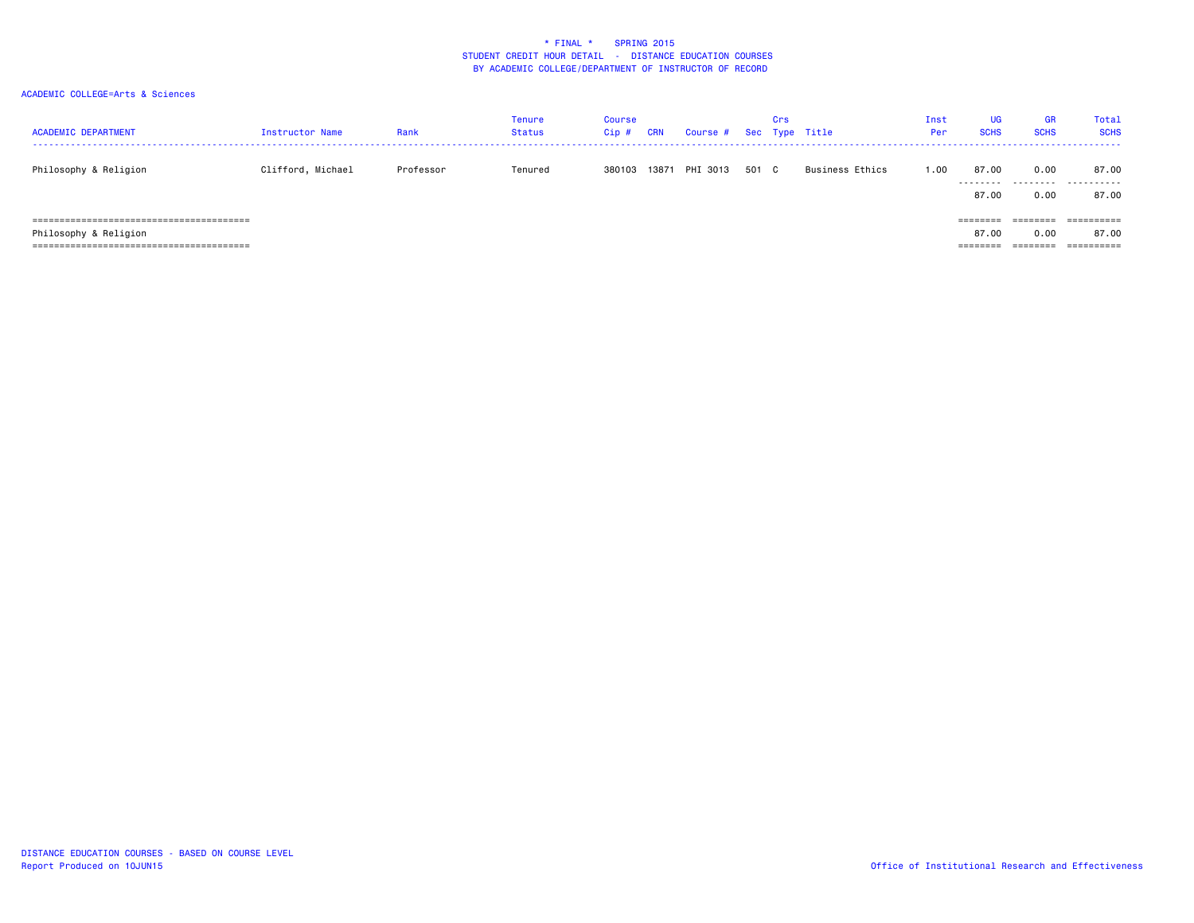\* FINAL \*    SPRING 2015
STUDENT CREDIT HOUR DETAIL - DISTANCE EDUCATION COURSES
BY ACADEMIC COLLEGE/DEPARTMENT OF INSTRUCTOR OF RECORD

ACADEMIC COLLEGE=Arts & Sciences

| ACADEMIC DEPARTMENT | Instructor Name | Rank | Tenure Status | Course Cip # | CRN | Course # | Sec | Crs Type | Title | Inst Per | UG SCHS | GR SCHS | Total SCHS |
|---|---|---|---|---|---|---|---|---|---|---|---|---|---|
| Philosophy & Religion | Clifford, Michael | Professor | Tenured | 380103 | 13871 | PHI 3013 | 501 | C | Business Ethics | 1.00 | 87.00 | 0.00 | 87.00 |
| | | | | | | | | | | | 87.00 | 0.00 | 87.00 |
| Philosophy & Religion | | | | | | | | | | | 87.00 | 0.00 | 87.00 |

DISTANCE EDUCATION COURSES - BASED ON COURSE LEVEL
Report Produced on 10JUN15

Office of Institutional Research and Effectiveness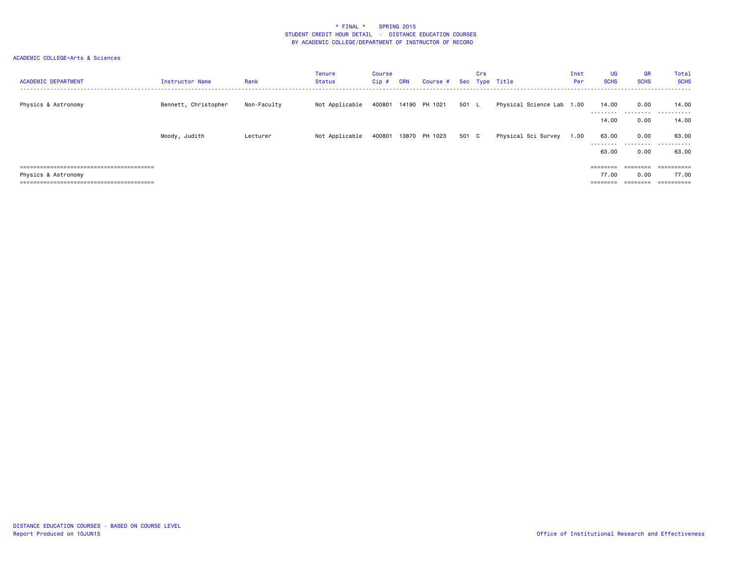\* FINAL \* SPRING 2015
STUDENT CREDIT HOUR DETAIL - DISTANCE EDUCATION COURSES
BY ACADEMIC COLLEGE/DEPARTMENT OF INSTRUCTOR OF RECORD

ACADEMIC COLLEGE=Arts & Sciences

| ACADEMIC DEPARTMENT | Instructor Name | Rank | Tenure Status | Course Cip # | CRN | Course # | Sec | Crs Type | Title | Inst Per | UG SCHS | GR SCHS | Total SCHS |
|---|---|---|---|---|---|---|---|---|---|---|---|---|---|
| Physics & Astronomy | Bennett, Christopher | Non-Faculty | Not Applicable | 400801 | 14190 | PH 1021 | 501 | L | Physical Science Lab | 1.00 | 14.00 | 0.00 | 14.00 |
| | | | | | | | | | | | 14.00 | 0.00 | 14.00 |
| | Moody, Judith | Lecturer | Not Applicable | 400801 | 13870 | PH 1023 | 501 | C | Physical Sci Survey | 1.00 | 63.00 | 0.00 | 63.00 |
| | | | | | | | | | | | 63.00 | 0.00 | 63.00 |
| Physics & Astronomy | | | | | | | | | | | 77.00 | 0.00 | 77.00 |

DISTANCE EDUCATION COURSES - BASED ON COURSE LEVEL
Report Produced on 10JUN15

Office of Institutional Research and Effectiveness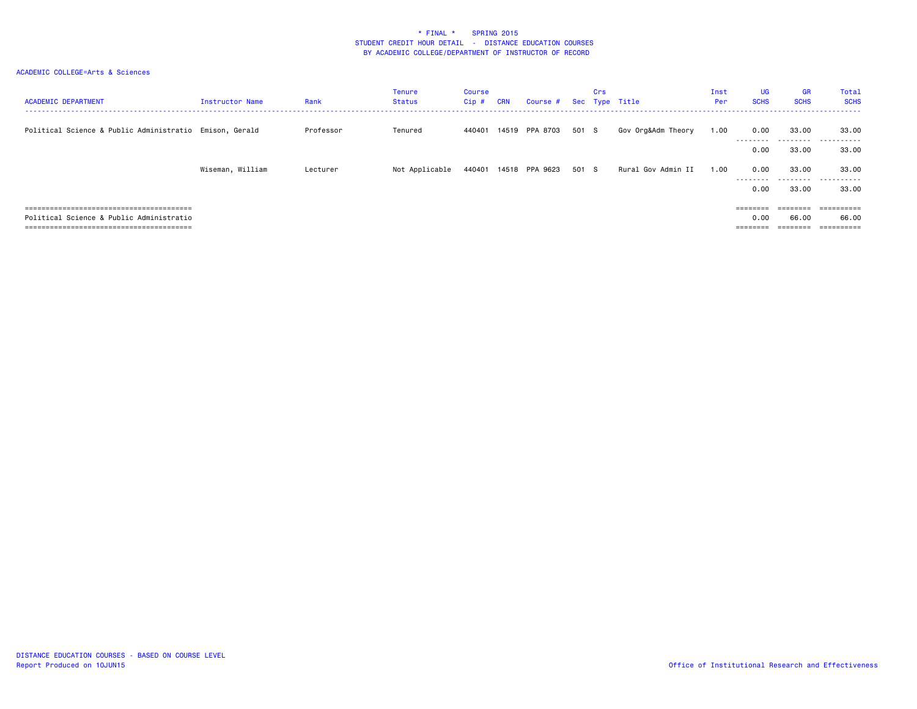\* FINAL \* SPRING 2015
STUDENT CREDIT HOUR DETAIL - DISTANCE EDUCATION COURSES
BY ACADEMIC COLLEGE/DEPARTMENT OF INSTRUCTOR OF RECORD

ACADEMIC COLLEGE=Arts & Sciences

| ACADEMIC DEPARTMENT | Instructor Name | Rank | Tenure Status | Course Cip # | CRN | Course # | Sec | Crs Type | Title | Inst Per | UG SCHS | GR SCHS | Total SCHS |
|---|---|---|---|---|---|---|---|---|---|---|---|---|---|
| Political Science & Public Administratio | Emison, Gerald | Professor | Tenured | 440401 | 14519 | PPA 8703 | 501 | S | Gov Org&Adm Theory | 1.00 | 0.00 | 33.00 | 33.00 |
| | | | | | | | | | | | 0.00 | 33.00 | 33.00 |
| | Wiseman, William | Lecturer | Not Applicable | 440401 | 14518 | PPA 9623 | 501 | S | Rural Gov Admin II | 1.00 | 0.00 | 33.00 | 33.00 |
| | | | | | | | | | | | 0.00 | 33.00 | 33.00 |
| Political Science & Public Administratio | | | | | | | | | | | 0.00 | 66.00 | 66.00 |

DISTANCE EDUCATION COURSES - BASED ON COURSE LEVEL
Report Produced on 10JUN15

Office of Institutional Research and Effectiveness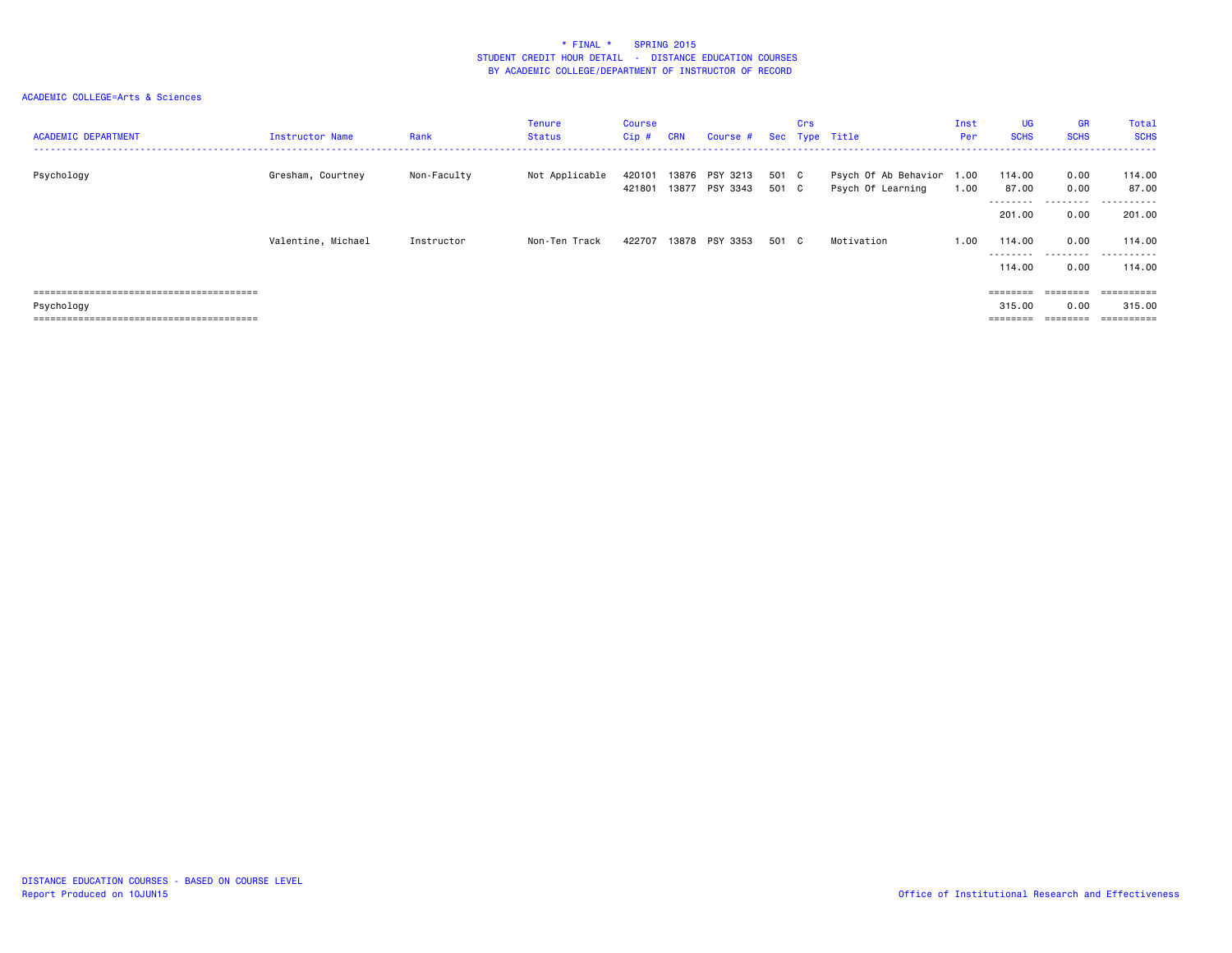\* FINAL \* SPRING 2015
STUDENT CREDIT HOUR DETAIL - DISTANCE EDUCATION COURSES
BY ACADEMIC COLLEGE/DEPARTMENT OF INSTRUCTOR OF RECORD

ACADEMIC COLLEGE=Arts & Sciences

| ACADEMIC DEPARTMENT | Instructor Name | Rank | Tenure Status | Course Cip # | CRN | Course # | Sec | Crs Type | Title | Inst Per | UG SCHS | GR SCHS | Total SCHS |
|---|---|---|---|---|---|---|---|---|---|---|---|---|---|
| Psychology | Gresham, Courtney | Non-Faculty | Not Applicable | 420101 | 13876 | PSY 3213 | 501 | C | Psych Of Ab Behavior | 1.00 | 114.00 | 0.00 | 114.00 |
| | | | | 421801 | 13877 | PSY 3343 | 501 | C | Psych Of Learning | 1.00 | 87.00 | 0.00 | 87.00 |
| | | | | | | | | | | | 201.00 | 0.00 | 201.00 |
| | Valentine, Michael | Instructor | Non-Ten Track | 422707 | 13878 | PSY 3353 | 501 | C | Motivation | 1.00 | 114.00 | 0.00 | 114.00 |
| | | | | | | | | | | | 114.00 | 0.00 | 114.00 |
| Psychology | | | | | | | | | | | 315.00 | 0.00 | 315.00 |

DISTANCE EDUCATION COURSES - BASED ON COURSE LEVEL
Report Produced on 10JUN15

Office of Institutional Research and Effectiveness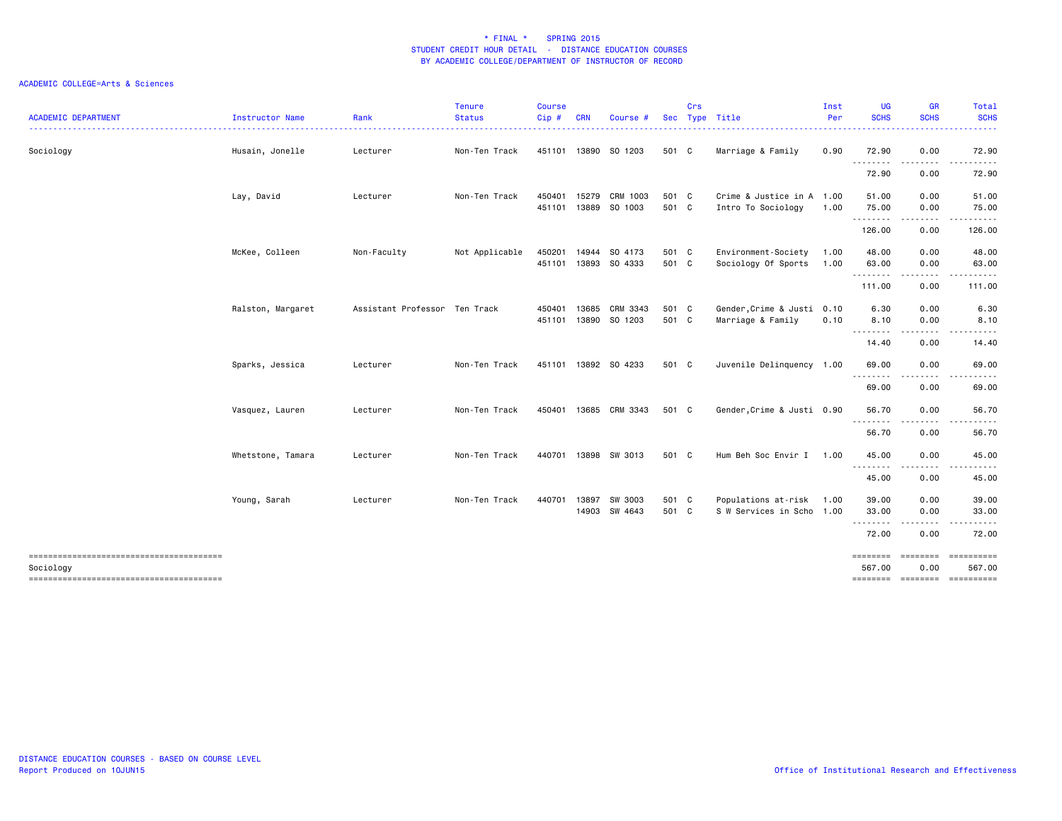\* FINAL \*    SPRING 2015
STUDENT CREDIT HOUR DETAIL - DISTANCE EDUCATION COURSES
BY ACADEMIC COLLEGE/DEPARTMENT OF INSTRUCTOR OF RECORD

ACADEMIC COLLEGE=Arts & Sciences

| ACADEMIC DEPARTMENT | Instructor Name | Rank | Tenure Status | Course Cip # | CRN | Course # | Sec | Crs Type | Title | Inst Per | UG SCHS | GR SCHS | Total SCHS |
|---|---|---|---|---|---|---|---|---|---|---|---|---|---|
| Sociology | Husain, Jonelle | Lecturer | Non-Ten Track | 451101 | 13890 | SO 1203 | 501 | C | Marriage & Family | 0.90 | 72.90 | 0.00 | 72.90 |
| | | | | | | | | | | | 72.90 | 0.00 | 72.90 |
| | Lay, David | Lecturer | Non-Ten Track | 450401 | 15279 | CRM 1003 | 501 | C | Crime & Justice in A | 1.00 | 51.00 | 0.00 | 51.00 |
| | | | | 451101 | 13889 | SO 1003 | 501 | C | Intro To Sociology | 1.00 | 75.00 | 0.00 | 75.00 |
| | | | | | | | | | | | 126.00 | 0.00 | 126.00 |
| | McKee, Colleen | Non-Faculty | Not Applicable | 450201 | 14944 | SO 4173 | 501 | C | Environment-Society | 1.00 | 48.00 | 0.00 | 48.00 |
| | | | | 451101 | 13893 | SO 4333 | 501 | C | Sociology Of Sports | 1.00 | 63.00 | 0.00 | 63.00 |
| | | | | | | | | | | | 111.00 | 0.00 | 111.00 |
| | Ralston, Margaret | Assistant Professor | Ten Track | 450401 | 13685 | CRM 3343 | 501 | C | Gender,Crime & Justi | 0.10 | 6.30 | 0.00 | 6.30 |
| | | | | 451101 | 13890 | SO 1203 | 501 | C | Marriage & Family | 0.10 | 8.10 | 0.00 | 8.10 |
| | | | | | | | | | | | 14.40 | 0.00 | 14.40 |
| | Sparks, Jessica | Lecturer | Non-Ten Track | 451101 | 13892 | SO 4233 | 501 | C | Juvenile Delinquency | 1.00 | 69.00 | 0.00 | 69.00 |
| | | | | | | | | | | | 69.00 | 0.00 | 69.00 |
| | Vasquez, Lauren | Lecturer | Non-Ten Track | 450401 | 13685 | CRM 3343 | 501 | C | Gender,Crime & Justi | 0.90 | 56.70 | 0.00 | 56.70 |
| | | | | | | | | | | | 56.70 | 0.00 | 56.70 |
| | Whetstone, Tamara | Lecturer | Non-Ten Track | 440701 | 13898 | SW 3013 | 501 | C | Hum Beh Soc Envir I | 1.00 | 45.00 | 0.00 | 45.00 |
| | | | | | | | | | | | 45.00 | 0.00 | 45.00 |
| | Young, Sarah | Lecturer | Non-Ten Track | 440701 | 13897 | SW 3003 | 501 | C | Populations at-risk | 1.00 | 39.00 | 0.00 | 39.00 |
| | | | | | 14903 | SW 4643 | 501 | C | S W Services in Scho | 1.00 | 33.00 | 0.00 | 33.00 |
| | | | | | | | | | | | 72.00 | 0.00 | 72.00 |
| Sociology | | | | | | | | | | | 567.00 | 0.00 | 567.00 |

DISTANCE EDUCATION COURSES - BASED ON COURSE LEVEL
Report Produced on 10JUN15

Office of Institutional Research and Effectiveness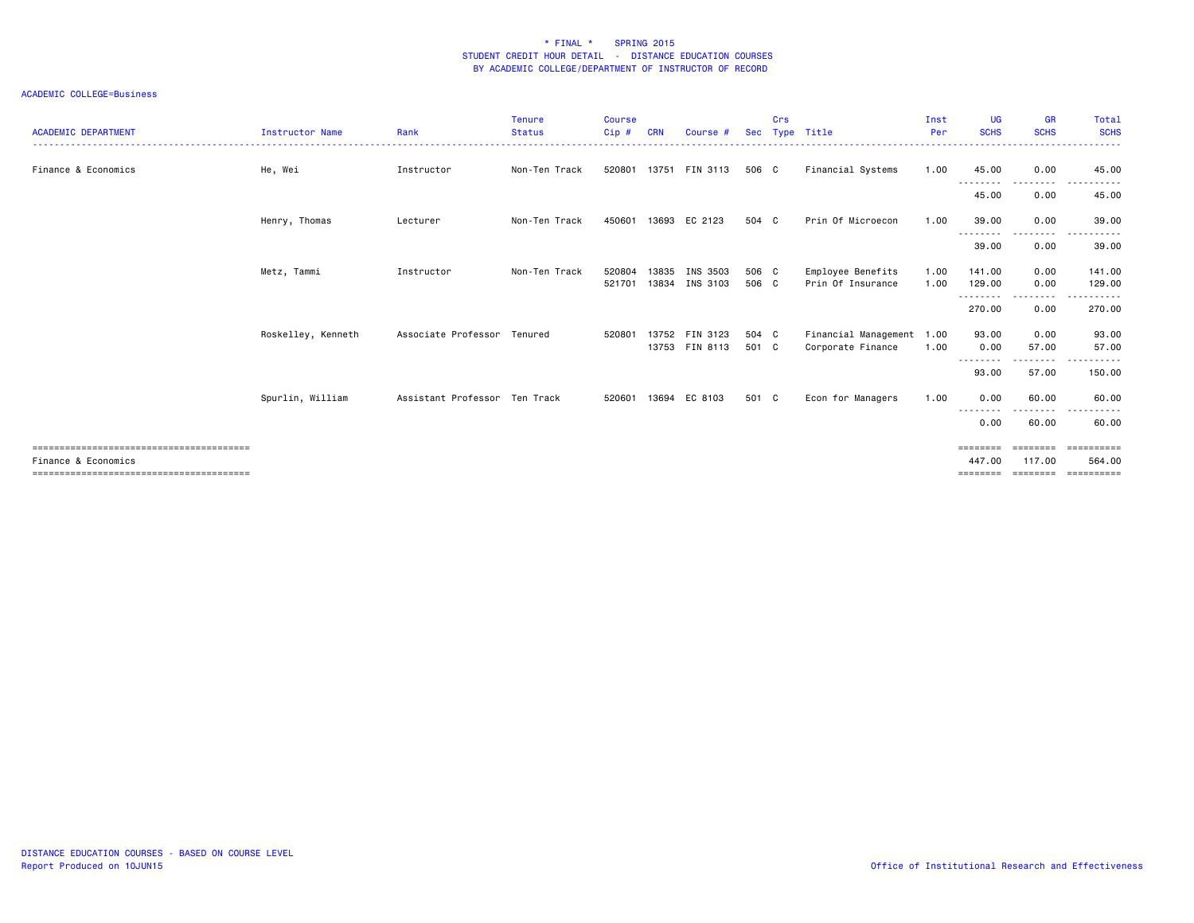\* FINAL \*    SPRING 2015
STUDENT CREDIT HOUR DETAIL - DISTANCE EDUCATION COURSES
BY ACADEMIC COLLEGE/DEPARTMENT OF INSTRUCTOR OF RECORD

ACADEMIC COLLEGE=Business

| ACADEMIC DEPARTMENT | Instructor Name | Rank | Tenure Status | Course Cip # | CRN | Course # | Sec | Crs Type | Title | Inst Per | UG SCHS | GR SCHS | Total SCHS |
|---|---|---|---|---|---|---|---|---|---|---|---|---|---|
| Finance & Economics | He, Wei | Instructor | Non-Ten Track | 520801 | 13751 | FIN 3113 | 506 | C | Financial Systems | 1.00 | 45.00 | 0.00 | 45.00 |
| | | | | | | | | | | | 45.00 | 0.00 | 45.00 |
| | Henry, Thomas | Lecturer | Non-Ten Track | 450601 | 13693 | EC 2123 | 504 | C | Prin Of Microecon | 1.00 | 39.00 | 0.00 | 39.00 |
| | | | | | | | | | | | 39.00 | 0.00 | 39.00 |
| | Metz, Tammi | Instructor | Non-Ten Track | 520804 | 13835 | INS 3503 | 506 | C | Employee Benefits | 1.00 | 141.00 | 0.00 | 141.00 |
| | | | | 521701 | 13834 | INS 3103 | 506 | C | Prin Of Insurance | 1.00 | 129.00 | 0.00 | 129.00 |
| | | | | | | | | | | | 270.00 | 0.00 | 270.00 |
| | Roskelley, Kenneth | Associate Professor | Tenured | 520801 | 13752 | FIN 3123 | 504 | C | Financial Management | 1.00 | 93.00 | 0.00 | 93.00 |
| | | | | | 13753 | FIN 8113 | 501 | C | Corporate Finance | 1.00 | 0.00 | 57.00 | 57.00 |
| | | | | | | | | | | | 93.00 | 57.00 | 150.00 |
| | Spurlin, William | Assistant Professor | Ten Track | 520601 | 13694 | EC 8103 | 501 | C | Econ for Managers | 1.00 | 0.00 | 60.00 | 60.00 |
| | | | | | | | | | | | 0.00 | 60.00 | 60.00 |
| Finance & Economics | | | | | | | | | | | 447.00 | 117.00 | 564.00 |

DISTANCE EDUCATION COURSES - BASED ON COURSE LEVEL
Report Produced on 10JUN15

Office of Institutional Research and Effectiveness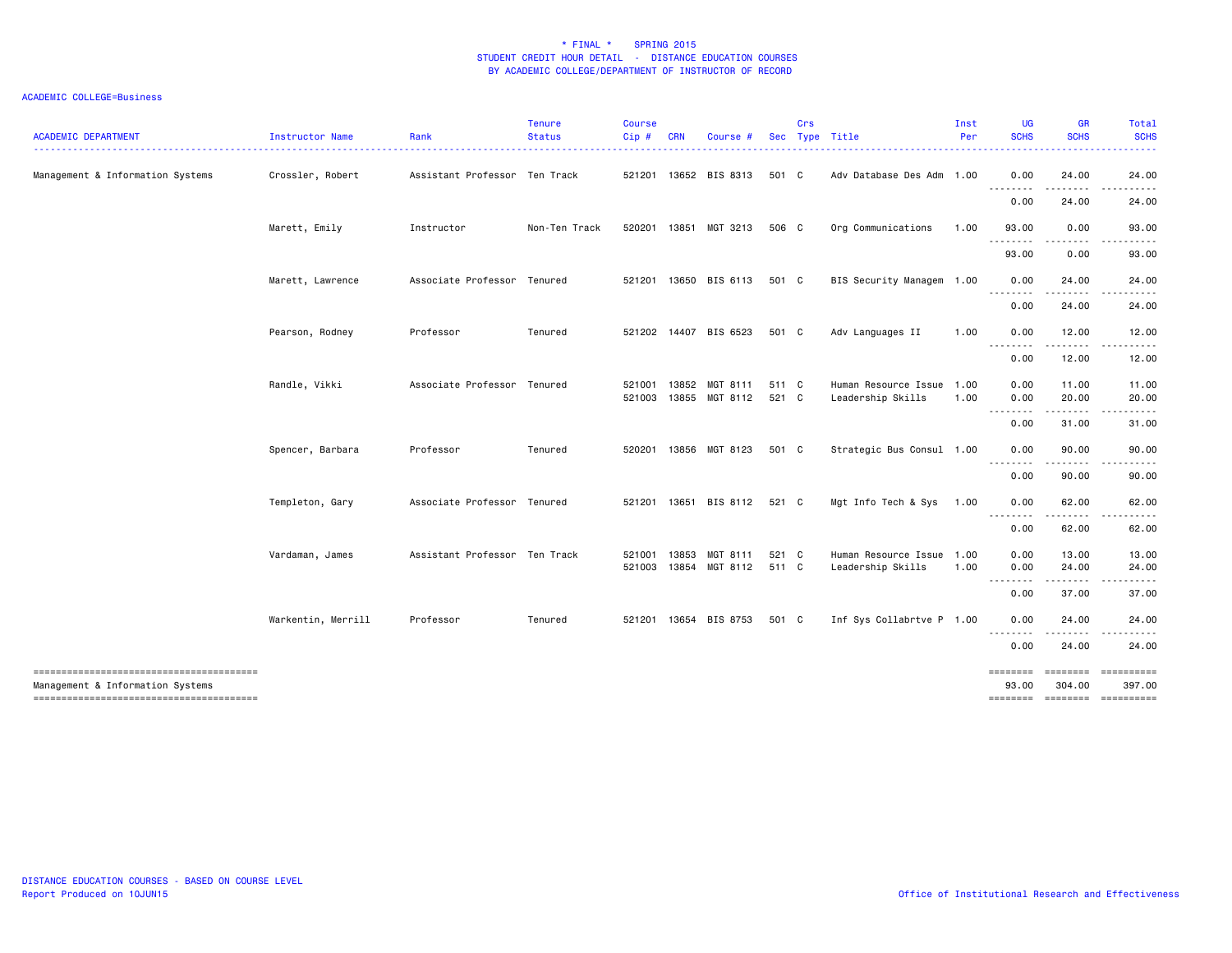# \* FINAL \* SPRING 2015
## STUDENT CREDIT HOUR DETAIL - DISTANCE EDUCATION COURSES
## BY ACADEMIC COLLEGE/DEPARTMENT OF INSTRUCTOR OF RECORD

ACADEMIC COLLEGE=Business

| ACADEMIC DEPARTMENT | Instructor Name | Rank | Tenure Status | Course Cip # | CRN | Course # | Sec | Crs Type | Title | Inst Per | UG SCHS | GR SCHS | Total SCHS |
|---|---|---|---|---|---|---|---|---|---|---|---|---|---|
| Management & Information Systems | Crossler, Robert | Assistant Professor | Ten Track | 521201 | 13652 | BIS 8313 | 501 | C | Adv Database Des Adm | 1.00 | 0.00 | 24.00 | 24.00 |
| | | | | | | | | | | | 0.00 | 24.00 | 24.00 |
| | Marett, Emily | Instructor | Non-Ten Track | 520201 | 13851 | MGT 3213 | 506 | C | Org Communications | 1.00 | 93.00 | 0.00 | 93.00 |
| | | | | | | | | | | | 93.00 | 0.00 | 93.00 |
| | Marett, Lawrence | Associate Professor | Tenured | 521201 | 13650 | BIS 6113 | 501 | C | BIS Security Managem | 1.00 | 0.00 | 24.00 | 24.00 |
| | | | | | | | | | | | 0.00 | 24.00 | 24.00 |
| | Pearson, Rodney | Professor | Tenured | 521202 | 14407 | BIS 6523 | 501 | C | Adv Languages II | 1.00 | 0.00 | 12.00 | 12.00 |
| | | | | | | | | | | | 0.00 | 12.00 | 12.00 |
| | Randle, Vikki | Associate Professor | Tenured | 521001 | 13852 | MGT 8111 | 511 | C | Human Resource Issue | 1.00 | 0.00 | 11.00 | 11.00 |
| | | | | 521003 | 13855 | MGT 8112 | 521 | C | Leadership Skills | 1.00 | 0.00 | 20.00 | 20.00 |
| | | | | | | | | | | | 0.00 | 31.00 | 31.00 |
| | Spencer, Barbara | Professor | Tenured | 520201 | 13856 | MGT 8123 | 501 | C | Strategic Bus Consul | 1.00 | 0.00 | 90.00 | 90.00 |
| | | | | | | | | | | | 0.00 | 90.00 | 90.00 |
| | Templeton, Gary | Associate Professor | Tenured | 521201 | 13651 | BIS 8112 | 521 | C | Mgt Info Tech & Sys | 1.00 | 0.00 | 62.00 | 62.00 |
| | | | | | | | | | | | 0.00 | 62.00 | 62.00 |
| | Vardaman, James | Assistant Professor | Ten Track | 521001 | 13853 | MGT 8111 | 521 | C | Human Resource Issue | 1.00 | 0.00 | 13.00 | 13.00 |
| | | | | 521003 | 13854 | MGT 8112 | 511 | C | Leadership Skills | 1.00 | 0.00 | 24.00 | 24.00 |
| | | | | | | | | | | | 0.00 | 37.00 | 37.00 |
| | Warkentin, Merrill | Professor | Tenured | 521201 | 13654 | BIS 8753 | 501 | C | Inf Sys Collabrtve P | 1.00 | 0.00 | 24.00 | 24.00 |
| | | | | | | | | | | | 0.00 | 24.00 | 24.00 |
| Management & Information Systems | | | | | | | | | | | 93.00 | 304.00 | 397.00 |

DISTANCE EDUCATION COURSES - BASED ON COURSE LEVEL
Report Produced on 10JUN15

Office of Institutional Research and Effectiveness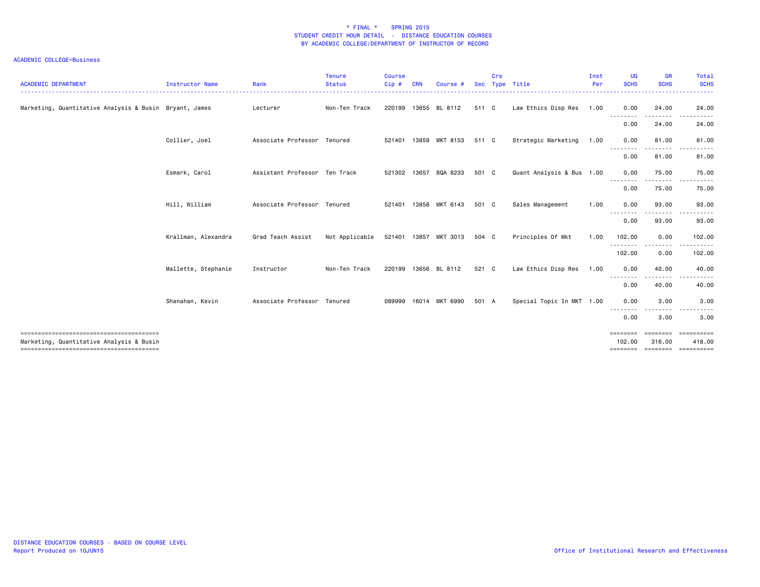# * FINAL * SPRING 2015
## STUDENT CREDIT HOUR DETAIL - DISTANCE EDUCATION COURSES
### BY ACADEMIC COLLEGE/DEPARTMENT OF INSTRUCTOR OF RECORD

ACADEMIC COLLEGE=Business

| ACADEMIC DEPARTMENT | Instructor Name | Rank | Tenure Status | Course Cip # | CRN | Course # | Sec | Crs Type | Title | Inst Per | UG SCHS | GR SCHS | Total SCHS |
|---|---|---|---|---|---|---|---|---|---|---|---|---|---|
| Marketing, Quantitative Analysis & Busin | Bryant, James | Lecturer | Non-Ten Track | 220199 | 13655 | BL 8112 | 511 | C | Law Ethics Disp Res | 1.00 | 0.00 | 24.00 | 24.00 |
| | | | | | | | | | | | 0.00 | 24.00 | 24.00 |
| | Collier, Joel | Associate Professor | Tenured | 521401 | 13859 | MKT 8153 | 511 | C | Strategic Marketing | 1.00 | 0.00 | 81.00 | 81.00 |
| | | | | | | | | | | | 0.00 | 81.00 | 81.00 |
| | Esmark, Carol | Assistant Professor | Ten Track | 521302 | 13657 | BQA 8233 | 501 | C | Quant Analysis & Bus | 1.00 | 0.00 | 75.00 | 75.00 |
| | | | | | | | | | | | 0.00 | 75.00 | 75.00 |
| | Hill, William | Associate Professor | Tenured | 521401 | 13858 | MKT 6143 | 501 | C | Sales Management | 1.00 | 0.00 | 93.00 | 93.00 |
| | | | | | | | | | | | 0.00 | 93.00 | 93.00 |
| | Krallman, Alexandra | Grad Teach Assist | Not Applicable | 521401 | 13857 | MKT 3013 | 504 | C | Principles Of Mkt | 1.00 | 102.00 | 0.00 | 102.00 |
| | | | | | | | | | | | 102.00 | 0.00 | 102.00 |
| | Mallette, Stephanie | Instructor | Non-Ten Track | 220199 | 13656 | BL 8112 | 521 | C | Law Ethics Disp Res | 1.00 | 0.00 | 40.00 | 40.00 |
| | | | | | | | | | | | 0.00 | 40.00 | 40.00 |
| | Shanahan, Kevin | Associate Professor | Tenured | 089999 | 16014 | MKT 6990 | 501 | A | Special Topic In MKT | 1.00 | 0.00 | 3.00 | 3.00 |
| | | | | | | | | | | | 0.00 | 3.00 | 3.00 |
| Marketing, Quantitative Analysis & Busin | | | | | | | | | | | 102.00 | 316.00 | 418.00 |

DISTANCE EDUCATION COURSES - BASED ON COURSE LEVEL
Report Produced on 10JUN15

Office of Institutional Research and Effectiveness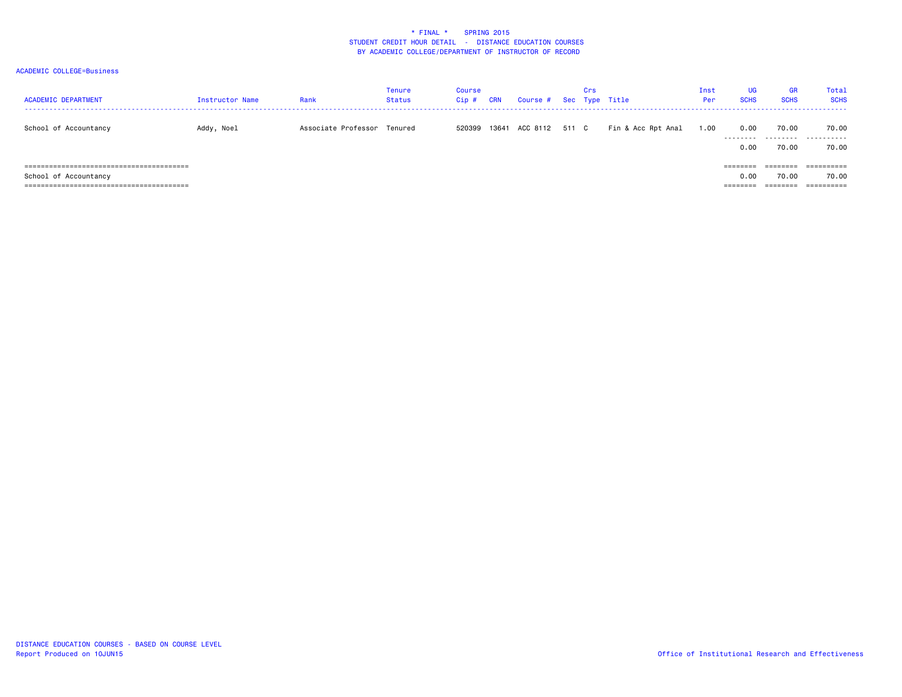\* FINAL \* SPRING 2015
STUDENT CREDIT HOUR DETAIL - DISTANCE EDUCATION COURSES
BY ACADEMIC COLLEGE/DEPARTMENT OF INSTRUCTOR OF RECORD

ACADEMIC COLLEGE=Business

| ACADEMIC DEPARTMENT | Instructor Name | Rank | Tenure Status | Course Cip # | CRN | Course # | Sec | Crs Type | Title | Inst Per | UG SCHS | GR SCHS | Total SCHS |
|---|---|---|---|---|---|---|---|---|---|---|---|---|---|
| School of Accountancy | Addy, Noel | Associate Professor | Tenured | 520399 | 13641 | ACC 8112 | 511 | C | Fin & Acc Rpt Anal | 1.00 | 0.00 | 70.00 | 70.00 |
| | | | | | | | | | | | 0.00 | 70.00 | 70.00 |
| School of Accountancy | | | | | | | | | | | 0.00 | 70.00 | 70.00 |

DISTANCE EDUCATION COURSES - BASED ON COURSE LEVEL
Report Produced on 10JUN15

Office of Institutional Research and Effectiveness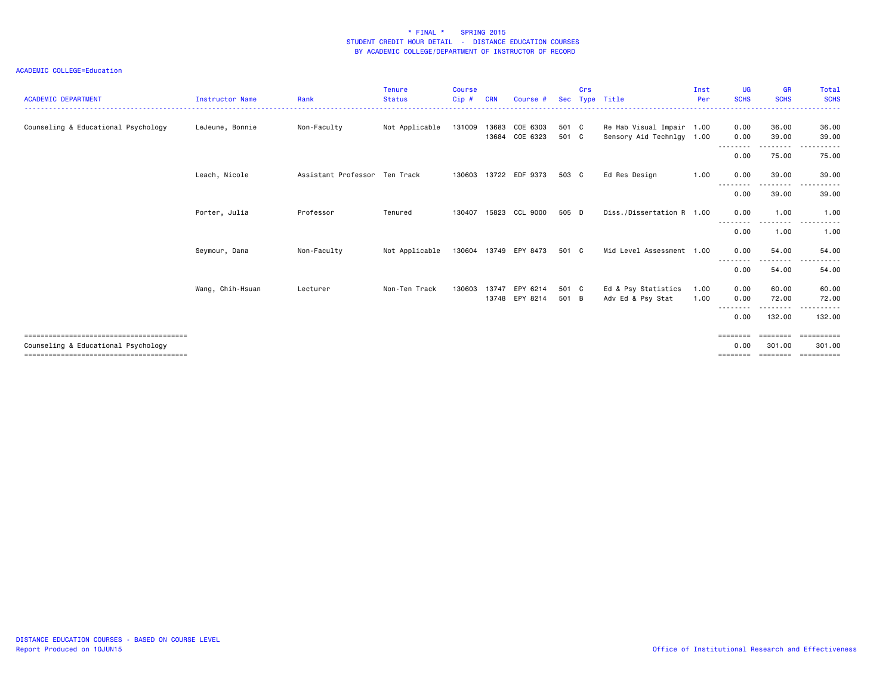\* FINAL \* SPRING 2015
STUDENT CREDIT HOUR DETAIL - DISTANCE EDUCATION COURSES
BY ACADEMIC COLLEGE/DEPARTMENT OF INSTRUCTOR OF RECORD

ACADEMIC COLLEGE=Education

| ACADEMIC DEPARTMENT | Instructor Name | Rank | Tenure Status | Course Cip # | CRN | Course # | Sec | Crs Type | Title | Inst Per | UG SCHS | GR SCHS | Total SCHS |
|---|---|---|---|---|---|---|---|---|---|---|---|---|---|
| Counseling & Educational Psychology | LeJeune, Bonnie | Non-Faculty | Not Applicable | 131009 | 13683 | COE 6303 | 501 | C | Re Hab Visual Impair | 1.00 | 0.00 | 36.00 | 36.00 |
| | | | | | 13684 | COE 6323 | 501 | C | Sensory Aid Technlgy | 1.00 | 0.00 | 39.00 | 39.00 |
| | | | | | | | | | | | 0.00 | 75.00 | 75.00 |
| | Leach, Nicole | Assistant Professor | Ten Track | 130603 | 13722 | EDF 9373 | 503 | C | Ed Res Design | 1.00 | 0.00 | 39.00 | 39.00 |
| | | | | | | | | | | | 0.00 | 39.00 | 39.00 |
| | Porter, Julia | Professor | Tenured | 130407 | 15823 | CCL 9000 | 505 | D | Diss./Dissertation R | 1.00 | 0.00 | 1.00 | 1.00 |
| | | | | | | | | | | | 0.00 | 1.00 | 1.00 |
| | Seymour, Dana | Non-Faculty | Not Applicable | 130604 | 13749 | EPY 8473 | 501 | C | Mid Level Assessment | 1.00 | 0.00 | 54.00 | 54.00 |
| | | | | | | | | | | | 0.00 | 54.00 | 54.00 |
| | Wang, Chih-Hsuan | Lecturer | Non-Ten Track | 130603 | 13747 | EPY 6214 | 501 | C | Ed & Psy Statistics | 1.00 | 0.00 | 60.00 | 60.00 |
| | | | | | 13748 | EPY 8214 | 501 | B | Adv Ed & Psy Stat | 1.00 | 0.00 | 72.00 | 72.00 |
| | | | | | | | | | | | 0.00 | 132.00 | 132.00 |
| Counseling & Educational Psychology | | | | | | | | | | | 0.00 | 301.00 | 301.00 |

DISTANCE EDUCATION COURSES - BASED ON COURSE LEVEL
Report Produced on 10JUN15

Office of Institutional Research and Effectiveness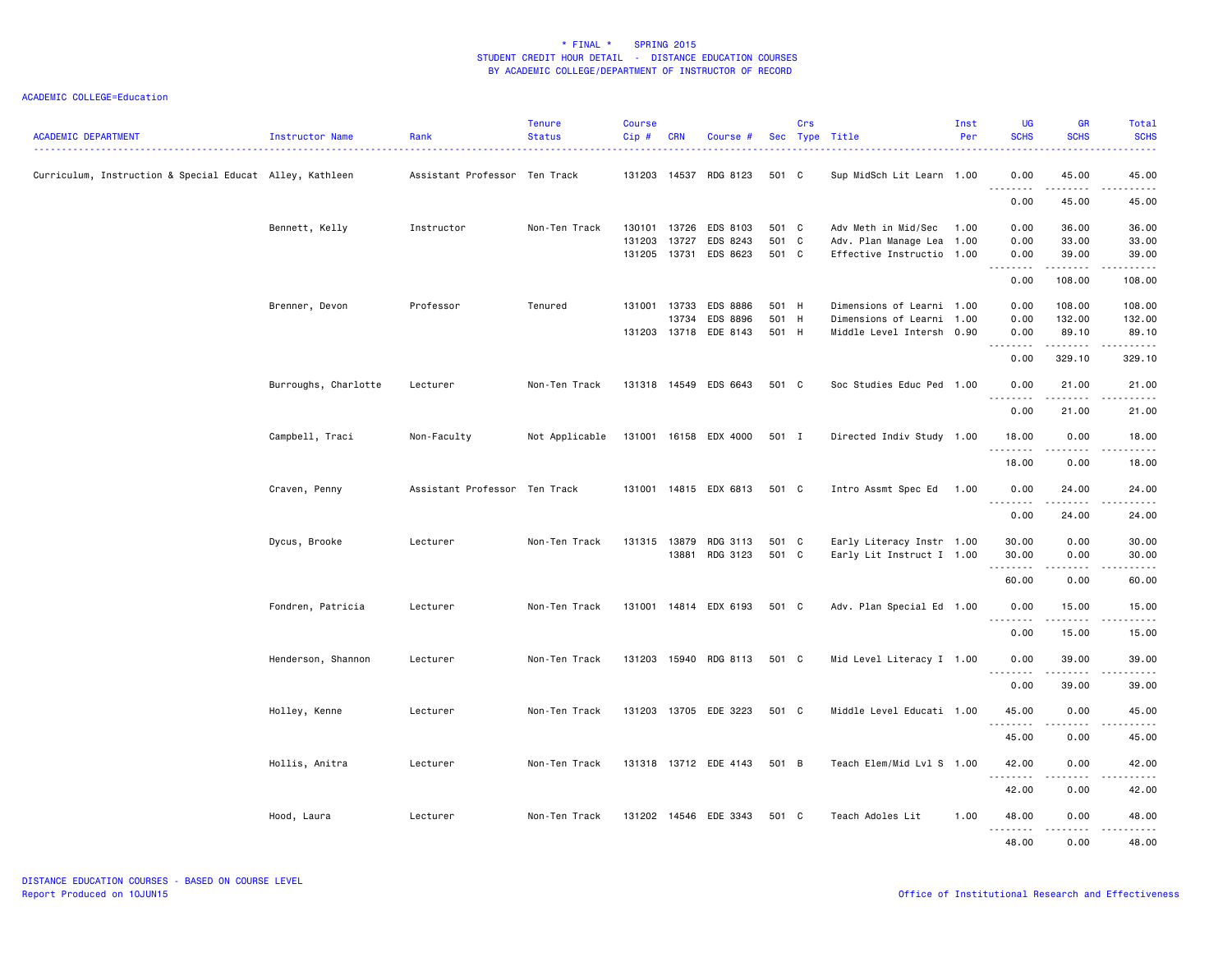\* FINAL \*  SPRING 2015
STUDENT CREDIT HOUR DETAIL - DISTANCE EDUCATION COURSES
BY ACADEMIC COLLEGE/DEPARTMENT OF INSTRUCTOR OF RECORD

ACADEMIC COLLEGE=Education

| ACADEMIC DEPARTMENT | Instructor Name | Rank | Tenure Status | Course Cip # | CRN | Course # | Sec | Crs Type | Title | Inst Per | UG SCHS | GR SCHS | Total SCHS |
|---|---|---|---|---|---|---|---|---|---|---|---|---|---|
| Curriculum, Instruction & Special Educat | Alley, Kathleen | Assistant Professor | Ten Track | 131203 | 14537 | RDG 8123 | 501 | C | Sup MidSch Lit Learn | 1.00 | 0.00 | 45.00 | 45.00 |
| | | | | | | | | | | | 0.00 | 45.00 | 45.00 |
| | Bennett, Kelly | Instructor | Non-Ten Track | 130101 | 13726 | EDS 8103 | 501 | C | Adv Meth in Mid/Sec | 1.00 | 0.00 | 36.00 | 36.00 |
| | | | | 131203 | 13727 | EDS 8243 | 501 | C | Adv. Plan Manage Lea | 1.00 | 0.00 | 33.00 | 33.00 |
| | | | | 131205 | 13731 | EDS 8623 | 501 | C | Effective Instructio | 1.00 | 0.00 | 39.00 | 39.00 |
| | | | | | | | | | | | 0.00 | 108.00 | 108.00 |
| | Brenner, Devon | Professor | Tenured | 131001 | 13733 | EDS 8886 | 501 | H | Dimensions of Learni | 1.00 | 0.00 | 108.00 | 108.00 |
| | | | | | 13734 | EDS 8896 | 501 | H | Dimensions of Learni | 1.00 | 0.00 | 132.00 | 132.00 |
| | | | | 131203 | 13718 | EDE 8143 | 501 | H | Middle Level Intersh | 0.90 | 0.00 | 89.10 | 89.10 |
| | | | | | | | | | | | 0.00 | 329.10 | 329.10 |
| | Burroughs, Charlotte | Lecturer | Non-Ten Track | 131318 | 14549 | EDS 6643 | 501 | C | Soc Studies Educ Ped | 1.00 | 0.00 | 21.00 | 21.00 |
| | | | | | | | | | | | 0.00 | 21.00 | 21.00 |
| | Campbell, Traci | Non-Faculty | Not Applicable | 131001 | 16158 | EDX 4000 | 501 | I | Directed Indiv Study | 1.00 | 18.00 | 0.00 | 18.00 |
| | | | | | | | | | | | 18.00 | 0.00 | 18.00 |
| | Craven, Penny | Assistant Professor | Ten Track | 131001 | 14815 | EDX 6813 | 501 | C | Intro Assmt Spec Ed | 1.00 | 0.00 | 24.00 | 24.00 |
| | | | | | | | | | | | 0.00 | 24.00 | 24.00 |
| | Dycus, Brooke | Lecturer | Non-Ten Track | 131315 | 13879 | RDG 3113 | 501 | C | Early Literacy Instr | 1.00 | 30.00 | 0.00 | 30.00 |
| | | | | | 13881 | RDG 3123 | 501 | C | Early Lit Instruct I | 1.00 | 30.00 | 0.00 | 30.00 |
| | | | | | | | | | | | 60.00 | 0.00 | 60.00 |
| | Fondren, Patricia | Lecturer | Non-Ten Track | 131001 | 14814 | EDX 6193 | 501 | C | Adv. Plan Special Ed | 1.00 | 0.00 | 15.00 | 15.00 |
| | | | | | | | | | | | 0.00 | 15.00 | 15.00 |
| | Henderson, Shannon | Lecturer | Non-Ten Track | 131203 | 15940 | RDG 8113 | 501 | C | Mid Level Literacy I | 1.00 | 0.00 | 39.00 | 39.00 |
| | | | | | | | | | | | 0.00 | 39.00 | 39.00 |
| | Holley, Kenne | Lecturer | Non-Ten Track | 131203 | 13705 | EDE 3223 | 501 | C | Middle Level Educati | 1.00 | 45.00 | 0.00 | 45.00 |
| | | | | | | | | | | | 45.00 | 0.00 | 45.00 |
| | Hollis, Anitra | Lecturer | Non-Ten Track | 131318 | 13712 | EDE 4143 | 501 | B | Teach Elem/Mid Lvl S | 1.00 | 42.00 | 0.00 | 42.00 |
| | | | | | | | | | | | 42.00 | 0.00 | 42.00 |
| | Hood, Laura | Lecturer | Non-Ten Track | 131202 | 14546 | EDE 3343 | 501 | C | Teach Adoles Lit | 1.00 | 48.00 | 0.00 | 48.00 |
| | | | | | | | | | | | 48.00 | 0.00 | 48.00 |

DISTANCE EDUCATION COURSES - BASED ON COURSE LEVEL
Report Produced on 10JUN15

Office of Institutional Research and Effectiveness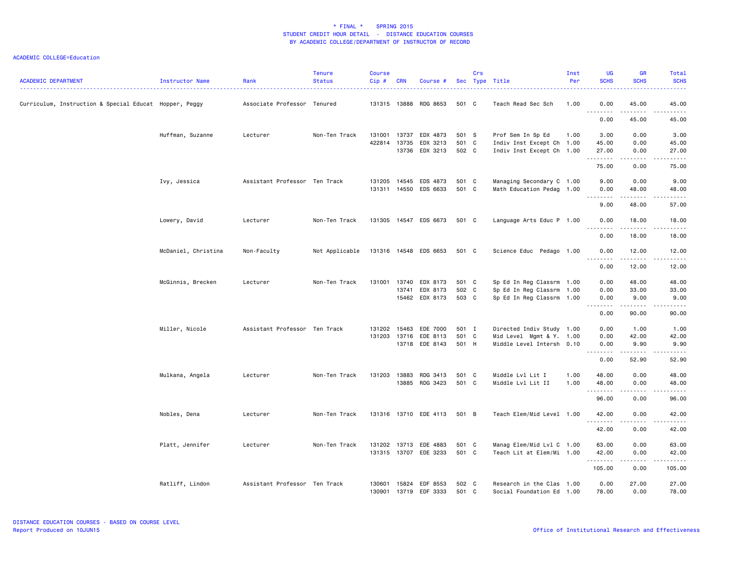\* FINAL \* SPRING 2015
STUDENT CREDIT HOUR DETAIL - DISTANCE EDUCATION COURSES
BY ACADEMIC COLLEGE/DEPARTMENT OF INSTRUCTOR OF RECORD

ACADEMIC COLLEGE=Education

| ACADEMIC DEPARTMENT | Instructor Name | Rank | Tenure Status | Course Cip # | CRN | Course # | Sec | Crs Type | Title | Inst Per | UG SCHS | GR SCHS | Total SCHS |
|---|---|---|---|---|---|---|---|---|---|---|---|---|---|
| Curriculum, Instruction & Special Educat | Hopper, Peggy | Associate Professor | Tenured | 131315 | 13888 | RDG 8653 | 501 | C | Teach Read Sec Sch | 1.00 | 0.00 | 45.00 | 45.00 |
| | | | | | | | | | | | 0.00 | 45.00 | 45.00 |
| | Huffman, Suzanne | Lecturer | Non-Ten Track | 131001 | 13737 | EDX 4873 | 501 | S | Prof Sem In Sp Ed | 1.00 | 3.00 | 0.00 | 3.00 |
| | | | | 422814 | 13735 | EDX 3213 | 501 | C | Indiv Inst Except Ch | 1.00 | 45.00 | 0.00 | 45.00 |
| | | | | | 13736 | EDX 3213 | 502 | C | Indiv Inst Except Ch | 1.00 | 27.00 | 0.00 | 27.00 |
| | | | | | | | | | | | 75.00 | 0.00 | 75.00 |
| | Ivy, Jessica | Assistant Professor | Ten Track | 131205 | 14545 | EDS 4873 | 501 | C | Managing Secondary C | 1.00 | 9.00 | 0.00 | 9.00 |
| | | | | 131311 | 14550 | EDS 6633 | 501 | C | Math Education Pedag | 1.00 | 0.00 | 48.00 | 48.00 |
| | | | | | | | | | | | 9.00 | 48.00 | 57.00 |
| | Lowery, David | Lecturer | Non-Ten Track | 131305 | 14547 | EDS 6673 | 501 | C | Language Arts Educ P | 1.00 | 0.00 | 18.00 | 18.00 |
| | | | | | | | | | | | 0.00 | 18.00 | 18.00 |
| | McDaniel, Christina | Non-Faculty | Not Applicable | 131316 | 14548 | EDS 6653 | 501 | C | Science Educ Pedago | 1.00 | 0.00 | 12.00 | 12.00 |
| | | | | | | | | | | | 0.00 | 12.00 | 12.00 |
| | McGinnis, Brecken | Lecturer | Non-Ten Track | 131001 | 13740 | EDX 8173 | 501 | C | Sp Ed In Reg Classrm | 1.00 | 0.00 | 48.00 | 48.00 |
| | | | | | 13741 | EDX 8173 | 502 | C | Sp Ed In Reg Classrm | 1.00 | 0.00 | 33.00 | 33.00 |
| | | | | | 15462 | EDX 8173 | 503 | C | Sp Ed In Reg Classrm | 1.00 | 0.00 | 9.00 | 9.00 |
| | | | | | | | | | | | 0.00 | 90.00 | 90.00 |
| | Miller, Nicole | Assistant Professor | Ten Track | 131202 | 15463 | EDE 7000 | 501 | I | Directed Indiv Study | 1.00 | 0.00 | 1.00 | 1.00 |
| | | | | 131203 | 13716 | EDE 8113 | 501 | C | Mid Level Mgmt & Y. | 1.00 | 0.00 | 42.00 | 42.00 |
| | | | | | 13718 | EDE 8143 | 501 | H | Middle Level Intersh | 0.10 | 0.00 | 9.90 | 9.90 |
| | | | | | | | | | | | 0.00 | 52.90 | 52.90 |
| | Mulkana, Angela | Lecturer | Non-Ten Track | 131203 | 13883 | RDG 3413 | 501 | C | Middle Lvl Lit I | 1.00 | 48.00 | 0.00 | 48.00 |
| | | | | | 13885 | RDG 3423 | 501 | C | Middle Lvl Lit II | 1.00 | 48.00 | 0.00 | 48.00 |
| | | | | | | | | | | | 96.00 | 0.00 | 96.00 |
| | Nobles, Dena | Lecturer | Non-Ten Track | 131316 | 13710 | EDE 4113 | 501 | B | Teach Elem/Mid Level | 1.00 | 42.00 | 0.00 | 42.00 |
| | | | | | | | | | | | 42.00 | 0.00 | 42.00 |
| | Platt, Jennifer | Lecturer | Non-Ten Track | 131202 | 13713 | EDE 4883 | 501 | C | Manag Elem/Mid Lvl C | 1.00 | 63.00 | 0.00 | 63.00 |
| | | | | 131315 | 13707 | EDE 3233 | 501 | C | Teach Lit at Elem/Mi | 1.00 | 42.00 | 0.00 | 42.00 |
| | | | | | | | | | | | 105.00 | 0.00 | 105.00 |
| | Ratliff, Lindon | Assistant Professor | Ten Track | 130601 | 15824 | EDF 8553 | 502 | C | Research in the Clas | 1.00 | 0.00 | 27.00 | 27.00 |
| | | | | 130901 | 13719 | EDF 3333 | 501 | C | Social Foundation Ed | 1.00 | 78.00 | 0.00 | 78.00 |

DISTANCE EDUCATION COURSES - BASED ON COURSE LEVEL
Report Produced on 10JUN15
Office of Institutional Research and Effectiveness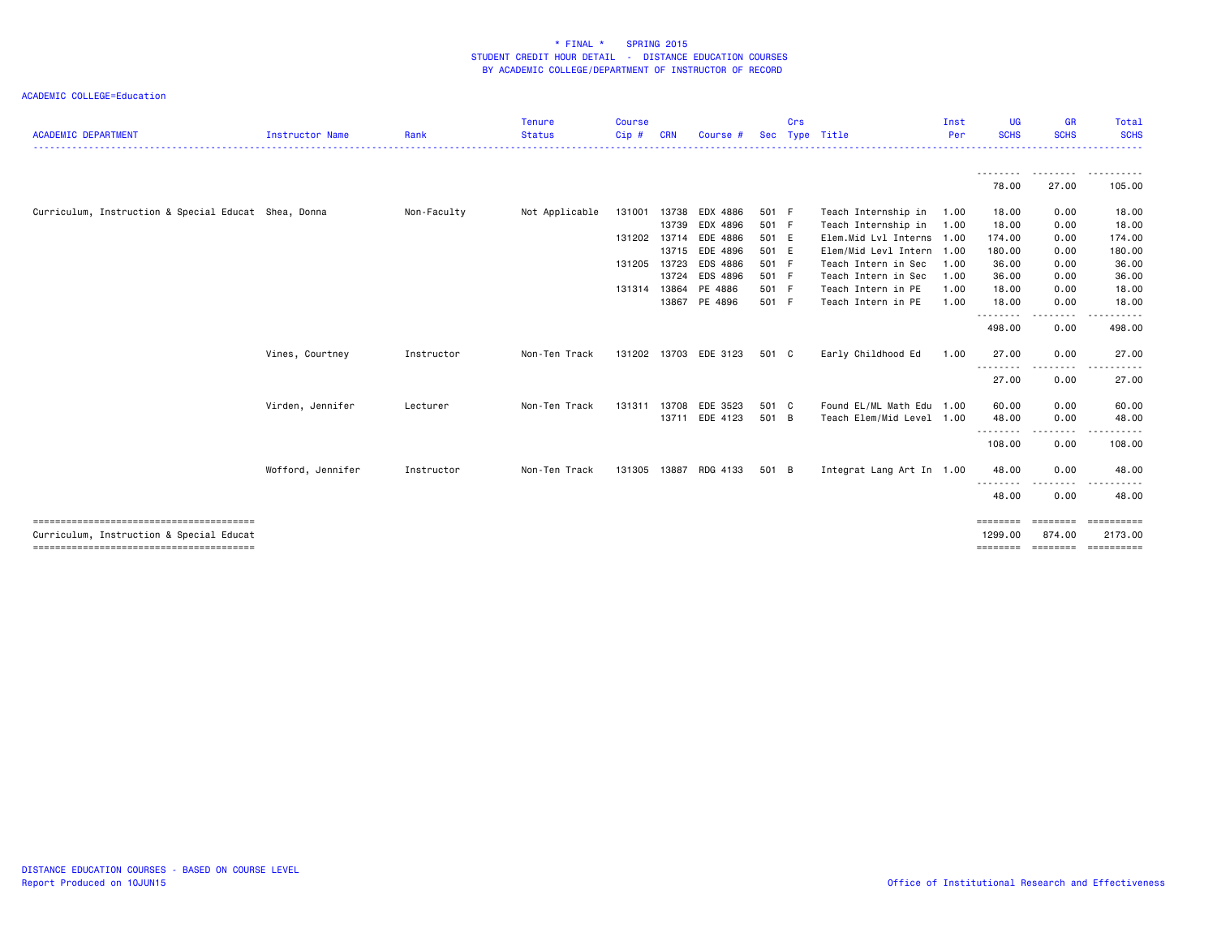* FINAL * SPRING 2015
STUDENT CREDIT HOUR DETAIL - DISTANCE EDUCATION COURSES
BY ACADEMIC COLLEGE/DEPARTMENT OF INSTRUCTOR OF RECORD

ACADEMIC COLLEGE=Education

| ACADEMIC DEPARTMENT | Instructor Name | Rank | Tenure Status | Course Cip # | CRN | Course # | Sec | Crs Type | Title | Inst Per | UG SCHS | GR SCHS | Total SCHS |
|---|---|---|---|---|---|---|---|---|---|---|---|---|---|
| | | | | | | | | | | | 78.00 | 27.00 | 105.00 |
| Curriculum, Instruction & Special Educat | Shea, Donna | Non-Faculty | Not Applicable | 131001 | 13738 | EDX 4886 | 501 | F | Teach Internship in | 1.00 | 18.00 | 0.00 | 18.00 |
| | | | | | 13739 | EDX 4896 | 501 | F | Teach Internship in | 1.00 | 18.00 | 0.00 | 18.00 |
| | | | | 131202 | 13714 | EDE 4886 | 501 | E | Elem.Mid Lvl Interns | 1.00 | 174.00 | 0.00 | 174.00 |
| | | | | | 13715 | EDE 4896 | 501 | E | Elem/Mid Levl Intern | 1.00 | 180.00 | 0.00 | 180.00 |
| | | | | 131205 | 13723 | EDS 4886 | 501 | F | Teach Intern in Sec | 1.00 | 36.00 | 0.00 | 36.00 |
| | | | | | 13724 | EDS 4896 | 501 | F | Teach Intern in Sec | 1.00 | 36.00 | 0.00 | 36.00 |
| | | | | 131314 | 13864 | PE 4886 | 501 | F | Teach Intern in PE | 1.00 | 18.00 | 0.00 | 18.00 |
| | | | | | 13867 | PE 4896 | 501 | F | Teach Intern in PE | 1.00 | 18.00 | 0.00 | 18.00 |
| | | | | | | | | | | | 498.00 | 0.00 | 498.00 |
| | Vines, Courtney | Instructor | Non-Ten Track | 131202 | 13703 | EDE 3123 | 501 | C | Early Childhood Ed | 1.00 | 27.00 | 0.00 | 27.00 |
| | | | | | | | | | | | 27.00 | 0.00 | 27.00 |
| | Virden, Jennifer | Lecturer | Non-Ten Track | 131311 | 13708 | EDE 3523 | 501 | C | Found EL/ML Math Edu | 1.00 | 60.00 | 0.00 | 60.00 |
| | | | | | 13711 | EDE 4123 | 501 | B | Teach Elem/Mid Level | 1.00 | 48.00 | 0.00 | 48.00 |
| | | | | | | | | | | | 108.00 | 0.00 | 108.00 |
| | Wofford, Jennifer | Instructor | Non-Ten Track | 131305 | 13887 | RDG 4133 | 501 | B | Integrat Lang Art In | 1.00 | 48.00 | 0.00 | 48.00 |
| | | | | | | | | | | | 48.00 | 0.00 | 48.00 |
| Curriculum, Instruction & Special Educat | | | | | | | | | | | 1299.00 | 874.00 | 2173.00 |

DISTANCE EDUCATION COURSES - BASED ON COURSE LEVEL
Report Produced on 10JUN15

Office of Institutional Research and Effectiveness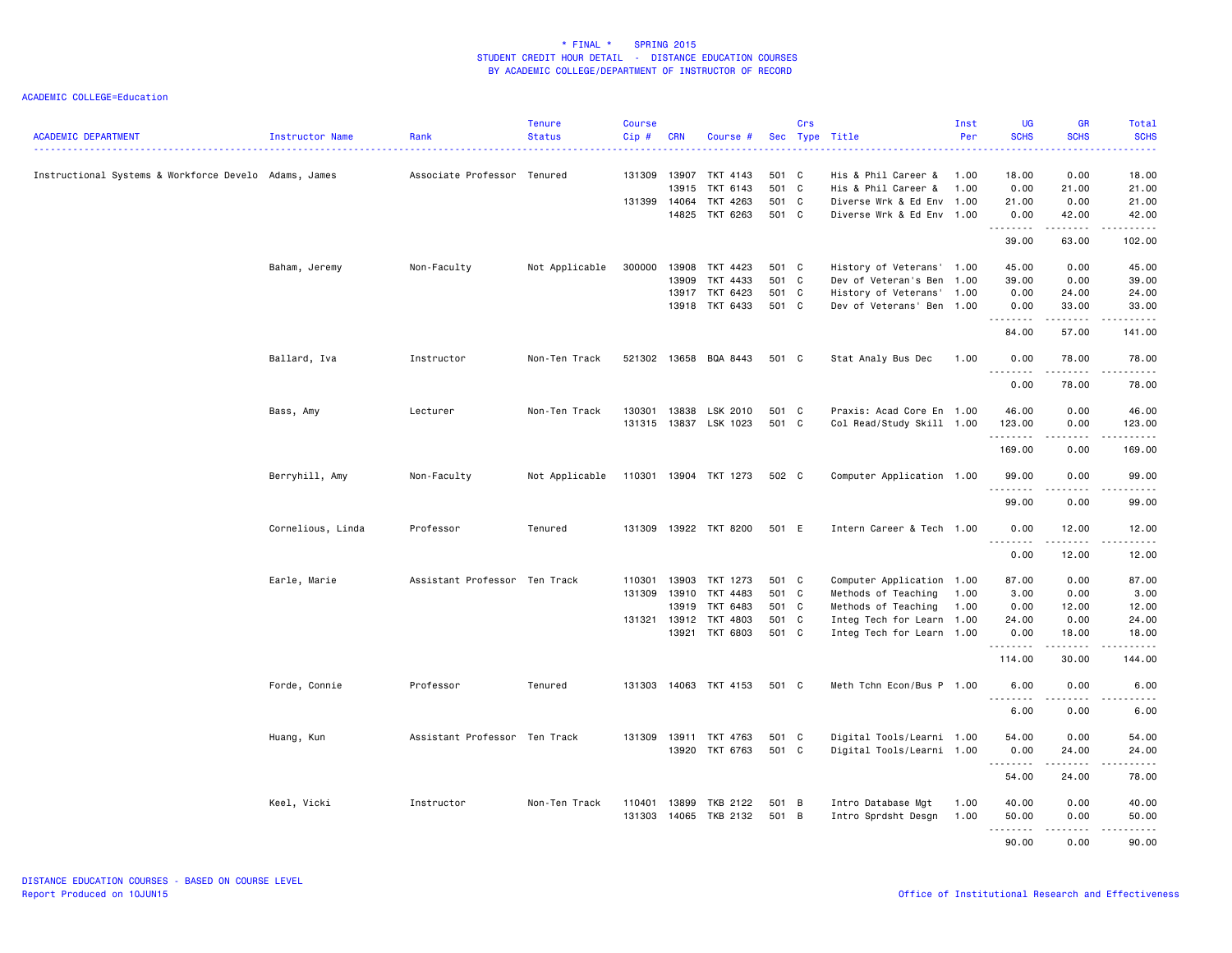\* FINAL \* SPRING 2015
STUDENT CREDIT HOUR DETAIL - DISTANCE EDUCATION COURSES
BY ACADEMIC COLLEGE/DEPARTMENT OF INSTRUCTOR OF RECORD

ACADEMIC COLLEGE=Education

| ACADEMIC DEPARTMENT | Instructor Name | Rank | Tenure Status | Course Cip # | CRN | Course # | Sec | Crs Type | Title | Inst Per | UG SCHS | GR SCHS | Total SCHS |
|---|---|---|---|---|---|---|---|---|---|---|---|---|---|
| Instructional Systems & Workforce Develo | Adams, James | Associate Professor | Tenured | 131309 | 13907 | TKT 4143 | 501 | C | His & Phil Career & | 1.00 | 18.00 | 0.00 | 18.00 |
| | | | | | 13915 | TKT 6143 | 501 | C | His & Phil Career & | 1.00 | 0.00 | 21.00 | 21.00 |
| | | | | 131399 | 14064 | TKT 4263 | 501 | C | Diverse Wrk & Ed Env | 1.00 | 21.00 | 0.00 | 21.00 |
| | | | | | 14825 | TKT 6263 | 501 | C | Diverse Wrk & Ed Env | 1.00 | 0.00 | 42.00 | 42.00 |
| | | | | | | | | | | | 39.00 | 63.00 | 102.00 |
| | Baham, Jeremy | Non-Faculty | Not Applicable | 300000 | 13908 | TKT 4423 | 501 | C | History of Veterans' | 1.00 | 45.00 | 0.00 | 45.00 |
| | | | | | 13909 | TKT 4433 | 501 | C | Dev of Veteran's Ben | 1.00 | 39.00 | 0.00 | 39.00 |
| | | | | | 13917 | TKT 6423 | 501 | C | History of Veterans' | 1.00 | 0.00 | 24.00 | 24.00 |
| | | | | | 13918 | TKT 6433 | 501 | C | Dev of Veterans' Ben | 1.00 | 0.00 | 33.00 | 33.00 |
| | | | | | | | | | | | 84.00 | 57.00 | 141.00 |
| | Ballard, Iva | Instructor | Non-Ten Track | 521302 | 13658 | BQA 8443 | 501 | C | Stat Analy Bus Dec | 1.00 | 0.00 | 78.00 | 78.00 |
| | | | | | | | | | | | 0.00 | 78.00 | 78.00 |
| | Bass, Amy | Lecturer | Non-Ten Track | 130301 | 13838 | LSK 2010 | 501 | C | Praxis: Acad Core En | 1.00 | 46.00 | 0.00 | 46.00 |
| | | | | 131315 | 13837 | LSK 1023 | 501 | C | Col Read/Study Skill | 1.00 | 123.00 | 0.00 | 123.00 |
| | | | | | | | | | | | 169.00 | 0.00 | 169.00 |
| | Berryhill, Amy | Non-Faculty | Not Applicable | 110301 | 13904 | TKT 1273 | 502 | C | Computer Application | 1.00 | 99.00 | 0.00 | 99.00 |
| | | | | | | | | | | | 99.00 | 0.00 | 99.00 |
| | Cornelious, Linda | Professor | Tenured | 131309 | 13922 | TKT 8200 | 501 | E | Intern Career & Tech | 1.00 | 0.00 | 12.00 | 12.00 |
| | | | | | | | | | | | 0.00 | 12.00 | 12.00 |
| | Earle, Marie | Assistant Professor | Ten Track | 110301 | 13903 | TKT 1273 | 501 | C | Computer Application | 1.00 | 87.00 | 0.00 | 87.00 |
| | | | | 131309 | 13910 | TKT 4483 | 501 | C | Methods of Teaching | 1.00 | 3.00 | 0.00 | 3.00 |
| | | | | | 13919 | TKT 6483 | 501 | C | Methods of Teaching | 1.00 | 0.00 | 12.00 | 12.00 |
| | | | | 131321 | 13912 | TKT 4803 | 501 | C | Integ Tech for Learn | 1.00 | 24.00 | 0.00 | 24.00 |
| | | | | | 13921 | TKT 6803 | 501 | C | Integ Tech for Learn | 1.00 | 0.00 | 18.00 | 18.00 |
| | | | | | | | | | | | 114.00 | 30.00 | 144.00 |
| | Forde, Connie | Professor | Tenured | 131303 | 14063 | TKT 4153 | 501 | C | Meth Tchn Econ/Bus P | 1.00 | 6.00 | 0.00 | 6.00 |
| | | | | | | | | | | | 6.00 | 0.00 | 6.00 |
| | Huang, Kun | Assistant Professor | Ten Track | 131309 | 13911 | TKT 4763 | 501 | C | Digital Tools/Learni | 1.00 | 54.00 | 0.00 | 54.00 |
| | | | | | 13920 | TKT 6763 | 501 | C | Digital Tools/Learni | 1.00 | 0.00 | 24.00 | 24.00 |
| | | | | | | | | | | | 54.00 | 24.00 | 78.00 |
| | Keel, Vicki | Instructor | Non-Ten Track | 110401 | 13899 | TKB 2122 | 501 | B | Intro Database Mgt | 1.00 | 40.00 | 0.00 | 40.00 |
| | | | | 131303 | 14065 | TKB 2132 | 501 | B | Intro Sprdsht Desgn | 1.00 | 50.00 | 0.00 | 50.00 |
| | | | | | | | | | | | 90.00 | 0.00 | 90.00 |

DISTANCE EDUCATION COURSES - BASED ON COURSE LEVEL
Report Produced on 10JUN15
Office of Institutional Research and Effectiveness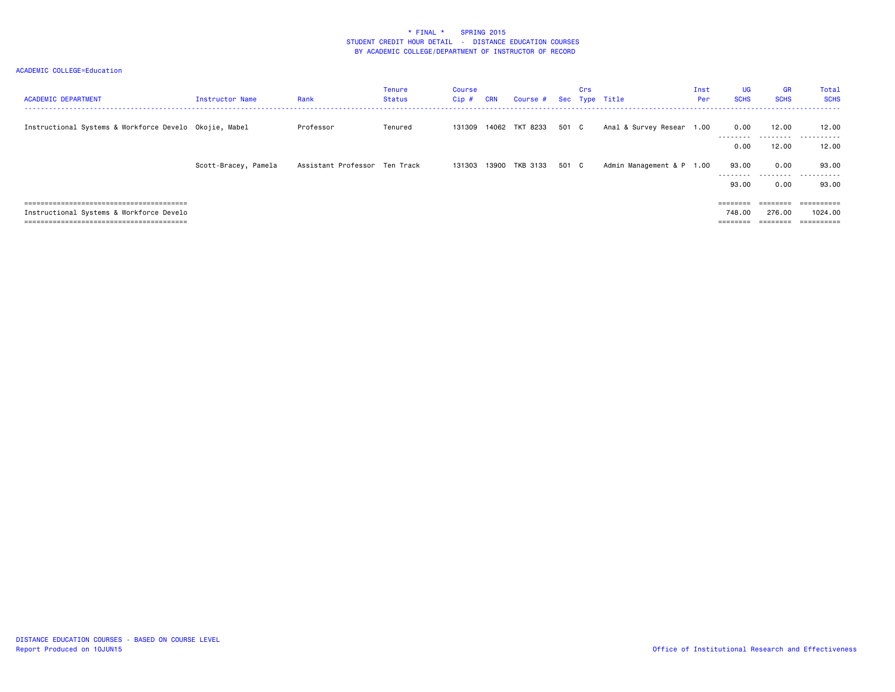\* FINAL \*    SPRING 2015
STUDENT CREDIT HOUR DETAIL - DISTANCE EDUCATION COURSES
BY ACADEMIC COLLEGE/DEPARTMENT OF INSTRUCTOR OF RECORD

ACADEMIC COLLEGE=Education

| ACADEMIC DEPARTMENT | Instructor Name | Rank | Tenure Status | Course Cip # | CRN | Course # | Sec | Crs Type | Title | Inst Per | UG SCHS | GR SCHS | Total SCHS |
|---|---|---|---|---|---|---|---|---|---|---|---|---|---|
| Instructional Systems & Workforce Develo | Okojie, Mabel | Professor | Tenured | 131309 | 14062 | TKT 8233 | 501 | C | Anal & Survey Resear | 1.00 | 0.00 | 12.00 | 12.00 |
| | | | | | | | | | | | 0.00 | 12.00 | 12.00 |
| | Scott-Bracey, Pamela | Assistant Professor | Ten Track | 131303 | 13900 | TKB 3133 | 501 | C | Admin Management & P | 1.00 | 93.00 | 0.00 | 93.00 |
| | | | | | | | | | | | 93.00 | 0.00 | 93.00 |
| Instructional Systems & Workforce Develo | | | | | | | | | | | 748.00 | 276.00 | 1024.00 |

DISTANCE EDUCATION COURSES - BASED ON COURSE LEVEL
Report Produced on 10JUN15

Office of Institutional Research and Effectiveness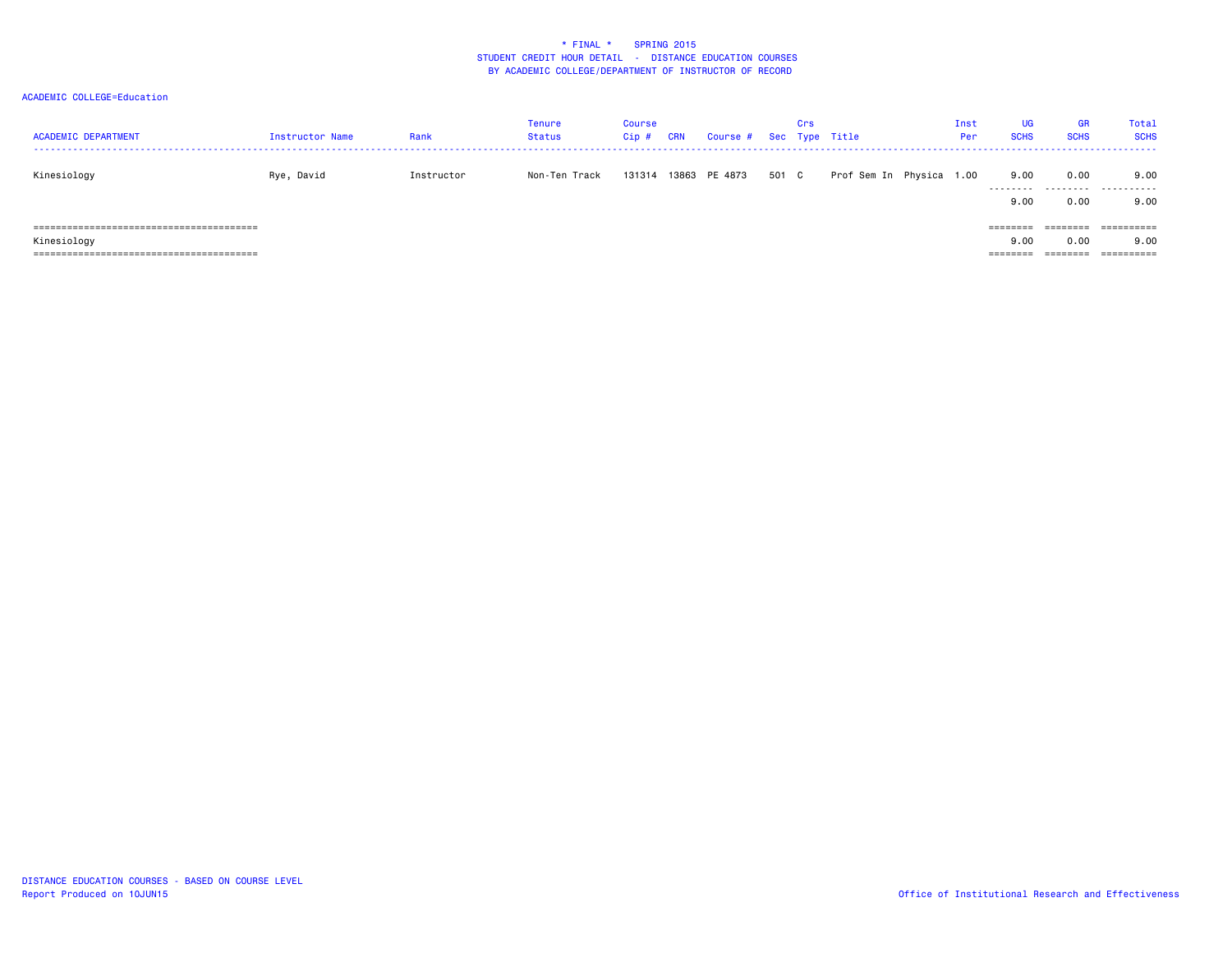\* FINAL \* SPRING 2015
STUDENT CREDIT HOUR DETAIL - DISTANCE EDUCATION COURSES
BY ACADEMIC COLLEGE/DEPARTMENT OF INSTRUCTOR OF RECORD

ACADEMIC COLLEGE=Education

| ACADEMIC DEPARTMENT | Instructor Name | Rank | Tenure Status | Course Cip # | CRN | Course # | Sec | Crs Type | Title | Inst Per | UG SCHS | GR SCHS | Total SCHS |
|---|---|---|---|---|---|---|---|---|---|---|---|---|---|
| Kinesiology | Rye, David | Instructor | Non-Ten Track | 131314 | 13863 | PE 4873 | 501 | C | Prof Sem In Physica | 1.00 | 9.00 | 0.00 | 9.00 |
| | | | | | | | | | | | 9.00 | 0.00 | 9.00 |
| Kinesiology | | | | | | | | | | | 9.00 | 0.00 | 9.00 |

DISTANCE EDUCATION COURSES - BASED ON COURSE LEVEL
Report Produced on 10JUN15

Office of Institutional Research and Effectiveness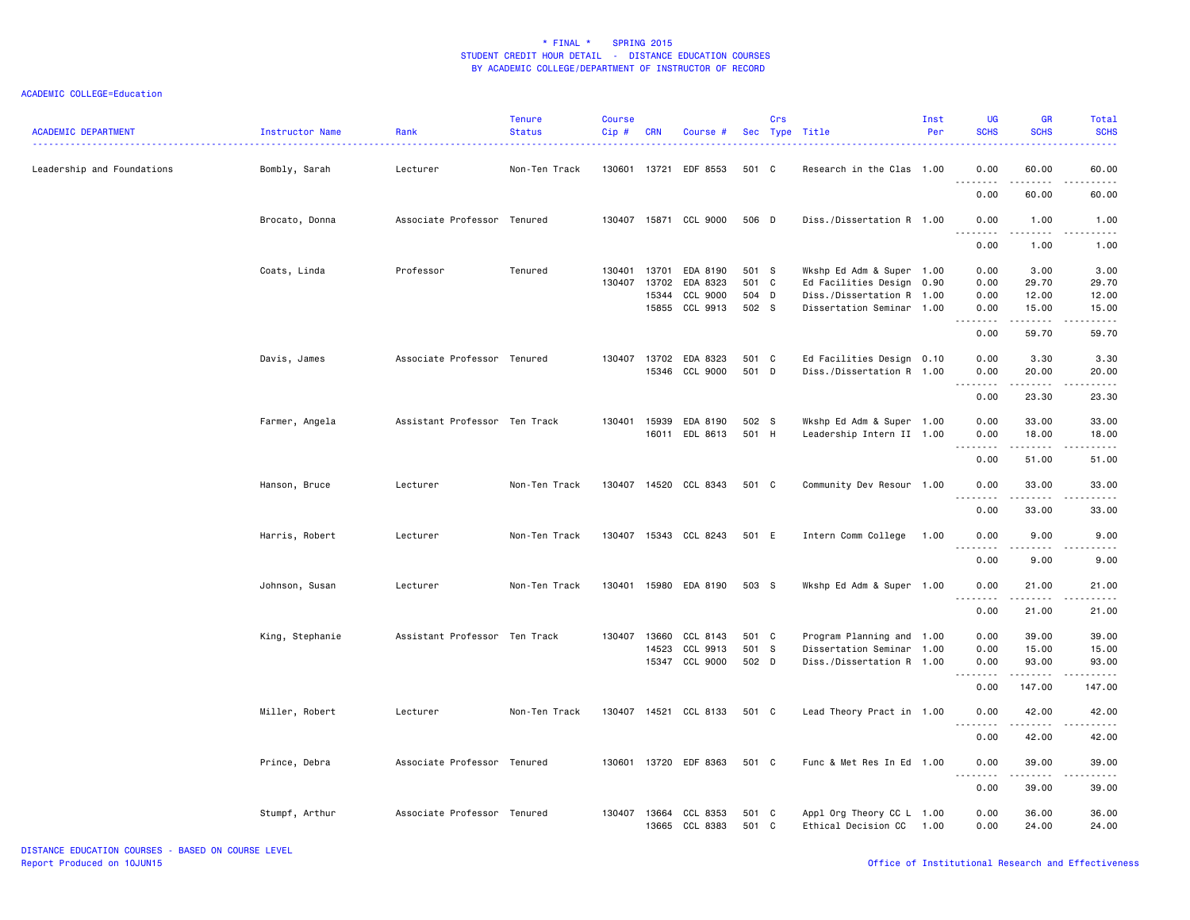* FINAL * SPRING 2015
STUDENT CREDIT HOUR DETAIL - DISTANCE EDUCATION COURSES
BY ACADEMIC COLLEGE/DEPARTMENT OF INSTRUCTOR OF RECORD

ACADEMIC COLLEGE=Education

| ACADEMIC DEPARTMENT | Instructor Name | Rank | Tenure Status | Course Cip # | CRN | Course # | Sec | Crs Type | Title | Inst Per | UG SCHS | GR SCHS | Total SCHS |
|---|---|---|---|---|---|---|---|---|---|---|---|---|---|
| Leadership and Foundations | Bombly, Sarah | Lecturer | Non-Ten Track | 130601 | 13721 | EDF 8553 | 501 | C | Research in the Clas | 1.00 | 0.00 | 60.00 | 60.00 |
| | | | | | | | | | | | 0.00 | 60.00 | 60.00 |
| | Brocato, Donna | Associate Professor | Tenured | 130407 | 15871 | CCL 9000 | 506 | D | Diss./Dissertation R | 1.00 | 0.00 | 1.00 | 1.00 |
| | | | | | | | | | | | 0.00 | 1.00 | 1.00 |
| | Coats, Linda | Professor | Tenured | 130401 | 13701 | EDA 8190 | 501 | S | Wkshp Ed Adm & Super | 1.00 | 0.00 | 3.00 | 3.00 |
| | | | | 130407 | 13702 | EDA 8323 | 501 | C | Ed Facilities Design | 0.90 | 0.00 | 29.70 | 29.70 |
| | | | | | 15344 | CCL 9000 | 504 | D | Diss./Dissertation R | 1.00 | 0.00 | 12.00 | 12.00 |
| | | | | | 15855 | CCL 9913 | 502 | S | Dissertation Seminar | 1.00 | 0.00 | 15.00 | 15.00 |
| | | | | | | | | | | | 0.00 | 59.70 | 59.70 |
| | Davis, James | Associate Professor | Tenured | 130407 | 13702 | EDA 8323 | 501 | C | Ed Facilities Design | 0.10 | 0.00 | 3.30 | 3.30 |
| | | | | | 15346 | CCL 9000 | 501 | D | Diss./Dissertation R | 1.00 | 0.00 | 20.00 | 20.00 |
| | | | | | | | | | | | 0.00 | 23.30 | 23.30 |
| | Farmer, Angela | Assistant Professor | Ten Track | 130401 | 15939 | EDA 8190 | 502 | S | Wkshp Ed Adm & Super | 1.00 | 0.00 | 33.00 | 33.00 |
| | | | | | 16011 | EDL 8613 | 501 | H | Leadership Intern II | 1.00 | 0.00 | 18.00 | 18.00 |
| | | | | | | | | | | | 0.00 | 51.00 | 51.00 |
| | Hanson, Bruce | Lecturer | Non-Ten Track | 130407 | 14520 | CCL 8343 | 501 | C | Community Dev Resour | 1.00 | 0.00 | 33.00 | 33.00 |
| | | | | | | | | | | | 0.00 | 33.00 | 33.00 |
| | Harris, Robert | Lecturer | Non-Ten Track | 130407 | 15343 | CCL 8243 | 501 | E | Intern Comm College | 1.00 | 0.00 | 9.00 | 9.00 |
| | | | | | | | | | | | 0.00 | 9.00 | 9.00 |
| | Johnson, Susan | Lecturer | Non-Ten Track | 130401 | 15980 | EDA 8190 | 503 | S | Wkshp Ed Adm & Super | 1.00 | 0.00 | 21.00 | 21.00 |
| | | | | | | | | | | | 0.00 | 21.00 | 21.00 |
| | King, Stephanie | Assistant Professor | Ten Track | 130407 | 13660 | CCL 8143 | 501 | C | Program Planning and | 1.00 | 0.00 | 39.00 | 39.00 |
| | | | | | 14523 | CCL 9913 | 501 | S | Dissertation Seminar | 1.00 | 0.00 | 15.00 | 15.00 |
| | | | | | 15347 | CCL 9000 | 502 | D | Diss./Dissertation R | 1.00 | 0.00 | 93.00 | 93.00 |
| | | | | | | | | | | | 0.00 | 147.00 | 147.00 |
| | Miller, Robert | Lecturer | Non-Ten Track | 130407 | 14521 | CCL 8133 | 501 | C | Lead Theory Pract in | 1.00 | 0.00 | 42.00 | 42.00 |
| | | | | | | | | | | | 0.00 | 42.00 | 42.00 |
| | Prince, Debra | Associate Professor | Tenured | 130601 | 13720 | EDF 8363 | 501 | C | Func & Met Res In Ed | 1.00 | 0.00 | 39.00 | 39.00 |
| | | | | | | | | | | | 0.00 | 39.00 | 39.00 |
| | Stumpf, Arthur | Associate Professor | Tenured | 130407 | 13664 | CCL 8353 | 501 | C | Appl Org Theory CC L | 1.00 | 0.00 | 36.00 | 36.00 |
| | | | | | 13665 | CCL 8383 | 501 | C | Ethical Decision CC | 1.00 | 0.00 | 24.00 | 24.00 |

DISTANCE EDUCATION COURSES - BASED ON COURSE LEVEL
Report Produced on 10JUN15

Office of Institutional Research and Effectiveness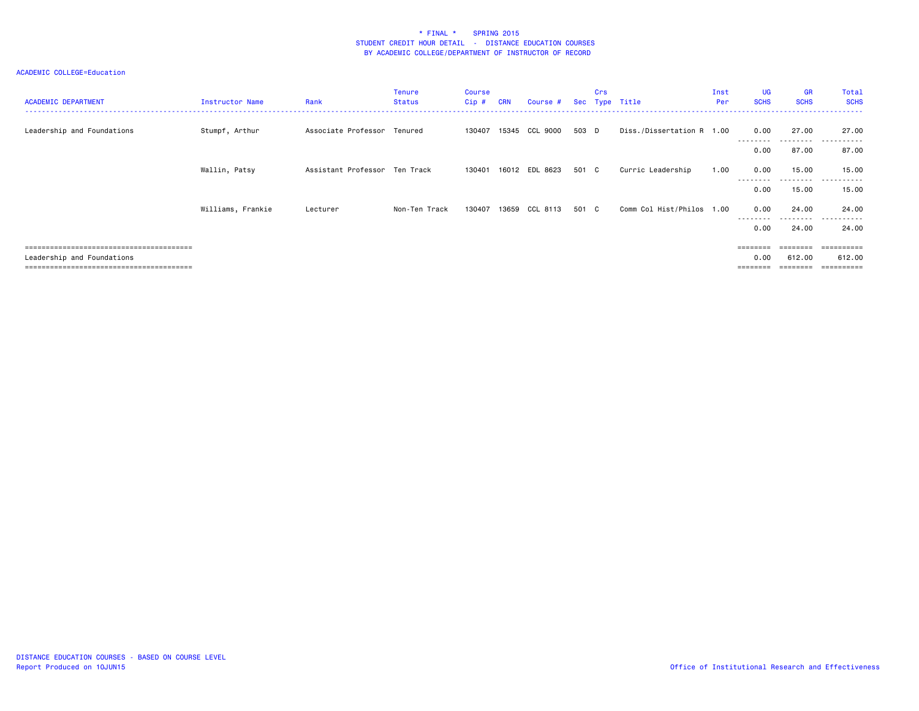\* FINAL \* SPRING 2015
STUDENT CREDIT HOUR DETAIL - DISTANCE EDUCATION COURSES
BY ACADEMIC COLLEGE/DEPARTMENT OF INSTRUCTOR OF RECORD

ACADEMIC COLLEGE=Education

| ACADEMIC DEPARTMENT | Instructor Name | Rank | Tenure Status | Course Cip # | CRN | Course # | Sec | Crs Type | Title | Inst Per | UG SCHS | GR SCHS | Total SCHS |
|---|---|---|---|---|---|---|---|---|---|---|---|---|---|
| Leadership and Foundations | Stumpf, Arthur | Associate Professor | Tenured | 130407 | 15345 | CCL 9000 | 503 | D | Diss./Dissertation R | 1.00 | 0.00 | 27.00 | 27.00 |
| | | | | | | | | | | | 0.00 | 87.00 | 87.00 |
| | Wallin, Patsy | Assistant Professor | Ten Track | 130401 | 16012 | EDL 8623 | 501 | C | Curric Leadership | 1.00 | 0.00 | 15.00 | 15.00 |
| | | | | | | | | | | | 0.00 | 15.00 | 15.00 |
| | Williams, Frankie | Lecturer | Non-Ten Track | 130407 | 13659 | CCL 8113 | 501 | C | Comm Col Hist/Philos | 1.00 | 0.00 | 24.00 | 24.00 |
| | | | | | | | | | | | 0.00 | 24.00 | 24.00 |
| Leadership and Foundations | | | | | | | | | | | 0.00 | 612.00 | 612.00 |

DISTANCE EDUCATION COURSES - BASED ON COURSE LEVEL
Report Produced on 10JUN15

Office of Institutional Research and Effectiveness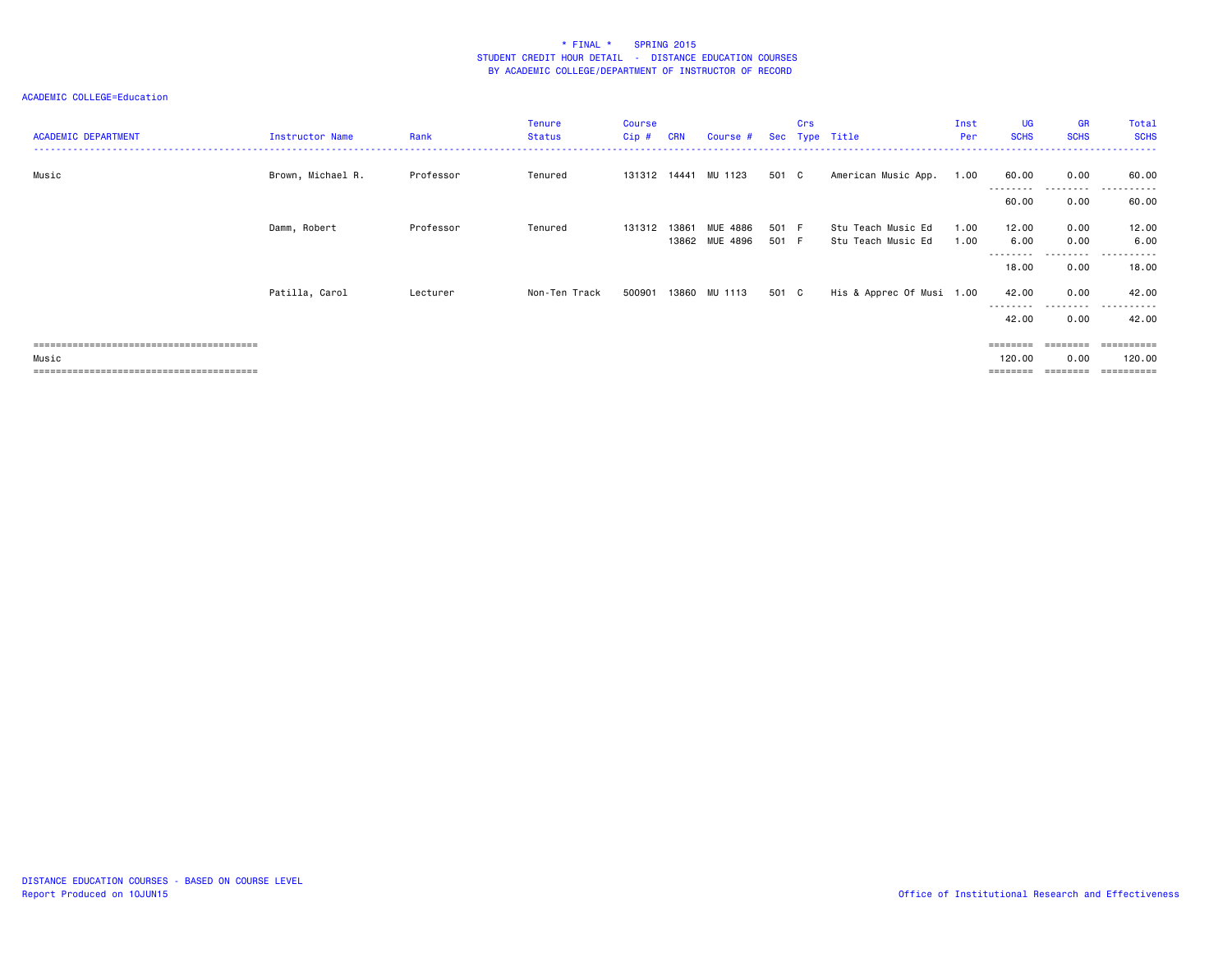# * FINAL * SPRING 2015
## STUDENT CREDIT HOUR DETAIL - DISTANCE EDUCATION COURSES
## BY ACADEMIC COLLEGE/DEPARTMENT OF INSTRUCTOR OF RECORD

ACADEMIC COLLEGE=Education

| ACADEMIC DEPARTMENT | Instructor Name | Rank | Tenure Status | Course Cip # | CRN | Course # | Sec | Crs Type | Title | Inst Per | UG SCHS | GR SCHS | Total SCHS |
|---|---|---|---|---|---|---|---|---|---|---|---|---|---|
| Music | Brown, Michael R. | Professor | Tenured | 131312 | 14441 | MU 1123 | 501 | C | American Music App. | 1.00 | 60.00 | 0.00 | 60.00 |
| | | | | | | | | | | | 60.00 | 0.00 | 60.00 |
| | Damm, Robert | Professor | Tenured | 131312 | 13861 | MUE 4886 | 501 | F | Stu Teach Music Ed | 1.00 | 12.00 | 0.00 | 12.00 |
| | | | | | 13862 | MUE 4896 | 501 | F | Stu Teach Music Ed | 1.00 | 6.00 | 0.00 | 6.00 |
| | | | | | | | | | | | 18.00 | 0.00 | 18.00 |
| | Patilla, Carol | Lecturer | Non-Ten Track | 500901 | 13860 | MU 1113 | 501 | C | His & Apprec Of Musi | 1.00 | 42.00 | 0.00 | 42.00 |
| | | | | | | | | | | | 42.00 | 0.00 | 42.00 |
| Music | | | | | | | | | | | 120.00 | 0.00 | 120.00 |

DISTANCE EDUCATION COURSES - BASED ON COURSE LEVEL
Report Produced on 10JUN15

Office of Institutional Research and Effectiveness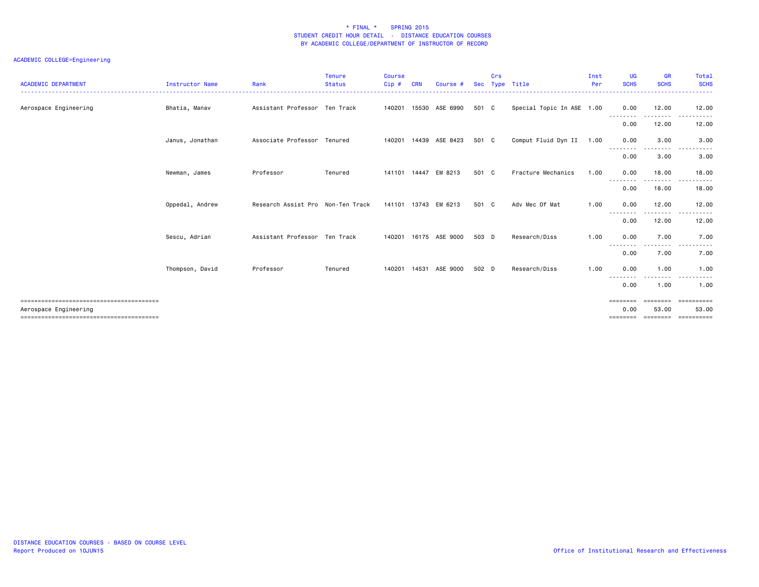\* FINAL \* SPRING 2015
STUDENT CREDIT HOUR DETAIL - DISTANCE EDUCATION COURSES
BY ACADEMIC COLLEGE/DEPARTMENT OF INSTRUCTOR OF RECORD

ACADEMIC COLLEGE=Engineering

| ACADEMIC DEPARTMENT | Instructor Name | Rank | Tenure Status | Course Cip # | CRN | Course # | Sec | Crs Type | Title | Inst Per | UG SCHS | GR SCHS | Total SCHS |
|---|---|---|---|---|---|---|---|---|---|---|---|---|---|
| Aerospace Engineering | Bhatia, Manav | Assistant Professor | Ten Track | 140201 | 15530 | ASE 6990 | 501 | C | Special Topic In ASE | 1.00 | 0.00 | 12.00 | 12.00 |
| | | | | | | | | | | | 0.00 | 12.00 | 12.00 |
| | Janus, Jonathan | Associate Professor | Tenured | 140201 | 14439 | ASE 8423 | 501 | C | Comput Fluid Dyn II | 1.00 | 0.00 | 3.00 | 3.00 |
| | | | | | | | | | | | 0.00 | 3.00 | 3.00 |
| | Newman, James | Professor | Tenured | 141101 | 14447 | EM 8213 | 501 | C | Fracture Mechanics | 1.00 | 0.00 | 18.00 | 18.00 |
| | | | | | | | | | | | 0.00 | 18.00 | 18.00 |
| | Oppedal, Andrew | Research Assist Pro | Non-Ten Track | 141101 | 13743 | EM 6213 | 501 | C | Adv Mec Of Mat | 1.00 | 0.00 | 12.00 | 12.00 |
| | | | | | | | | | | | 0.00 | 12.00 | 12.00 |
| | Sescu, Adrian | Assistant Professor | Ten Track | 140201 | 16175 | ASE 9000 | 503 | D | Research/Diss | 1.00 | 0.00 | 7.00 | 7.00 |
| | | | | | | | | | | | 0.00 | 7.00 | 7.00 |
| | Thompson, David | Professor | Tenured | 140201 | 14531 | ASE 9000 | 502 | D | Research/Diss | 1.00 | 0.00 | 1.00 | 1.00 |
| | | | | | | | | | | | 0.00 | 1.00 | 1.00 |
| Aerospace Engineering | | | | | | | | | | | 0.00 | 53.00 | 53.00 |

DISTANCE EDUCATION COURSES - BASED ON COURSE LEVEL
Report Produced on 10JUN15

Office of Institutional Research and Effectiveness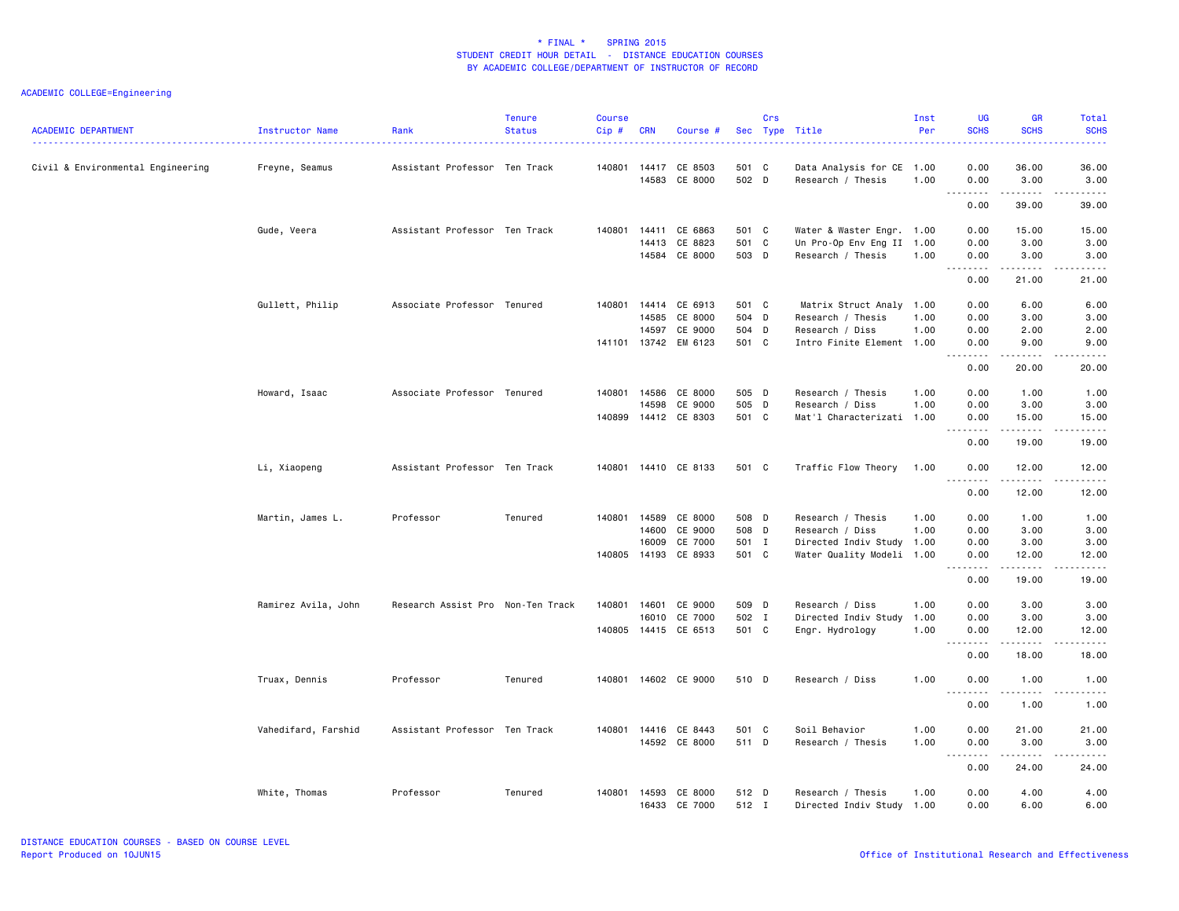* FINAL * SPRING 2015
STUDENT CREDIT HOUR DETAIL - DISTANCE EDUCATION COURSES
BY ACADEMIC COLLEGE/DEPARTMENT OF INSTRUCTOR OF RECORD

ACADEMIC COLLEGE=Engineering

| ACADEMIC DEPARTMENT | Instructor Name | Rank | Tenure Status | Course Cip # | CRN | Course # | Sec | Crs Type | Title | Inst Per | UG SCHS | GR SCHS | Total SCHS |
|---|---|---|---|---|---|---|---|---|---|---|---|---|---|
| Civil & Environmental Engineering | Freyne, Seamus | Assistant Professor | Ten Track | 140801 | 14417 | CE 8503 | 501 | C | Data Analysis for CE | 1.00 | 0.00 | 36.00 | 36.00 |
| | | | | | 14583 | CE 8000 | 502 | D | Research / Thesis | 1.00 | 0.00 | 3.00 | 3.00 |
| | | | | | | | | | | | 0.00 | 39.00 | 39.00 |
| | Gude, Veera | Assistant Professor | Ten Track | 140801 | 14411 | CE 6863 | 501 | C | Water & Waster Engr. | 1.00 | 0.00 | 15.00 | 15.00 |
| | | | | | 14413 | CE 8823 | 501 | C | Un Pro-Op Env Eng II | 1.00 | 0.00 | 3.00 | 3.00 |
| | | | | | 14584 | CE 8000 | 503 | D | Research / Thesis | 1.00 | 0.00 | 3.00 | 3.00 |
| | | | | | | | | | | | 0.00 | 21.00 | 21.00 |
| | Gullett, Philip | Associate Professor | Tenured | 140801 | 14414 | CE 6913 | 501 | C | Matrix Struct Analy | 1.00 | 0.00 | 6.00 | 6.00 |
| | | | | | 14585 | CE 8000 | 504 | D | Research / Thesis | 1.00 | 0.00 | 3.00 | 3.00 |
| | | | | | 14597 | CE 9000 | 504 | D | Research / Diss | 1.00 | 0.00 | 2.00 | 2.00 |
| | | | | 141101 | 13742 | EM 6123 | 501 | C | Intro Finite Element | 1.00 | 0.00 | 9.00 | 9.00 |
| | | | | | | | | | | | 0.00 | 20.00 | 20.00 |
| | Howard, Isaac | Associate Professor | Tenured | 140801 | 14586 | CE 8000 | 505 | D | Research / Thesis | 1.00 | 0.00 | 1.00 | 1.00 |
| | | | | | 14598 | CE 9000 | 505 | D | Research / Diss | 1.00 | 0.00 | 3.00 | 3.00 |
| | | | | 140899 | 14412 | CE 8303 | 501 | C | Mat'l Characterizati | 1.00 | 0.00 | 15.00 | 15.00 |
| | | | | | | | | | | | 0.00 | 19.00 | 19.00 |
| | Li, Xiaopeng | Assistant Professor | Ten Track | 140801 | 14410 | CE 8133 | 501 | C | Traffic Flow Theory | 1.00 | 0.00 | 12.00 | 12.00 |
| | | | | | | | | | | | 0.00 | 12.00 | 12.00 |
| | Martin, James L. | Professor | Tenured | 140801 | 14589 | CE 8000 | 508 | D | Research / Thesis | 1.00 | 0.00 | 1.00 | 1.00 |
| | | | | | 14600 | CE 9000 | 508 | D | Research / Diss | 1.00 | 0.00 | 3.00 | 3.00 |
| | | | | | 16009 | CE 7000 | 501 | I | Directed Indiv Study | 1.00 | 0.00 | 3.00 | 3.00 |
| | | | | 140805 | 14193 | CE 8933 | 501 | C | Water Quality Modeli | 1.00 | 0.00 | 12.00 | 12.00 |
| | | | | | | | | | | | 0.00 | 19.00 | 19.00 |
| | Ramirez Avila, John | Research Assist Pro | Non-Ten Track | 140801 | 14601 | CE 9000 | 509 | D | Research / Diss | 1.00 | 0.00 | 3.00 | 3.00 |
| | | | | | 16010 | CE 7000 | 502 | I | Directed Indiv Study | 1.00 | 0.00 | 3.00 | 3.00 |
| | | | | 140805 | 14415 | CE 6513 | 501 | C | Engr. Hydrology | 1.00 | 0.00 | 12.00 | 12.00 |
| | | | | | | | | | | | 0.00 | 18.00 | 18.00 |
| | Truax, Dennis | Professor | Tenured | 140801 | 14602 | CE 9000 | 510 | D | Research / Diss | 1.00 | 0.00 | 1.00 | 1.00 |
| | | | | | | | | | | | 0.00 | 1.00 | 1.00 |
| | Vahedifard, Farshid | Assistant Professor | Ten Track | 140801 | 14416 | CE 8443 | 501 | C | Soil Behavior | 1.00 | 0.00 | 21.00 | 21.00 |
| | | | | | 14592 | CE 8000 | 511 | D | Research / Thesis | 1.00 | 0.00 | 3.00 | 3.00 |
| | | | | | | | | | | | 0.00 | 24.00 | 24.00 |
| | White, Thomas | Professor | Tenured | 140801 | 14593 | CE 8000 | 512 | D | Research / Thesis | 1.00 | 0.00 | 4.00 | 4.00 |
| | | | | | 16433 | CE 7000 | 512 | I | Directed Indiv Study | 1.00 | 0.00 | 6.00 | 6.00 |

DISTANCE EDUCATION COURSES - BASED ON COURSE LEVEL
Report Produced on 10JUN15

Office of Institutional Research and Effectiveness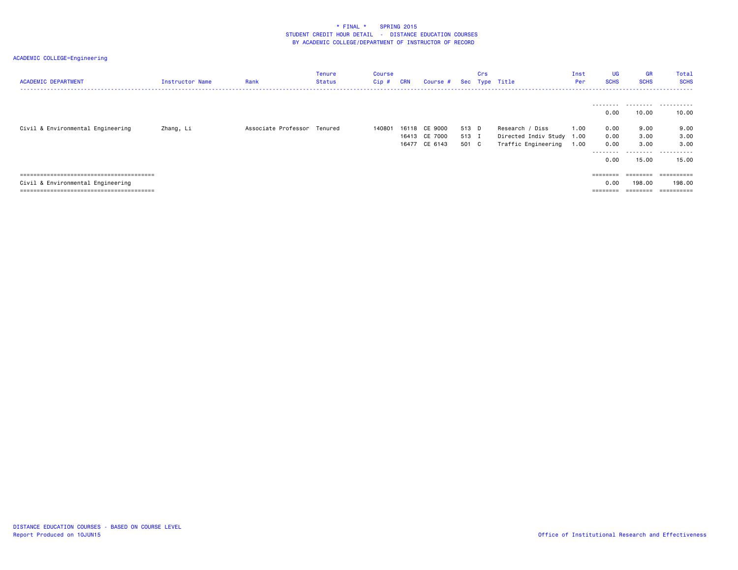\* FINAL \*   SPRING 2015
STUDENT CREDIT HOUR DETAIL - DISTANCE EDUCATION COURSES
BY ACADEMIC COLLEGE/DEPARTMENT OF INSTRUCTOR OF RECORD

ACADEMIC COLLEGE=Engineering

| ACADEMIC DEPARTMENT | Instructor Name | Rank | Tenure Status | Course Cip # | CRN | Course # | Sec | Crs Type | Title | Inst Per | UG SCHS | GR SCHS | Total SCHS |
|---|---|---|---|---|---|---|---|---|---|---|---|---|---|
| | | | | | | | | | | | 0.00 | 10.00 | 10.00 |
| Civil & Environmental Engineering | Zhang, Li | Associate Professor | Tenured | 140801 | 16118 | CE 9000 | 513 | D | Research / Diss | 1.00 | 0.00 | 9.00 | 9.00 |
| | | | | | 16413 | CE 7000 | 513 | I | Directed Indiv Study | 1.00 | 0.00 | 3.00 | 3.00 |
| | | | | | 16477 | CE 6143 | 501 | C | Traffic Engineering | 1.00 | 0.00 | 3.00 | 3.00 |
| | | | | | | | | | | | 0.00 | 15.00 | 15.00 |
| Civil & Environmental Engineering | | | | | | | | | | | 0.00 | 198.00 | 198.00 |

DISTANCE EDUCATION COURSES - BASED ON COURSE LEVEL
Report Produced on 10JUN15

Office of Institutional Research and Effectiveness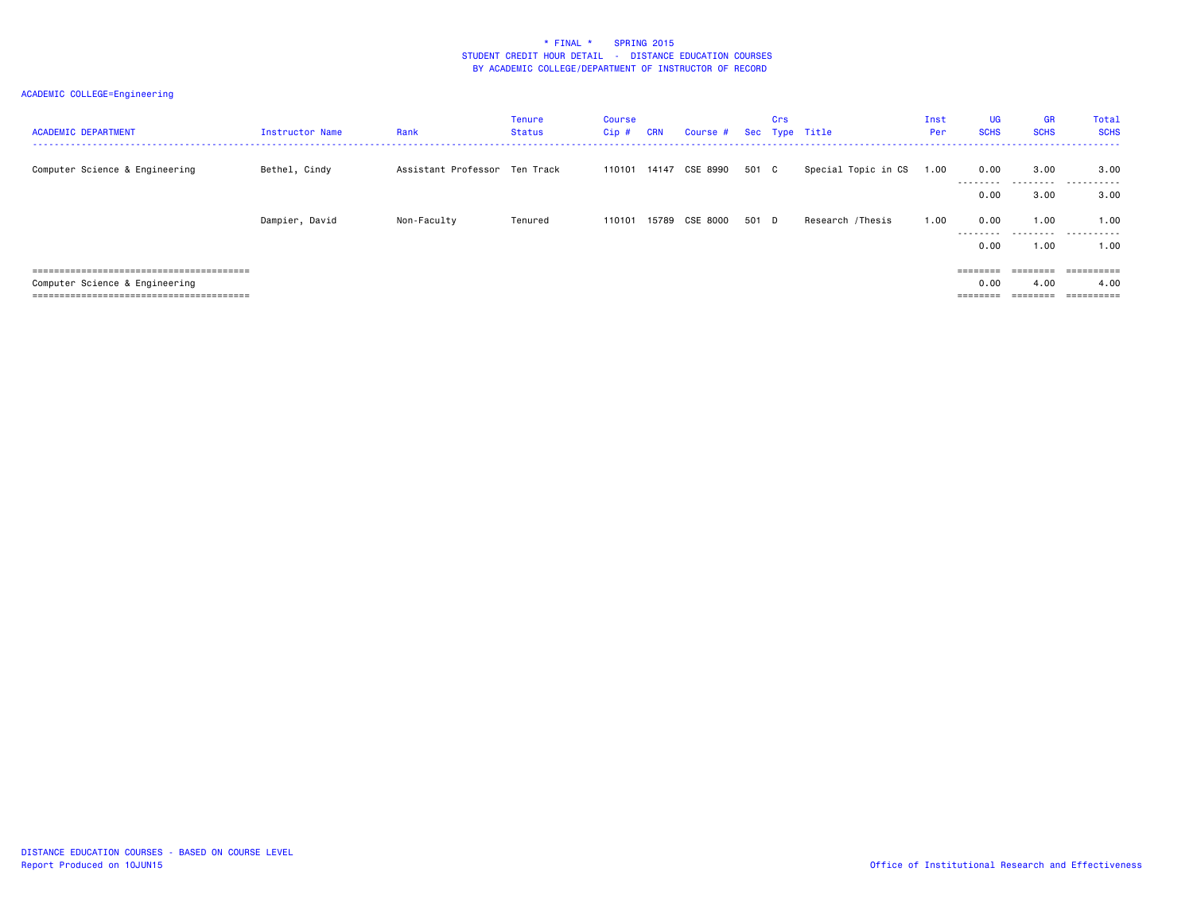* FINAL * SPRING 2015
STUDENT CREDIT HOUR DETAIL - DISTANCE EDUCATION COURSES
BY ACADEMIC COLLEGE/DEPARTMENT OF INSTRUCTOR OF RECORD

ACADEMIC COLLEGE=Engineering

| ACADEMIC DEPARTMENT | Instructor Name | Rank | Tenure Status | Course Cip # | CRN | Course # | Sec | Crs Type | Title | Inst Per | UG SCHS | GR SCHS | Total SCHS |
|---|---|---|---|---|---|---|---|---|---|---|---|---|---|
| Computer Science & Engineering | Bethel, Cindy | Assistant Professor | Ten Track | 110101 | 14147 | CSE 8990 | 501 | C | Special Topic in CS | 1.00 | 0.00 | 3.00 | 3.00 |
| | | | | | | | | | | | 0.00 | 3.00 | 3.00 |
| | Dampier, David | Non-Faculty | Tenured | 110101 | 15789 | CSE 8000 | 501 | D | Research /Thesis | 1.00 | 0.00 | 1.00 | 1.00 |
| | | | | | | | | | | | 0.00 | 1.00 | 1.00 |
| Computer Science & Engineering | | | | | | | | | | | 0.00 | 4.00 | 4.00 |

DISTANCE EDUCATION COURSES - BASED ON COURSE LEVEL
Report Produced on 10JUN15

Office of Institutional Research and Effectiveness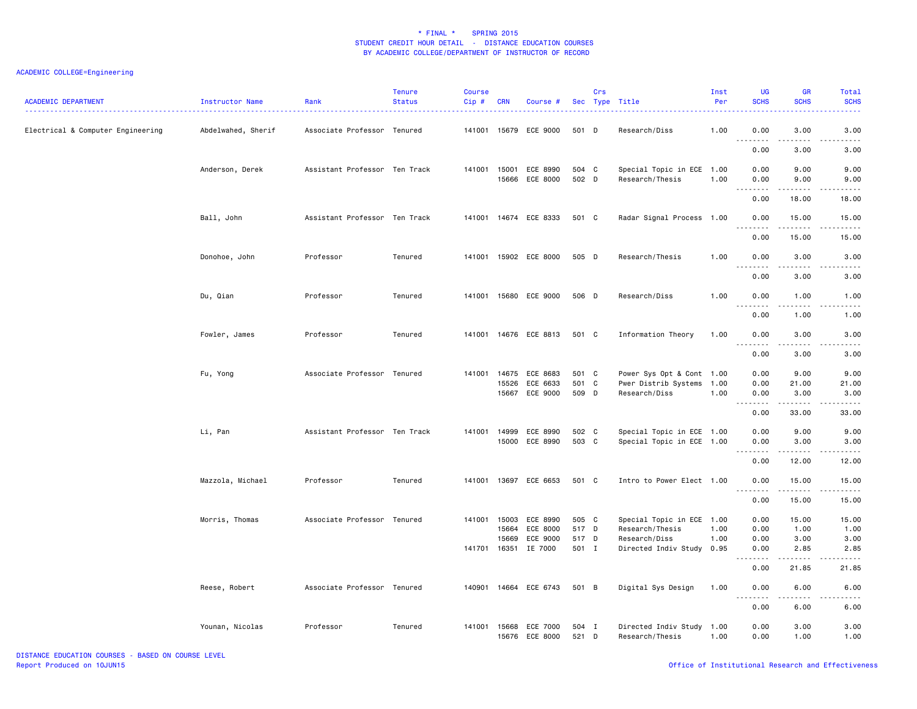\* FINAL \* SPRING 2015
STUDENT CREDIT HOUR DETAIL - DISTANCE EDUCATION COURSES
BY ACADEMIC COLLEGE/DEPARTMENT OF INSTRUCTOR OF RECORD

ACADEMIC COLLEGE=Engineering

| ACADEMIC DEPARTMENT | Instructor Name | Rank | Tenure Status | Course Cip # | CRN | Course # | Sec | Crs Type | Title | Inst Per | UG SCHS | GR SCHS | Total SCHS |
|---|---|---|---|---|---|---|---|---|---|---|---|---|---|
| Electrical & Computer Engineering | Abdelwahed, Sherif | Associate Professor | Tenured | 141001 | 15679 | ECE 9000 | 501 | D | Research/Diss | 1.00 | 0.00 | 3.00 | 3.00 |
| | | | | | | | | | | | 0.00 | 3.00 | 3.00 |
| | Anderson, Derek | Assistant Professor | Ten Track | 141001 | 15001 | ECE 8990 | 504 | C | Special Topic in ECE | 1.00 | 0.00 | 9.00 | 9.00 |
| | | | | | 15666 | ECE 8000 | 502 | D | Research/Thesis | 1.00 | 0.00 | 9.00 | 9.00 |
| | | | | | | | | | | | 0.00 | 18.00 | 18.00 |
| | Ball, John | Assistant Professor | Ten Track | 141001 | 14674 | ECE 8333 | 501 | C | Radar Signal Process | 1.00 | 0.00 | 15.00 | 15.00 |
| | | | | | | | | | | | 0.00 | 15.00 | 15.00 |
| | Donohoe, John | Professor | Tenured | 141001 | 15902 | ECE 8000 | 505 | D | Research/Thesis | 1.00 | 0.00 | 3.00 | 3.00 |
| | | | | | | | | | | | 0.00 | 3.00 | 3.00 |
| | Du, Qian | Professor | Tenured | 141001 | 15680 | ECE 9000 | 506 | D | Research/Diss | 1.00 | 0.00 | 1.00 | 1.00 |
| | | | | | | | | | | | 0.00 | 1.00 | 1.00 |
| | Fowler, James | Professor | Tenured | 141001 | 14676 | ECE 8813 | 501 | C | Information Theory | 1.00 | 0.00 | 3.00 | 3.00 |
| | | | | | | | | | | | 0.00 | 3.00 | 3.00 |
| | Fu, Yong | Associate Professor | Tenured | 141001 | 14675 | ECE 8683 | 501 | C | Power Sys Opt & Cont | 1.00 | 0.00 | 9.00 | 9.00 |
| | | | | | 15526 | ECE 6633 | 501 | C | Pwer Distrib Systems | 1.00 | 0.00 | 21.00 | 21.00 |
| | | | | | 15667 | ECE 9000 | 509 | D | Research/Diss | 1.00 | 0.00 | 3.00 | 3.00 |
| | | | | | | | | | | | 0.00 | 33.00 | 33.00 |
| | Li, Pan | Assistant Professor | Ten Track | 141001 | 14999 | ECE 8990 | 502 | C | Special Topic in ECE | 1.00 | 0.00 | 9.00 | 9.00 |
| | | | | | 15000 | ECE 8990 | 503 | C | Special Topic in ECE | 1.00 | 0.00 | 3.00 | 3.00 |
| | | | | | | | | | | | 0.00 | 12.00 | 12.00 |
| | Mazzola, Michael | Professor | Tenured | 141001 | 13697 | ECE 6653 | 501 | C | Intro to Power Elect | 1.00 | 0.00 | 15.00 | 15.00 |
| | | | | | | | | | | | 0.00 | 15.00 | 15.00 |
| | Morris, Thomas | Associate Professor | Tenured | 141001 | 15003 | ECE 8990 | 505 | C | Special Topic in ECE | 1.00 | 0.00 | 15.00 | 15.00 |
| | | | | | 15664 | ECE 8000 | 517 | D | Research/Thesis | 1.00 | 0.00 | 1.00 | 1.00 |
| | | | | | 15669 | ECE 9000 | 517 | D | Research/Diss | 1.00 | 0.00 | 3.00 | 3.00 |
| | | | | 141701 | 16351 | IE 7000 | 501 | I | Directed Indiv Study | 0.95 | 0.00 | 2.85 | 2.85 |
| | | | | | | | | | | | 0.00 | 21.85 | 21.85 |
| | Reese, Robert | Associate Professor | Tenured | 140901 | 14664 | ECE 6743 | 501 | B | Digital Sys Design | 1.00 | 0.00 | 6.00 | 6.00 |
| | | | | | | | | | | | 0.00 | 6.00 | 6.00 |
| | Younan, Nicolas | Professor | Tenured | 141001 | 15668 | ECE 7000 | 504 | I | Directed Indiv Study | 1.00 | 0.00 | 3.00 | 3.00 |
| | | | | | 15676 | ECE 8000 | 521 | D | Research/Thesis | 1.00 | 0.00 | 1.00 | 1.00 |

DISTANCE EDUCATION COURSES - BASED ON COURSE LEVEL
Report Produced on 10JUN15

Office of Institutional Research and Effectiveness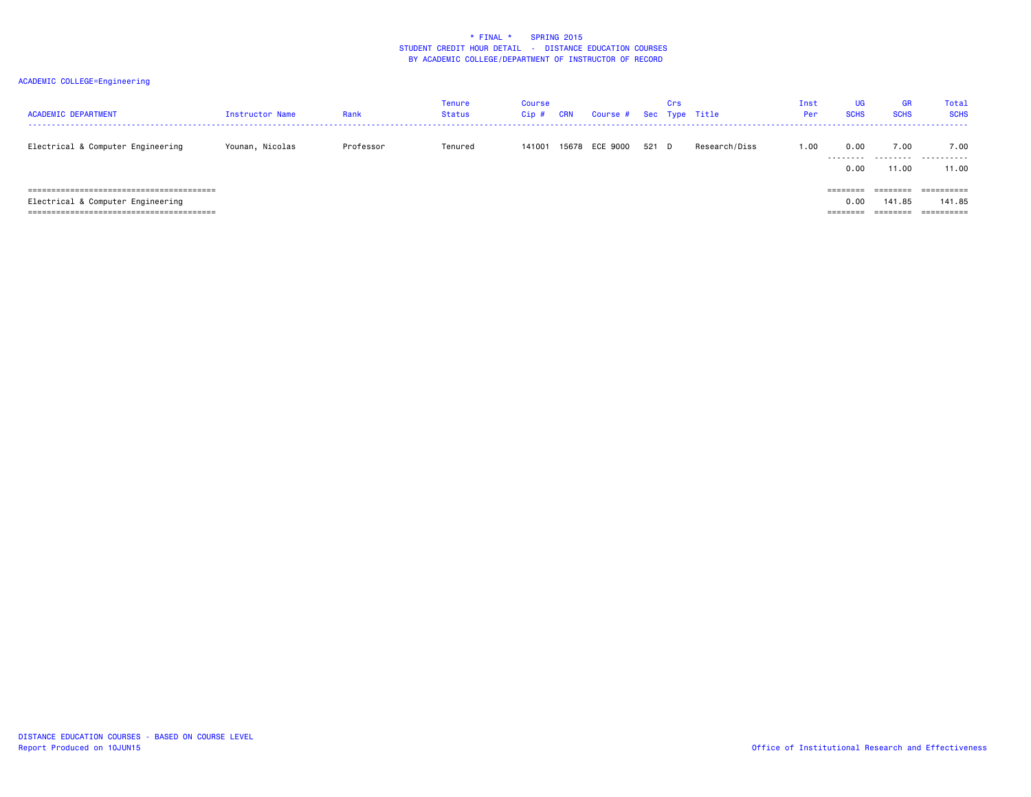\* FINAL \*    SPRING 2015
STUDENT CREDIT HOUR DETAIL  -  DISTANCE EDUCATION COURSES
BY ACADEMIC COLLEGE/DEPARTMENT OF INSTRUCTOR OF RECORD

ACADEMIC COLLEGE=Engineering

| ACADEMIC DEPARTMENT | Instructor Name | Rank | Tenure Status | Course Cip # | CRN | Course # | Sec | Crs Type | Title | Inst Per | UG SCHS | GR SCHS | Total SCHS |
|---|---|---|---|---|---|---|---|---|---|---|---|---|---|
| Electrical & Computer Engineering | Younan, Nicolas | Professor | Tenured | 141001 | 15678 | ECE 9000 | 521 | D | Research/Diss | 1.00 | 0.00 | 7.00 | 7.00 |
| | | | | | | | | | | | 0.00 | 11.00 | 11.00 |
| Electrical & Computer Engineering | | | | | | | | | | | 0.00 | 141.85 | 141.85 |

DISTANCE EDUCATION COURSES - BASED ON COURSE LEVEL
Report Produced on 10JUN15

Office of Institutional Research and Effectiveness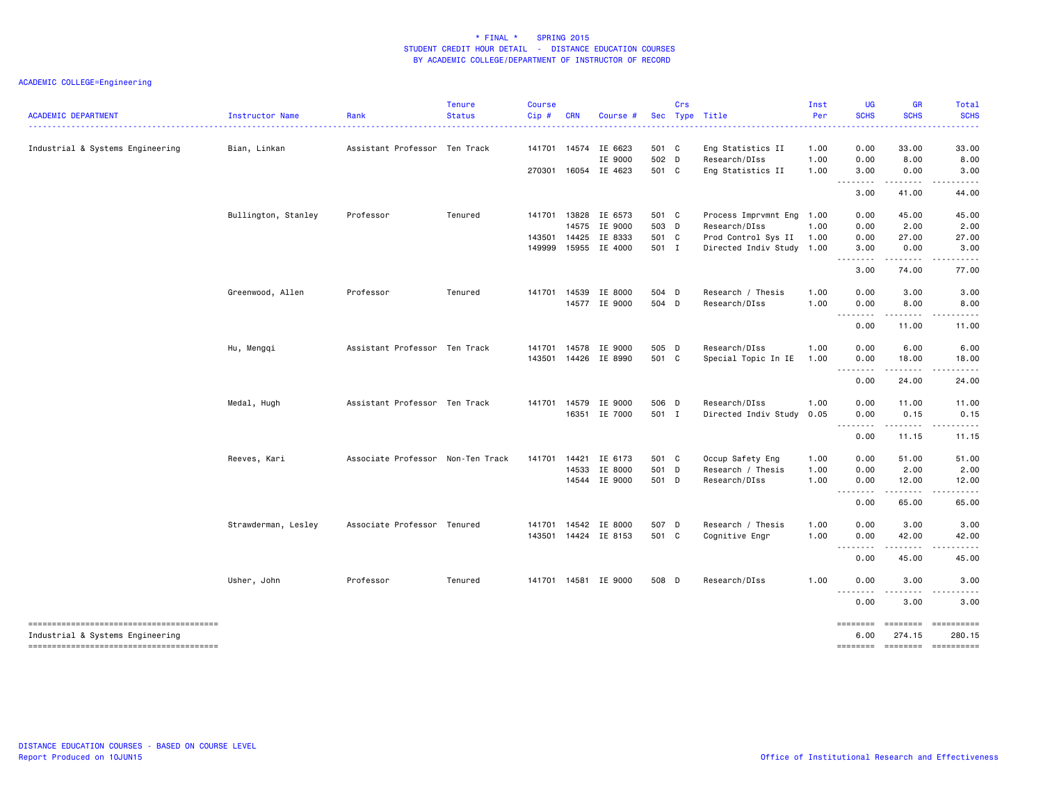# * FINAL * SPRING 2015
## STUDENT CREDIT HOUR DETAIL - DISTANCE EDUCATION COURSES
### BY ACADEMIC COLLEGE/DEPARTMENT OF INSTRUCTOR OF RECORD

ACADEMIC COLLEGE=Engineering

| ACADEMIC DEPARTMENT | Instructor Name | Rank | Tenure Status | Course Cip # | CRN | Course # | Sec | Crs Type | Title | Inst Per | UG SCHS | GR SCHS | Total SCHS |
|---|---|---|---|---|---|---|---|---|---|---|---|---|---|
| Industrial & Systems Engineering | Bian, Linkan | Assistant Professor | Ten Track | 141701 | 14574 | IE 6623 | 501 | C | Eng Statistics II | 1.00 | 0.00 | 33.00 | 33.00 |
| | | | | | | IE 9000 | 502 | D | Research/DIss | 1.00 | 0.00 | 8.00 | 8.00 |
| | | | | 270301 | 16054 | IE 4623 | 501 | C | Eng Statistics II | 1.00 | 3.00 | 0.00 | 3.00 |
| | | | | | | | | | | | 3.00 | 41.00 | 44.00 |
| | Bullington, Stanley | Professor | Tenured | 141701 | 13828 | IE 6573 | 501 | C | Process Imprvmnt Eng | 1.00 | 0.00 | 45.00 | 45.00 |
| | | | | | 14575 | IE 9000 | 503 | D | Research/DIss | 1.00 | 0.00 | 2.00 | 2.00 |
| | | | | 143501 | 14425 | IE 8333 | 501 | C | Prod Control Sys II | 1.00 | 0.00 | 27.00 | 27.00 |
| | | | | 149999 | 15955 | IE 4000 | 501 | I | Directed Indiv Study | 1.00 | 3.00 | 0.00 | 3.00 |
| | | | | | | | | | | | 3.00 | 74.00 | 77.00 |
| | Greenwood, Allen | Professor | Tenured | 141701 | 14539 | IE 8000 | 504 | D | Research / Thesis | 1.00 | 0.00 | 3.00 | 3.00 |
| | | | | | 14577 | IE 9000 | 504 | D | Research/DIss | 1.00 | 0.00 | 8.00 | 8.00 |
| | | | | | | | | | | | 0.00 | 11.00 | 11.00 |
| | Hu, Mengqi | Assistant Professor | Ten Track | 141701 | 14578 | IE 9000 | 505 | D | Research/DIss | 1.00 | 0.00 | 6.00 | 6.00 |
| | | | | 143501 | 14426 | IE 8990 | 501 | C | Special Topic In IE | 1.00 | 0.00 | 18.00 | 18.00 |
| | | | | | | | | | | | 0.00 | 24.00 | 24.00 |
| | Medal, Hugh | Assistant Professor | Ten Track | 141701 | 14579 | IE 9000 | 506 | D | Research/DIss | 1.00 | 0.00 | 11.00 | 11.00 |
| | | | | | 16351 | IE 7000 | 501 | I | Directed Indiv Study | 0.05 | 0.00 | 0.15 | 0.15 |
| | | | | | | | | | | | 0.00 | 11.15 | 11.15 |
| | Reeves, Kari | Associate Professor | Non-Ten Track | 141701 | 14421 | IE 6173 | 501 | C | Occup Safety Eng | 1.00 | 0.00 | 51.00 | 51.00 |
| | | | | | 14533 | IE 8000 | 501 | D | Research / Thesis | 1.00 | 0.00 | 2.00 | 2.00 |
| | | | | | 14544 | IE 9000 | 501 | D | Research/DIss | 1.00 | 0.00 | 12.00 | 12.00 |
| | | | | | | | | | | | 0.00 | 65.00 | 65.00 |
| | Strawderman, Lesley | Associate Professor | Tenured | 141701 | 14542 | IE 8000 | 507 | D | Research / Thesis | 1.00 | 0.00 | 3.00 | 3.00 |
| | | | | 143501 | 14424 | IE 8153 | 501 | C | Cognitive Engr | 1.00 | 0.00 | 42.00 | 42.00 |
| | | | | | | | | | | | 0.00 | 45.00 | 45.00 |
| | Usher, John | Professor | Tenured | 141701 | 14581 | IE 9000 | 508 | D | Research/DIss | 1.00 | 0.00 | 3.00 | 3.00 |
| | | | | | | | | | | | 0.00 | 3.00 | 3.00 |
| Industrial & Systems Engineering | | | | | | | | | | | 6.00 | 274.15 | 280.15 |

DISTANCE EDUCATION COURSES - BASED ON COURSE LEVEL
Report Produced on 10JUN15

Office of Institutional Research and Effectiveness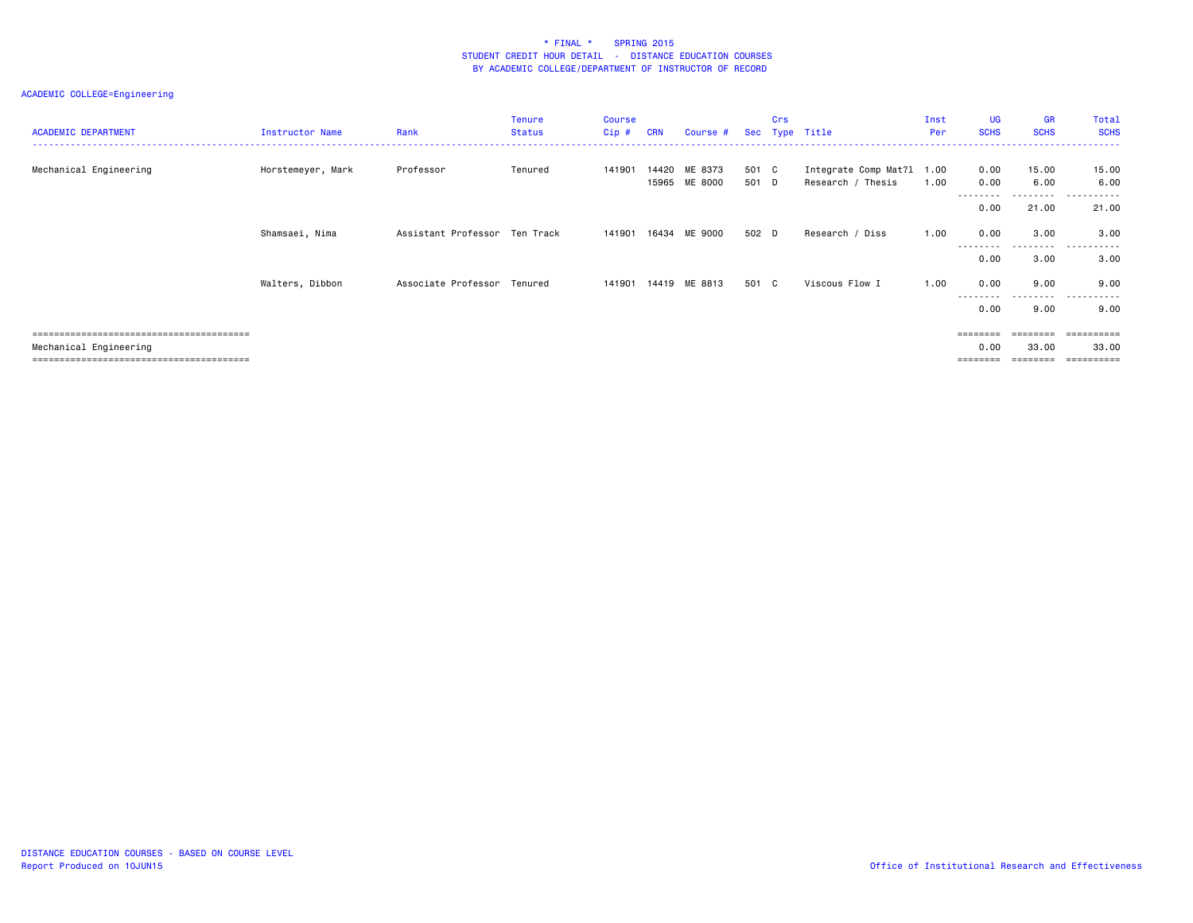\* FINAL \*   SPRING 2015
STUDENT CREDIT HOUR DETAIL - DISTANCE EDUCATION COURSES
BY ACADEMIC COLLEGE/DEPARTMENT OF INSTRUCTOR OF RECORD

ACADEMIC COLLEGE=Engineering

| ACADEMIC DEPARTMENT | Instructor Name | Rank | Tenure Status | Course Cip # | CRN | Course # | Sec | Crs Type | Title | Inst Per | UG SCHS | GR SCHS | Total SCHS |
|---|---|---|---|---|---|---|---|---|---|---|---|---|---|
| Mechanical Engineering | Horstemeyer, Mark | Professor | Tenured | 141901 | 14420 | ME 8373 | 501 | C | Integrate Comp Mat?l | 1.00 | 0.00 | 15.00 | 15.00 |
| | | | | | 15965 | ME 8000 | 501 | D | Research / Thesis | 1.00 | 0.00 | 6.00 | 6.00 |
| | | | | | | | | | | | 0.00 | 21.00 | 21.00 |
| | Shamsaei, Nima | Assistant Professor | Ten Track | 141901 | 16434 | ME 9000 | 502 | D | Research / Diss | 1.00 | 0.00 | 3.00 | 3.00 |
| | | | | | | | | | | | 0.00 | 3.00 | 3.00 |
| | Walters, Dibbon | Associate Professor | Tenured | 141901 | 14419 | ME 8813 | 501 | C | Viscous Flow I | 1.00 | 0.00 | 9.00 | 9.00 |
| | | | | | | | | | | | 0.00 | 9.00 | 9.00 |
| Mechanical Engineering | | | | | | | | | | | 0.00 | 33.00 | 33.00 |

DISTANCE EDUCATION COURSES - BASED ON COURSE LEVEL
Report Produced on 10JUN15

Office of Institutional Research and Effectiveness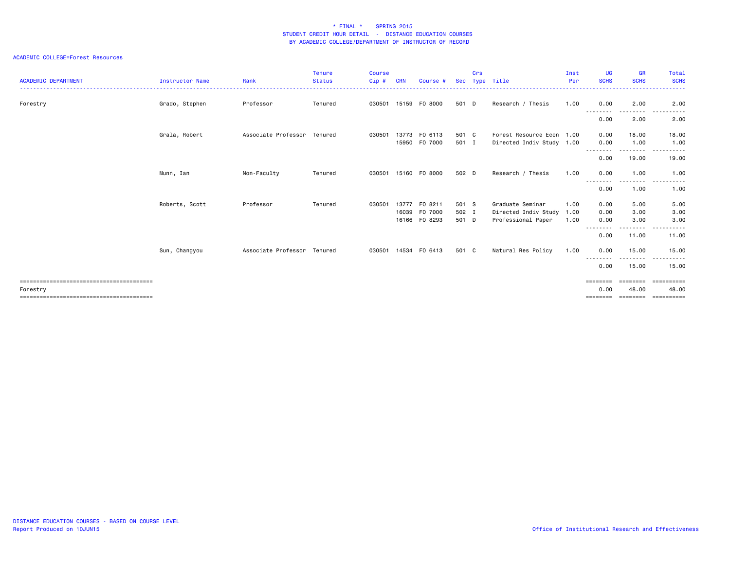# * FINAL * SPRING 2015
## STUDENT CREDIT HOUR DETAIL - DISTANCE EDUCATION COURSES
## BY ACADEMIC COLLEGE/DEPARTMENT OF INSTRUCTOR OF RECORD

ACADEMIC COLLEGE=Forest Resources

| ACADEMIC DEPARTMENT | Instructor Name | Rank | Tenure Status | Course Cip # | CRN | Course # | Sec | Crs Type | Title | Inst Per | UG SCHS | GR SCHS | Total SCHS |
|---|---|---|---|---|---|---|---|---|---|---|---|---|---|
| Forestry | Grado, Stephen | Professor | Tenured | 030501 | 15159 | FO 8000 | 501 | D | Research / Thesis | 1.00 | 0.00 | 2.00 | 2.00 |
| | | | | | | | | | | | 0.00 | 2.00 | 2.00 |
| | Grala, Robert | Associate Professor | Tenured | 030501 | 13773 | FO 6113 | 501 | C | Forest Resource Econ | 1.00 | 0.00 | 18.00 | 18.00 |
| | | | | | 15950 | FO 7000 | 501 | I | Directed Indiv Study | 1.00 | 0.00 | 1.00 | 1.00 |
| | | | | | | | | | | | 0.00 | 19.00 | 19.00 |
| | Munn, Ian | Non-Faculty | Tenured | 030501 | 15160 | FO 8000 | 502 | D | Research / Thesis | 1.00 | 0.00 | 1.00 | 1.00 |
| | | | | | | | | | | | 0.00 | 1.00 | 1.00 |
| | Roberts, Scott | Professor | Tenured | 030501 | 13777 | FO 8211 | 501 | S | Graduate Seminar | 1.00 | 0.00 | 5.00 | 5.00 |
| | | | | | 16039 | FO 7000 | 502 | I | Directed Indiv Study | 1.00 | 0.00 | 3.00 | 3.00 |
| | | | | | 16166 | FO 8293 | 501 | D | Professional Paper | 1.00 | 0.00 | 3.00 | 3.00 |
| | | | | | | | | | | | 0.00 | 11.00 | 11.00 |
| | Sun, Changyou | Associate Professor | Tenured | 030501 | 14534 | FO 6413 | 501 | C | Natural Res Policy | 1.00 | 0.00 | 15.00 | 15.00 |
| | | | | | | | | | | | 0.00 | 15.00 | 15.00 |
| Forestry | | | | | | | | | | | 0.00 | 48.00 | 48.00 |

DISTANCE EDUCATION COURSES - BASED ON COURSE LEVEL
Report Produced on 10JUN15

Office of Institutional Research and Effectiveness